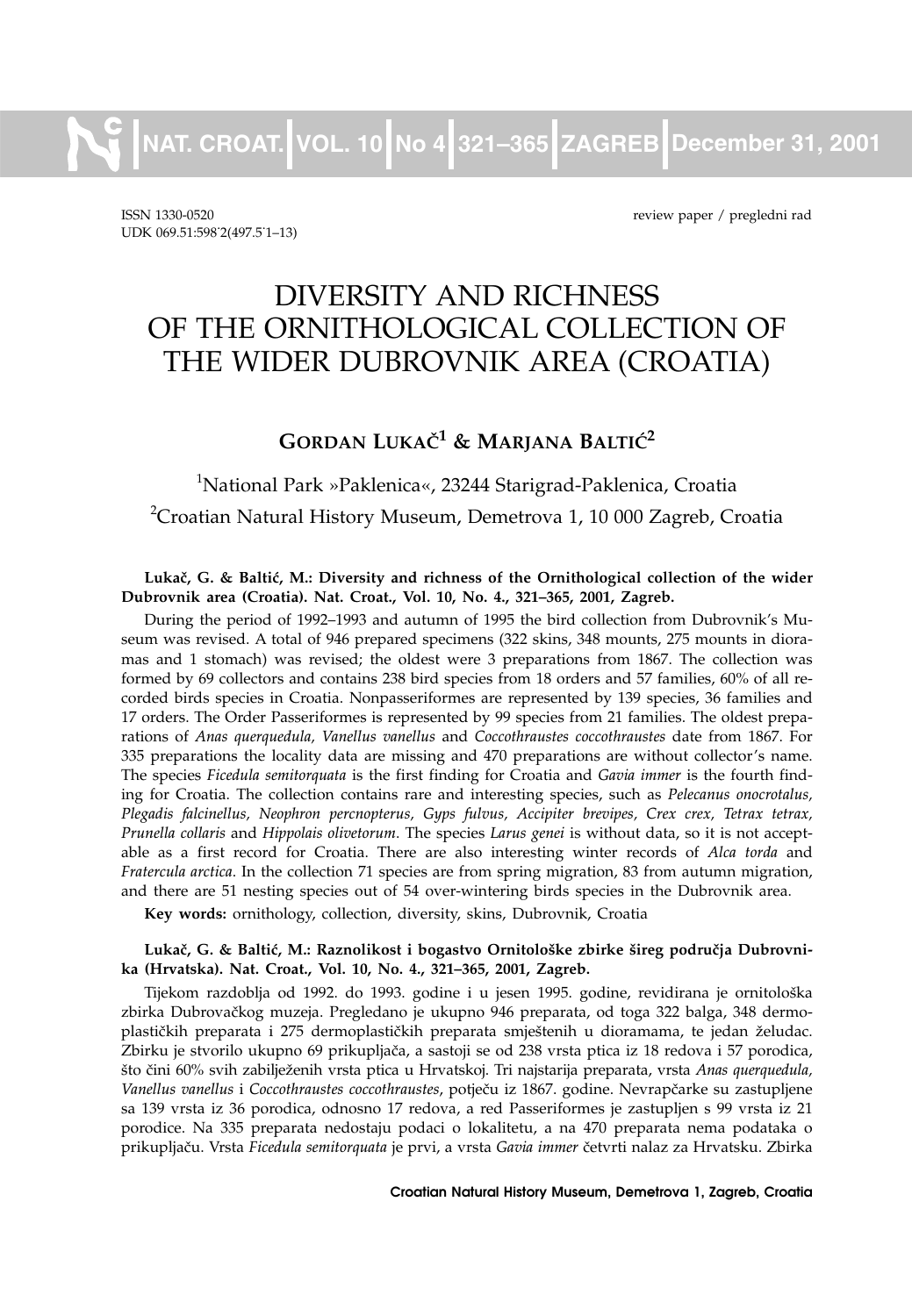ISSN 1330-0520 review paper / pregledni rad
UDK 069.51:598.2(497.5-1–13)

# DIVERSITY AND RICHNESS OF THE ORNITHOLOGICAL COLLECTION OF THE WIDER DUBROVNIK AREA (CROATIA)

## GORDAN LUKAČ[1] & MARJANA BALTIĆ[2]

[1]National Park »Paklenica«, 23244 Starigrad-Paklenica, Croatia
[2]Croatian Natural History Museum, Demetrova 1, 10 000 Zagreb, Croatia

**Lukač, G. & Baltić, M.: Diversity and richness of the Ornithological collection of the wider Dubrovnik area (Croatia). Nat. Croat., Vol. 10, No. 4., 321–365, 2001, Zagreb.**

During the period of 1992–1993 and autumn of 1995 the bird collection from Dubrovnik's Museum was revised. A total of 946 prepared specimens (322 skins, 348 mounts, 275 mounts in dioramas and 1 stomach) was revised; the oldest were 3 preparations from 1867. The collection was formed by 69 collectors and contains 238 bird species from 18 orders and 57 families, 60% of all recorded birds species in Croatia. Nonpasseriformes are represented by 139 species, 36 families and 17 orders. The Order Passeriformes is represented by 99 species from 21 families. The oldest preparations of *Anas querquedula, Vanellus vanellus* and *Coccothraustes coccothraustes* date from 1867. For 335 preparations the locality data are missing and 470 preparations are without collector's name. The species *Ficedula semitorquata* is the first finding for Croatia and *Gavia immer* is the fourth finding for Croatia. The collection contains rare and interesting species, such as *Pelecanus onocrotalus, Plegadis falcinellus, Neophron percnopterus, Gyps fulvus, Accipiter brevipes, Crex crex, Tetrax tetrax, Prunella collaris* and *Hippolais olivetorum*. The species *Larus genei* is without data, so it is not acceptable as a first record for Croatia. There are also interesting winter records of *Alca torda* and *Fratercula arctica*. In the collection 71 species are from spring migration, 83 from autumn migration, and there are 51 nesting species out of 54 over-wintering birds species in the Dubrovnik area.

**Key words:** ornithology, collection, diversity, skins, Dubrovnik, Croatia

**Lukač, G. & Baltić, M.: Raznolikost i bogastvo Ornitološke zbirke šireg područja Dubrovnika (Hrvatska). Nat. Croat., Vol. 10, No. 4., 321–365, 2001, Zagreb.**

Tijekom razdoblja od 1992. do 1993. godine i u jesen 1995. godine, revidirana je ornitološka zbirka Dubrovačkog muzeja. Pregledano je ukupno 946 preparata, od toga 322 balga, 348 dermoplastičkih preparata i 275 dermoplastičkih preparata smještenih u dioramama, te jedan želudac. Zbirku je stvorilo ukupno 69 prikupljača, a sastoji se od 238 vrsta ptica iz 18 redova i 57 porodica, što čini 60% svih zabilježenih vrsta ptica u Hrvatskoj. Tri najstarija preparata, vrsta *Anas querquedula, Vanellus vanellus* i *Coccothraustes coccothraustes*, potječu iz 1867. godine. Nevrapčarke su zastupljene sa 139 vrsta iz 36 porodica, odnosno 17 redova, a red Passeriformes je zastupljen s 99 vrsta iz 21 porodice. Na 335 preparata nedostaju podaci o lokalitetu, a na 470 preparata nema podataka o prikupljaču. Vrsta *Ficedula semitorquata* je prvi, a vrsta *Gavia immer* četvrti nalaz za Hrvatsku. Zbirka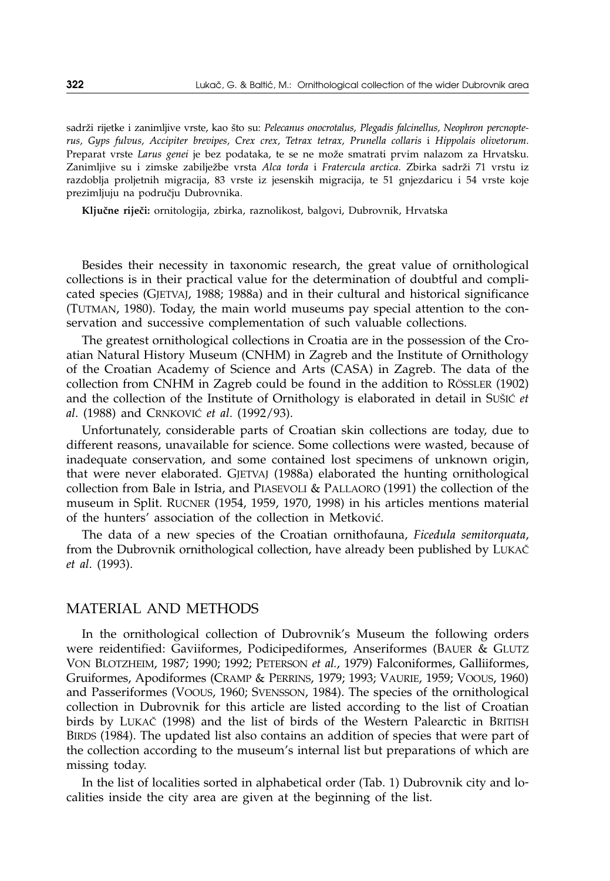sadrži rijetke i zanimljive vrste, kao što su: *Pelecanus onocrotalus, Plegadis falcinellus, Neophron percnopterus, Gyps fulvus, Accipiter brevipes, Crex crex, Tetrax tetrax, Prunella collaris* i *Hippolais olivetorum*. Preparat vrste *Larus genei* je bez podataka, te se ne može smatrati prvim nalazom za Hrvatsku. Zanimljive su i zimske zabilježbe vrsta *Alca torda* i *Fratercula arctica*. Zbirka sadrži 71 vrstu iz razdoblja proljetnih migracija, 83 vrste iz jesenskih migracija, te 51 gnjezdaricu i 54 vrste koje prezimljuju na području Dubrovnika.

**Ključne riječi:** ornitologija, zbirka, raznolikost, balgovi, Dubrovnik, Hrvatska

Besides their necessity in taxonomic research, the great value of ornithological collections is in their practical value for the determination of doubtful and complicated species (GJETVAJ, 1988; 1988a) and in their cultural and historical significance (TUTMAN, 1980). Today, the main world museums pay special attention to the conservation and successive complementation of such valuable collections.

The greatest ornithological collections in Croatia are in the possession of the Croatian Natural History Museum (CNHM) in Zagreb and the Institute of Ornithology of the Croatian Academy of Science and Arts (CASA) in Zagreb. The data of the collection from CNHM in Zagreb could be found in the addition to RÖSSLER (1902) and the collection of the Institute of Ornithology is elaborated in detail in SUŠIĆ *et al*. (1988) and CRNKOVIĆ *et al*. (1992/93).

Unfortunately, considerable parts of Croatian skin collections are today, due to different reasons, unavailable for science. Some collections were wasted, because of inadequate conservation, and some contained lost specimens of unknown origin, that were never elaborated. GJETVAJ (1988a) elaborated the hunting ornithological collection from Bale in Istria, and PIASEVOLI & PALLAORO (1991) the collection of the museum in Split. RUCNER (1954, 1959, 1970, 1998) in his articles mentions material of the hunters' association of the collection in Metković.

The data of a new species of the Croatian ornithofauna, *Ficedula semitorquata*, from the Dubrovnik ornithological collection, have already been published by LUKAČ *et al*. (1993).

## MATERIAL AND METHODS

In the ornithological collection of Dubrovnik's Museum the following orders were reidentified: Gaviiformes, Podicipediformes, Anseriformes (BAUER & GLUTZ VON BLOTZHEIM, 1987; 1990; 1992; PETERSON *et al.*, 1979) Falconiformes, Galliiformes, Gruiformes, Apodiformes (CRAMP & PERRINS, 1979; 1993; VAURIE, 1959; VOOUS, 1960) and Passeriformes (VOOUS, 1960; SVENSSON, 1984). The species of the ornithological collection in Dubrovnik for this article are listed according to the list of Croatian birds by LUKAČ (1998) and the list of birds of the Western Palearctic in BRITISH BIRDS (1984). The updated list also contains an addition of species that were part of the collection according to the museum's internal list but preparations of which are missing today.

In the list of localities sorted in alphabetical order (Tab. 1) Dubrovnik city and localities inside the city area are given at the beginning of the list.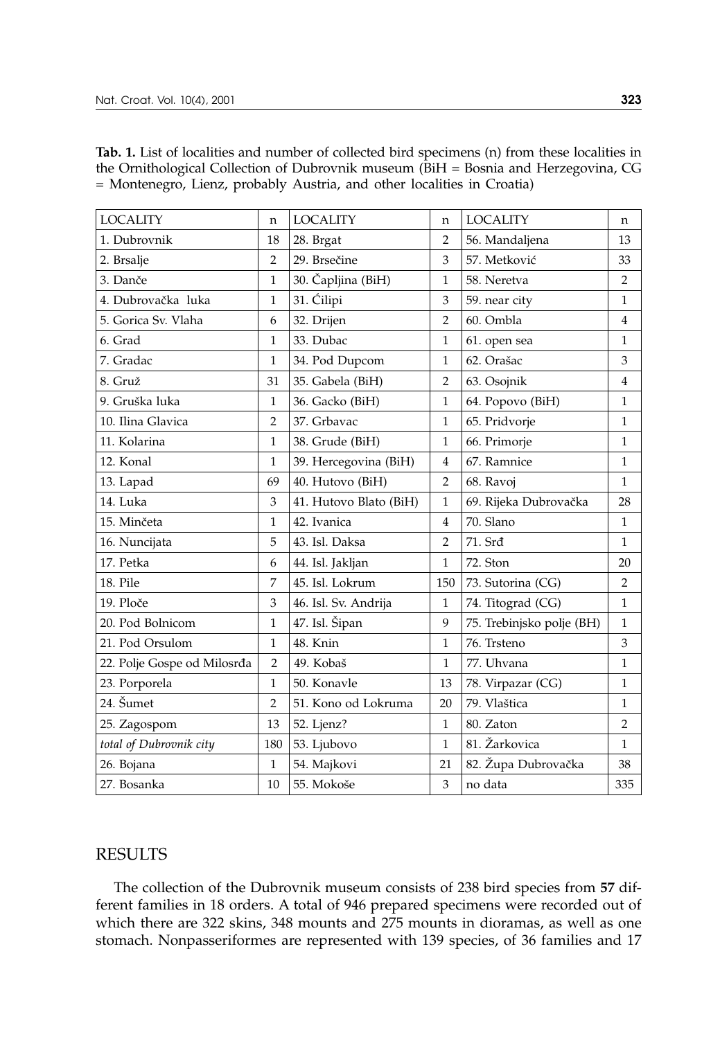**Tab. 1.** List of localities and number of collected bird specimens (n) from these localities in the Ornithological Collection of Dubrovnik museum (BiH = Bosnia and Herzegovina, CG = Montenegro, Lienz, probably Austria, and other localities in Croatia)

| LOCALITY | n | LOCALITY | n | LOCALITY | n |
|---|---|---|---|---|---|
| 1. Dubrovnik | 18 | 28. Brgat | 2 | 56. Mandaljena | 13 |
| 2. Brsalje | 2 | 29. Brsečine | 3 | 57. Metković | 33 |
| 3. Danče | 1 | 30. Čapljina (BiH) | 1 | 58. Neretva | 2 |
| 4. Dubrovačka luka | 1 | 31. Ćilipi | 3 | 59. near city | 1 |
| 5. Gorica Sv. Vlaha | 6 | 32. Drijen | 2 | 60. Ombla | 4 |
| 6. Grad | 1 | 33. Dubac | 1 | 61. open sea | 1 |
| 7. Gradac | 1 | 34. Pod Dupcom | 1 | 62. Orašac | 3 |
| 8. Gruž | 31 | 35. Gabela (BiH) | 2 | 63. Osojnik | 4 |
| 9. Gruška luka | 1 | 36. Gacko (BiH) | 1 | 64. Popovo (BiH) | 1 |
| 10. Ilina Glavica | 2 | 37. Grbavac | 1 | 65. Pridvorje | 1 |
| 11. Kolarina | 1 | 38. Grude (BiH) | 1 | 66. Primorje | 1 |
| 12. Konal | 1 | 39. Hercegovina (BiH) | 4 | 67. Ramnice | 1 |
| 13. Lapad | 69 | 40. Hutovo (BiH) | 2 | 68. Ravoj | 1 |
| 14. Luka | 3 | 41. Hutovo Blato (BiH) | 1 | 69. Rijeka Dubrovačka | 28 |
| 15. Minčeta | 1 | 42. Ivanica | 4 | 70. Slano | 1 |
| 16. Nuncijata | 5 | 43. Isl. Daksa | 2 | 71. Srđ | 1 |
| 17. Petka | 6 | 44. Isl. Jakljan | 1 | 72. Ston | 20 |
| 18. Pile | 7 | 45. Isl. Lokrum | 150 | 73. Sutorina (CG) | 2 |
| 19. Ploče | 3 | 46. Isl. Sv. Andrija | 1 | 74. Titograd (CG) | 1 |
| 20. Pod Bolnicom | 1 | 47. Isl. Šipan | 9 | 75. Trebinjsko polje (BH) | 1 |
| 21. Pod Orsulom | 1 | 48. Knin | 1 | 76. Trsteno | 3 |
| 22. Polje Gospe od Milosrđa | 2 | 49. Kobaš | 1 | 77. Uhvana | 1 |
| 23. Porporela | 1 | 50. Konavle | 13 | 78. Virpazar (CG) | 1 |
| 24. Šumet | 2 | 51. Kono od Lokruma | 20 | 79. Vlaštica | 1 |
| 25. Zagospom | 13 | 52. Ljenz? | 1 | 80. Zaton | 2 |
| *total of Dubrovnik city* | 180 | 53. Ljubovo | 1 | 81. Žarkovica | 1 |
| 26. Bojana | 1 | 54. Majkovi | 21 | 82. Župa Dubrovačka | 38 |
| 27. Bosanka | 10 | 55. Mokoše | 3 | no data | 335 |

## RESULTS

The collection of the Dubrovnik museum consists of 238 bird species from **57** different families in 18 orders. A total of 946 prepared specimens were recorded out of which there are 322 skins, 348 mounts and 275 mounts in dioramas, as well as one stomach. Nonpasseriformes are represented with 139 species, of 36 families and 17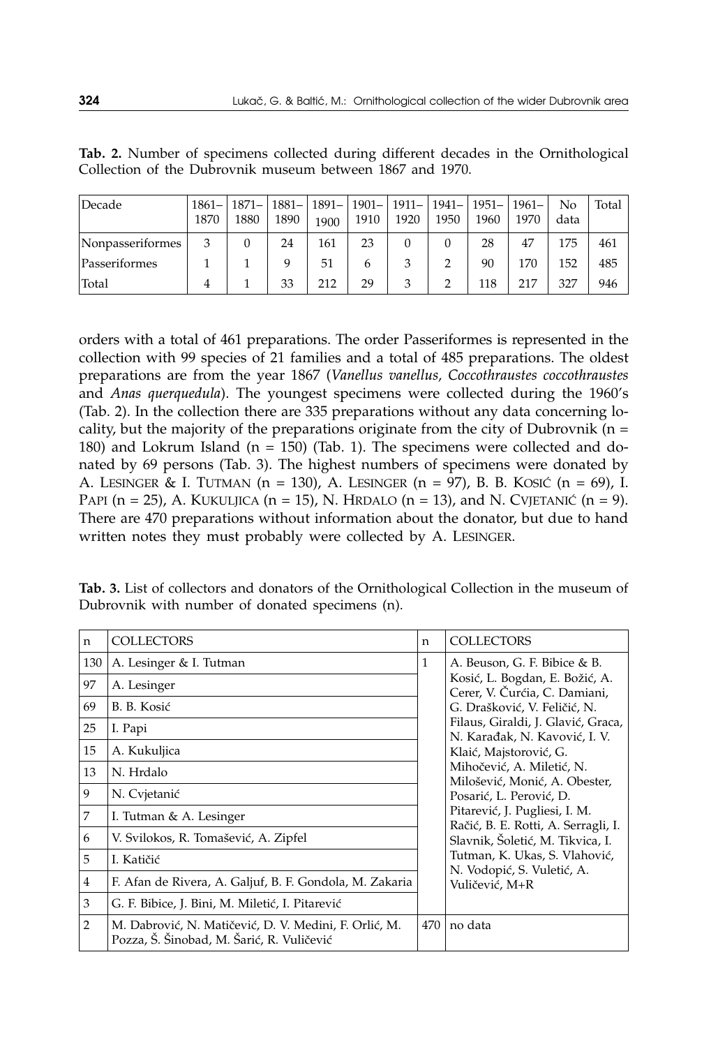**Tab. 2.** Number of specimens collected during different decades in the Ornithological Collection of the Dubrovnik museum between 1867 and 1970.

| Decade | 1861–1870 | 1871–1880 | 1881–1890 | 1891–1900 | 1901–1910 | 1911–1920 | 1941–1950 | 1951–1960 | 1961–1970 | No data | Total |
|---|---|---|---|---|---|---|---|---|---|---|---|
| Nonpasseriformes | 3 | 0 | 24 | 161 | 23 | 0 | 0 | 28 | 47 | 175 | 461 |
| Passeriformes | 1 | 1 | 9 | 51 | 6 | 3 | 2 | 90 | 170 | 152 | 485 |
| Total | 4 | 1 | 33 | 212 | 29 | 3 | 2 | 118 | 217 | 327 | 946 |

orders with a total of 461 preparations. The order Passeriformes is represented in the collection with 99 species of 21 families and a total of 485 preparations. The oldest preparations are from the year 1867 (*Vanellus vanellus*, *Coccothraustes coccothraustes* and *Anas querquedula*). The youngest specimens were collected during the 1960's (Tab. 2). In the collection there are 335 preparations without any data concerning locality, but the majority of the preparations originate from the city of Dubrovnik (n = 180) and Lokrum Island (n = 150) (Tab. 1). The specimens were collected and donated by 69 persons (Tab. 3). The highest numbers of specimens were donated by A. LESINGER & I. TUTMAN (n = 130), A. LESINGER (n = 97), B. B. KOSIĆ (n = 69), I. PAPI (n = 25), A. KUKULJICA (n = 15), N. HRDALO (n = 13), and N. CVJETANIĆ (n = 9). There are 470 preparations without information about the donator, but due to hand written notes they must probably were collected by A. LESINGER.

**Tab. 3.** List of collectors and donators of the Ornithological Collection in the museum of Dubrovnik with number of donated specimens (n).

| n | COLLECTORS | n | COLLECTORS |
|---|---|---|---|
| 130 | A. Lesinger & I. Tutman | 1 | A. Beuson, G. F. Bibice & B. Kosić, L. Bogdan, E. Božić, A. Cerer, V. Čurćia, C. Damiani, G. Drašković, V. Feličić, N. Filaus, Giraldi, J. Glavić, Graca, N. Karađak, N. Kavović, I. V. Klaić, Majstorović, G. Mihočević, A. Miletić, N. Milošević, Monić, A. Obester, Posarić, L. Perović, D. Pitarević, J. Pugliesi, I. M. Račić, B. E. Rotti, A. Serragli, I. Slavnik, Šoletić, M. Tikvica, I. Tutman, K. Ukas, S. Vlahović, N. Vodopić, S. Vuletić, A. Vuličević, M+R |
| 97 | A. Lesinger | | |
| 69 | B. B. Kosić | | |
| 25 | I. Papi | | |
| 15 | A. Kukuljica | | |
| 13 | N. Hrdalo | | |
| 9 | N. Cvjetanić | | |
| 7 | I. Tutman & A. Lesinger | | |
| 6 | V. Svilokos, R. Tomašević, A. Zipfel | | |
| 5 | I. Katičić | | |
| 4 | F. Afan de Rivera, A. Galjuf, B. F. Gondola, M. Zakaria | | |
| 3 | G. F. Bibice, J. Bini, M. Miletić, I. Pitarević | | |
| 2 | M. Dabrović, N. Matičević, D. V. Medini, F. Orlić, M. Pozza, Š. Šinobad, M. Šarić, R. Vuličević | 470 | no data |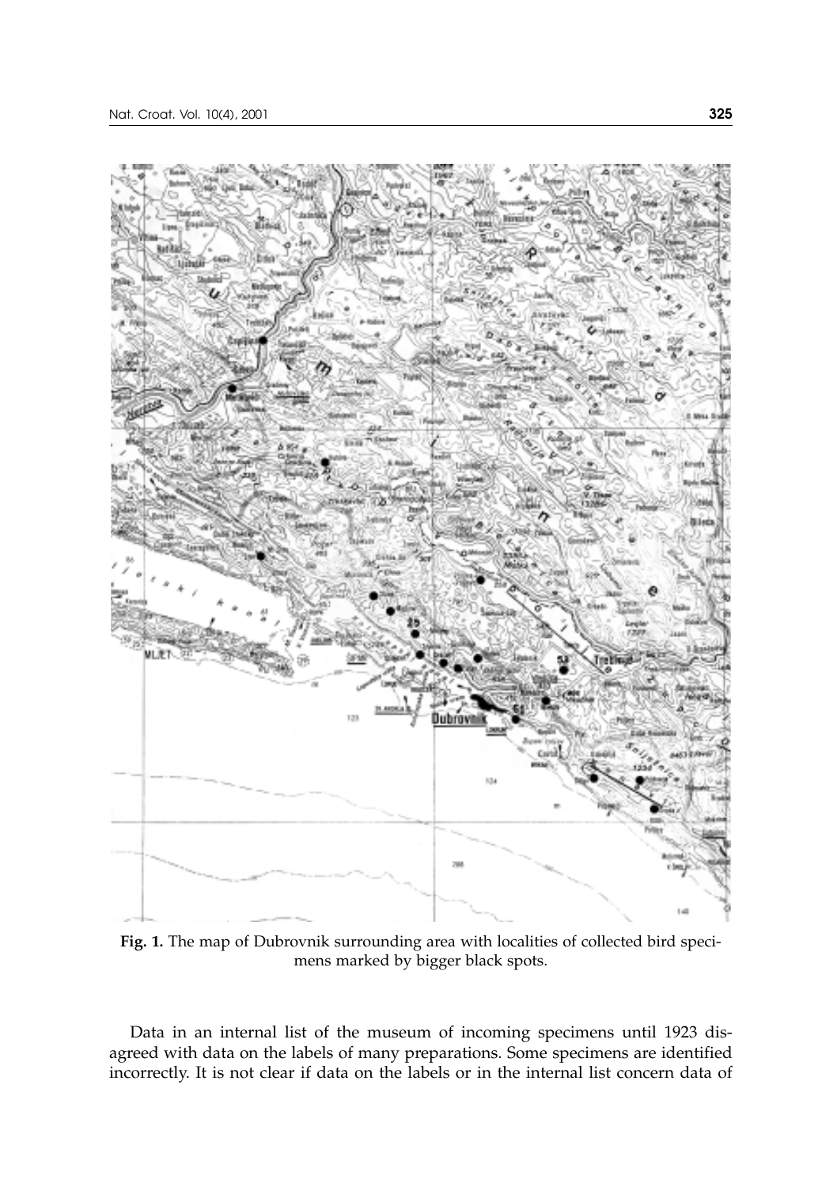**Fig. 1.** The map of Dubrovnik surrounding area with localities of collected bird specimens marked by bigger black spots.

Data in an internal list of the museum of incoming specimens until 1923 disagreed with data on the labels of many preparations. Some specimens are identified incorrectly. It is not clear if data on the labels or in the internal list concern data of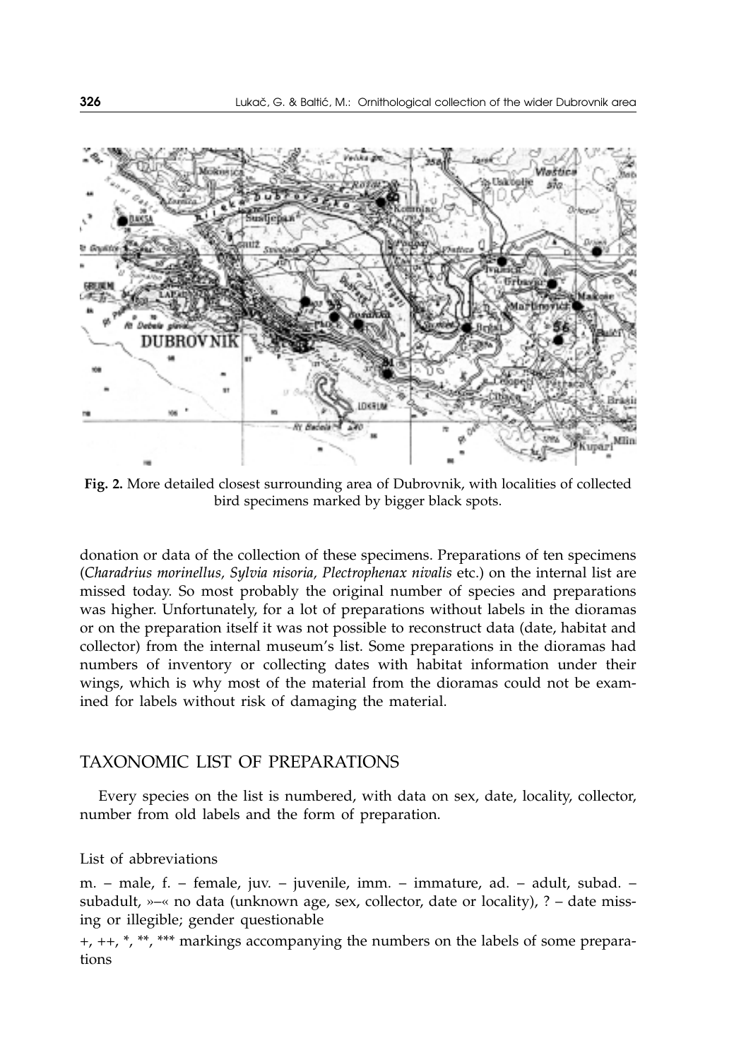**Fig. 2.** More detailed closest surrounding area of Dubrovnik, with localities of collected bird specimens marked by bigger black spots.

donation or data of the collection of these specimens. Preparations of ten specimens (*Charadrius morinellus, Sylvia nisoria, Plectrophenax nivalis* etc.) on the internal list are missed today. So most probably the original number of species and preparations was higher. Unfortunately, for a lot of preparations without labels in the dioramas or on the preparation itself it was not possible to reconstruct data (date, habitat and collector) from the internal museum's list. Some preparations in the dioramas had numbers of inventory or collecting dates with habitat information under their wings, which is why most of the material from the dioramas could not be examined for labels without risk of damaging the material.

## TAXONOMIC LIST OF PREPARATIONS

Every species on the list is numbered, with data on sex, date, locality, collector, number from old labels and the form of preparation.

List of abbreviations

m. – male, f. – female, juv. – juvenile, imm. – immature, ad. – adult, subad. – subadult, »–« no data (unknown age, sex, collector, date or locality), ? – date missing or illegible; gender questionable

+, ++, *, **, *** markings accompanying the numbers on the labels of some preparations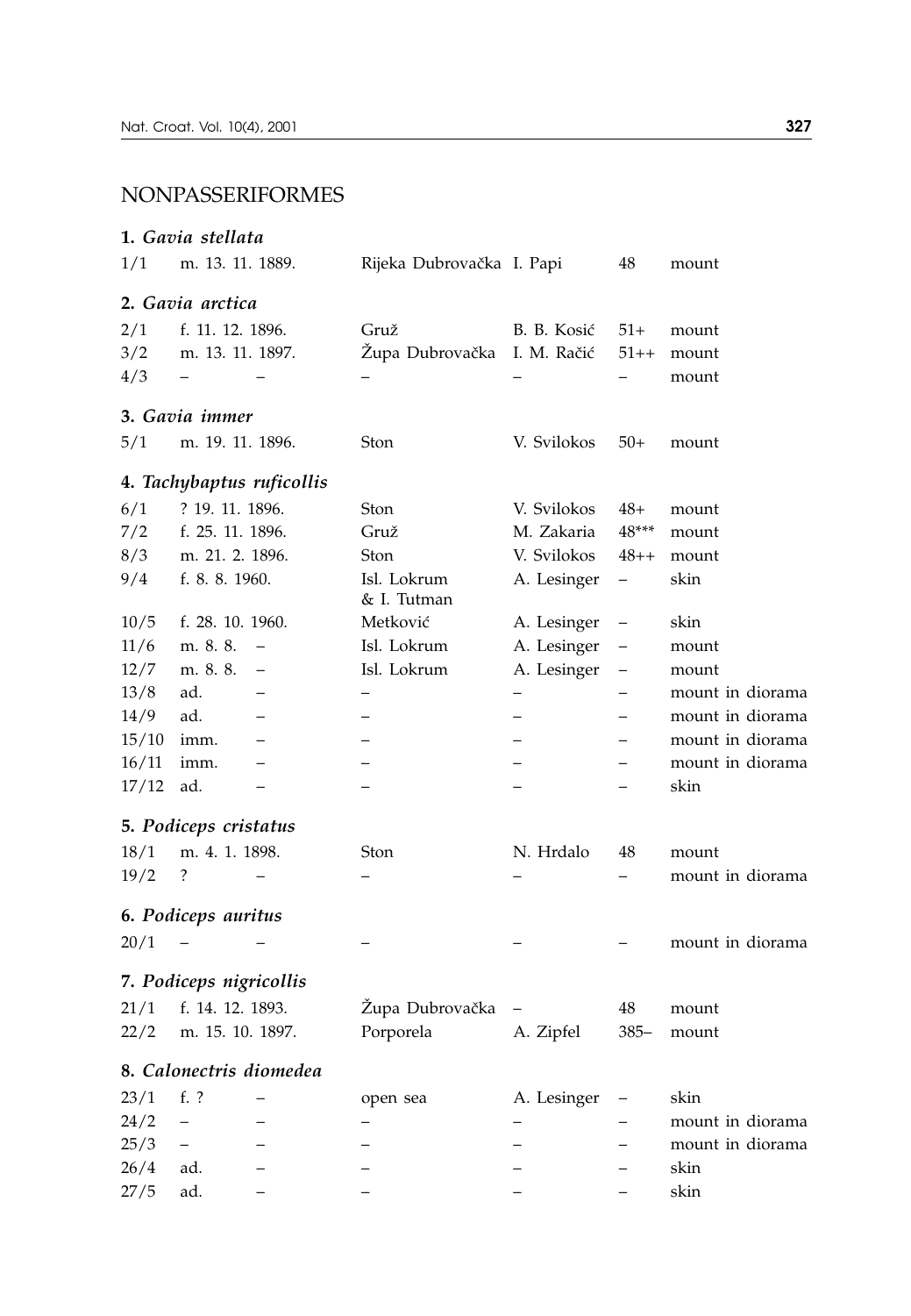## NONPASSERIFORMES

**1. *Gavia stellata***

| | | | | | |
|---|---|---|---|---|---|
| 1/1 | m. 13. 11. 1889. | Rijeka Dubrovačka | I. Papi | 48 | mount |

**2. *Gavia arctica***

| | | | | | |
|---|---|---|---|---|---|
| 2/1 | f. 11. 12. 1896. | Gruž | B. B. Kosić | 51+ | mount |
| 3/2 | m. 13. 11. 1897. | Župa Dubrovačka | I. M. Račić | 51++ | mount |
| 4/3 | – – | – | – | – | mount |

**3. *Gavia immer***

| | | | | | |
|---|---|---|---|---|---|
| 5/1 | m. 19. 11. 1896. | Ston | V. Svilokos | 50+ | mount |

**4. *Tachybaptus ruficollis***

| | | | | | |
|---|---|---|---|---|---|
| 6/1 | ? 19. 11. 1896. | Ston | V. Svilokos | 48+ | mount |
| 7/2 | f. 25. 11. 1896. | Gruž | M. Zakaria | 48*** | mount |
| 8/3 | m. 21. 2. 1896. | Ston | V. Svilokos | 48++ | mount |
| 9/4 | f. 8. 8. 1960. | Isl. Lokrum & I. Tutman | A. Lesinger | – | skin |
| 10/5 | f. 28. 10. 1960. | Metković | A. Lesinger | – | skin |
| 11/6 | m. 8. 8. – | Isl. Lokrum | A. Lesinger | – | mount |
| 12/7 | m. 8. 8. – | Isl. Lokrum | A. Lesinger | – | mount |
| 13/8 | ad. – | – | – | – | mount in diorama |
| 14/9 | ad. – | – | – | – | mount in diorama |
| 15/10 | imm. – | – | – | – | mount in diorama |
| 16/11 | imm. – | – | – | – | mount in diorama |
| 17/12 | ad. – | – | – | – | skin |

**5. *Podiceps cristatus***

| | | | | | |
|---|---|---|---|---|---|
| 18/1 | m. 4. 1. 1898. | Ston | N. Hrdalo | 48 | mount |
| 19/2 | ? – | – | – | – | mount in diorama |

**6. *Podiceps auritus***

| | | | | | |
|---|---|---|---|---|---|
| 20/1 | – – | – | – | – | mount in diorama |

**7. *Podiceps nigricollis***

| | | | | | |
|---|---|---|---|---|---|
| 21/1 | f. 14. 12. 1893. | Župa Dubrovačka | – | 48 | mount |
| 22/2 | m. 15. 10. 1897. | Porporela | A. Zipfel | 385– | mount |

**8. *Calonectris diomedea***

| | | | | | |
|---|---|---|---|---|---|
| 23/1 | f. ? – | open sea | A. Lesinger | – | skin |
| 24/2 | – – | – | – | – | mount in diorama |
| 25/3 | – – | – | – | – | mount in diorama |
| 26/4 | ad. – | – | – | – | skin |
| 27/5 | ad. – | – | – | – | skin |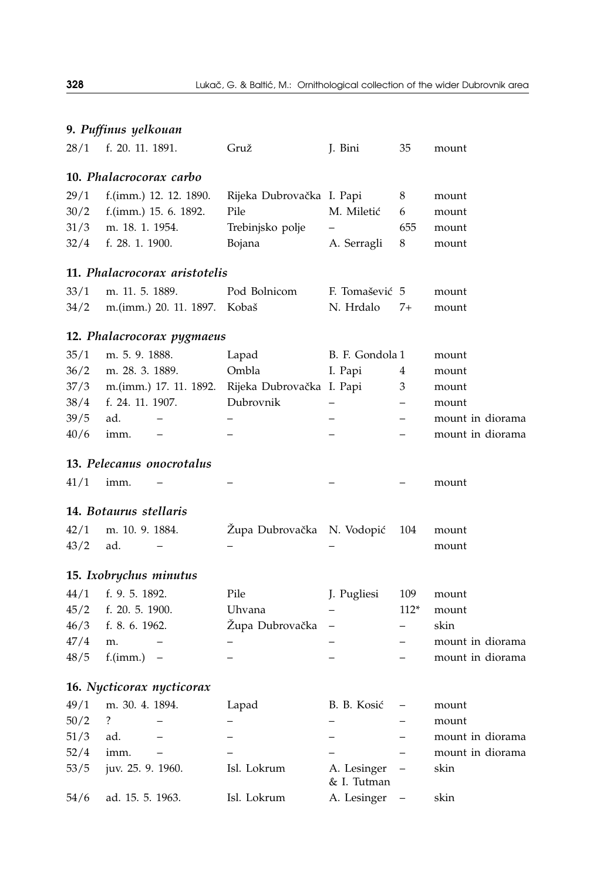### 9. *Puffinus yelkouan*

| | | | | | |
|---|---|---|---|---|---|
| 28/1 | f. 20. 11. 1891. | Gruž | J. Bini | 35 | mount |

### 10. *Phalacrocorax carbo*

| | | | | | |
|---|---|---|---|---|---|
| 29/1 | f.(imm.) 12. 12. 1890. | Rijeka Dubrovačka | I. Papi | 8 | mount |
| 30/2 | f.(imm.) 15. 6. 1892. | Pile | M. Miletić | 6 | mount |
| 31/3 | m. 18. 1. 1954. | Trebinjsko polje | – | 655 | mount |
| 32/4 | f. 28. 1. 1900. | Bojana | A. Serragli | 8 | mount |

### 11. *Phalacrocorax aristotelis*

| | | | | | |
|---|---|---|---|---|---|
| 33/1 | m. 11. 5. 1889. | Pod Bolnicom | F. Tomašević | 5 | mount |
| 34/2 | m.(imm.) 20. 11. 1897. | Kobaš | N. Hrdalo | 7+ | mount |

### 12. *Phalacrocorax pygmaeus*

| | | | | | |
|---|---|---|---|---|---|
| 35/1 | m. 5. 9. 1888. | Lapad | B. F. Gondola | 1 | mount |
| 36/2 | m. 28. 3. 1889. | Ombla | I. Papi | 4 | mount |
| 37/3 | m.(imm.) 17. 11. 1892. | Rijeka Dubrovačka | I. Papi | 3 | mount |
| 38/4 | f. 24. 11. 1907. | Dubrovnik | – | – | mount |
| 39/5 | ad. – | – | – | – | mount in diorama |
| 40/6 | imm. – | – | – | – | mount in diorama |

### 13. *Pelecanus onocrotalus*

| | | | | | |
|---|---|---|---|---|---|
| 41/1 | imm. – | – | – | – | mount |

### 14. *Botaurus stellaris*

| | | | | | |
|---|---|---|---|---|---|
| 42/1 | m. 10. 9. 1884. | Župa Dubrovačka | N. Vodopić | 104 | mount |
| 43/2 | ad. – | – | – | | mount |

### 15. *Ixobrychus minutus*

| | | | | | |
|---|---|---|---|---|---|
| 44/1 | f. 9. 5. 1892. | Pile | J. Pugliesi | 109 | mount |
| 45/2 | f. 20. 5. 1900. | Uhvana | – | 112* | mount |
| 46/3 | f. 8. 6. 1962. | Župa Dubrovačka | – | – | skin |
| 47/4 | m. – | – | – | – | mount in diorama |
| 48/5 | f.(imm.) – | – | – | – | mount in diorama |

### 16. *Nycticorax nycticorax*

| | | | | | |
|---|---|---|---|---|---|
| 49/1 | m. 30. 4. 1894. | Lapad | B. B. Kosić | – | mount |
| 50/2 | ? – | – | – | – | mount |
| 51/3 | ad. – | – | – | – | mount in diorama |
| 52/4 | imm. – | – | – | – | mount in diorama |
| 53/5 | juv. 25. 9. 1960. | Isl. Lokrum | A. Lesinger & I. Tutman | – | skin |
| 54/6 | ad. 15. 5. 1963. | Isl. Lokrum | A. Lesinger | – | skin |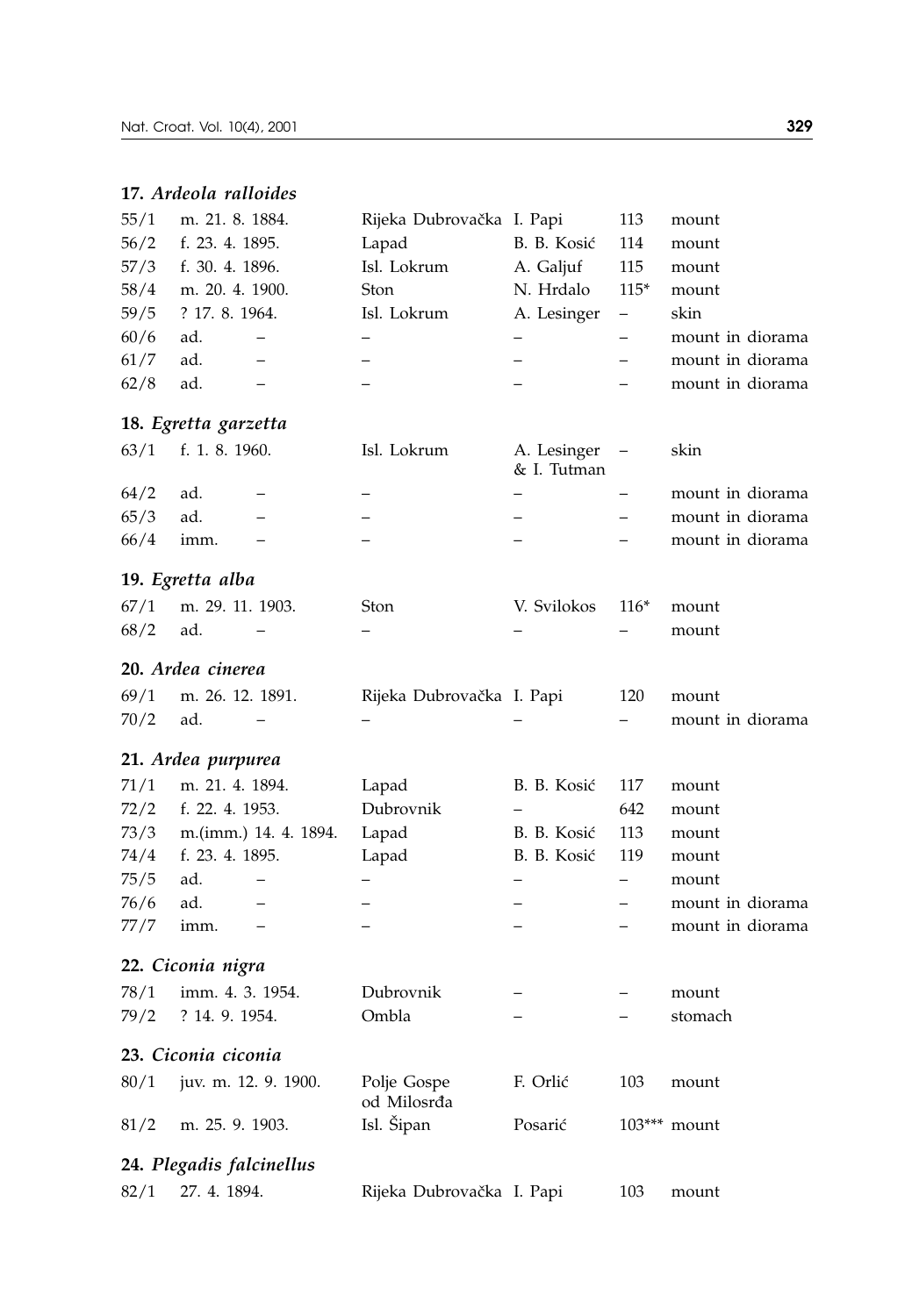**17.** ***Ardeola ralloides***

| | | | | | |
|---|---|---|---|---|---|
| 55/1 | m. 21. 8. 1884. | Rijeka Dubrovačka | I. Papi | 113 | mount |
| 56/2 | f. 23. 4. 1895. | Lapad | B. B. Kosić | 114 | mount |
| 57/3 | f. 30. 4. 1896. | Isl. Lokrum | A. Galjuf | 115 | mount |
| 58/4 | m. 20. 4. 1900. | Ston | N. Hrdalo | 115* | mount |
| 59/5 | ? 17. 8. 1964. | Isl. Lokrum | A. Lesinger | – | skin |
| 60/6 | ad. – | – | – | – | mount in diorama |
| 61/7 | ad. – | – | – | – | mount in diorama |
| 62/8 | ad. – | – | – | – | mount in diorama |

**18.** ***Egretta garzetta***

| | | | | | |
|---|---|---|---|---|---|
| 63/1 | f. 1. 8. 1960. | Isl. Lokrum | A. Lesinger & I. Tutman | – | skin |
| 64/2 | ad. – | – | – | – | mount in diorama |
| 65/3 | ad. – | – | – | – | mount in diorama |
| 66/4 | imm. – | – | – | – | mount in diorama |

**19.** ***Egretta alba***

| | | | | | |
|---|---|---|---|---|---|
| 67/1 | m. 29. 11. 1903. | Ston | V. Svilokos | 116* | mount |
| 68/2 | ad. – | – | – | – | mount |

**20.** ***Ardea cinerea***

| | | | | | |
|---|---|---|---|---|---|
| 69/1 | m. 26. 12. 1891. | Rijeka Dubrovačka | I. Papi | 120 | mount |
| 70/2 | ad. – | – | – | – | mount in diorama |

**21.** ***Ardea purpurea***

| | | | | | |
|---|---|---|---|---|---|
| 71/1 | m. 21. 4. 1894. | Lapad | B. B. Kosić | 117 | mount |
| 72/2 | f. 22. 4. 1953. | Dubrovnik | – | 642 | mount |
| 73/3 | m.(imm.) 14. 4. 1894. | Lapad | B. B. Kosić | 113 | mount |
| 74/4 | f. 23. 4. 1895. | Lapad | B. B. Kosić | 119 | mount |
| 75/5 | ad. – | – | – | – | mount |
| 76/6 | ad. – | – | – | – | mount in diorama |
| 77/7 | imm. – | – | – | – | mount in diorama |

**22.** ***Ciconia nigra***

| | | | | | |
|---|---|---|---|---|---|
| 78/1 | imm. 4. 3. 1954. | Dubrovnik | – | – | mount |
| 79/2 | ? 14. 9. 1954. | Ombla | – | – | stomach |

**23.** ***Ciconia ciconia***

| | | | | | |
|---|---|---|---|---|---|
| 80/1 | juv. m. 12. 9. 1900. | Polje Gospe od Milosrđa | F. Orlić | 103 | mount |
| 81/2 | m. 25. 9. 1903. | Isl. Šipan | Posarić | 103*** | mount |

**24.** ***Plegadis falcinellus***

| | | | | | |
|---|---|---|---|---|---|
| 82/1 | 27. 4. 1894. | Rijeka Dubrovačka | I. Papi | 103 | mount |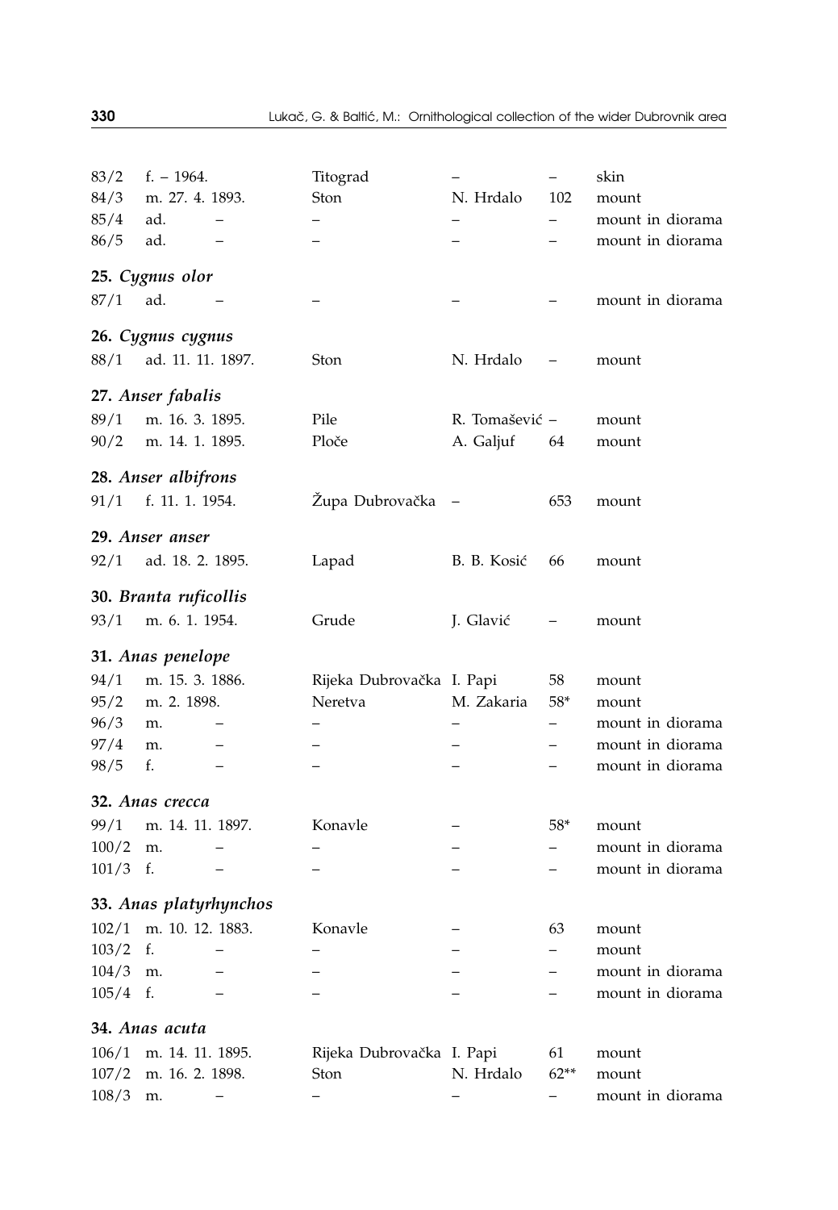| | | | | | |
|---|---|---|---|---|---|
| 83/2 | f. – 1964. | Titograd | – | – | skin |
| 84/3 | m. 27. 4. 1893. | Ston | N. Hrdalo | 102 | mount |
| 85/4 | ad. – | – | – | – | mount in diorama |
| 86/5 | ad. – | – | – | – | mount in diorama |
| **25. *Cygnus olor*** | | | | | |
| 87/1 | ad. – | – | – | – | mount in diorama |
| **26. *Cygnus cygnus*** | | | | | |
| 88/1 | ad. 11. 11. 1897. | Ston | N. Hrdalo | – | mount |
| **27. *Anser fabalis*** | | | | | |
| 89/1 | m. 16. 3. 1895. | Pile | R. Tomašević | – | mount |
| 90/2 | m. 14. 1. 1895. | Ploče | A. Galjuf | 64 | mount |
| **28. *Anser albifrons*** | | | | | |
| 91/1 | f. 11. 1. 1954. | Župa Dubrovačka | – | 653 | mount |
| **29. *Anser anser*** | | | | | |
| 92/1 | ad. 18. 2. 1895. | Lapad | B. B. Kosić | 66 | mount |
| **30. *Branta ruficollis*** | | | | | |
| 93/1 | m. 6. 1. 1954. | Grude | J. Glavić | – | mount |
| **31. *Anas penelope*** | | | | | |
| 94/1 | m. 15. 3. 1886. | Rijeka Dubrovačka | I. Papi | 58 | mount |
| 95/2 | m. 2. 1898. | Neretva | M. Zakaria | 58* | mount |
| 96/3 | m. – | – | – | – | mount in diorama |
| 97/4 | m. – | – | – | – | mount in diorama |
| 98/5 | f. – | – | – | – | mount in diorama |
| **32. *Anas crecca*** | | | | | |
| 99/1 | m. 14. 11. 1897. | Konavle | – | 58* | mount |
| 100/2 | m. – | – | – | – | mount in diorama |
| 101/3 | f. – | – | – | – | mount in diorama |
| **33. *Anas platyrhynchos*** | | | | | |
| 102/1 | m. 10. 12. 1883. | Konavle | – | 63 | mount |
| 103/2 | f. – | – | – | – | mount |
| 104/3 | m. – | – | – | – | mount in diorama |
| 105/4 | f. – | – | – | – | mount in diorama |
| **34. *Anas acuta*** | | | | | |
| 106/1 | m. 14. 11. 1895. | Rijeka Dubrovačka | I. Papi | 61 | mount |
| 107/2 | m. 16. 2. 1898. | Ston | N. Hrdalo | 62** | mount |
| 108/3 | m. – | – | – | – | mount in diorama |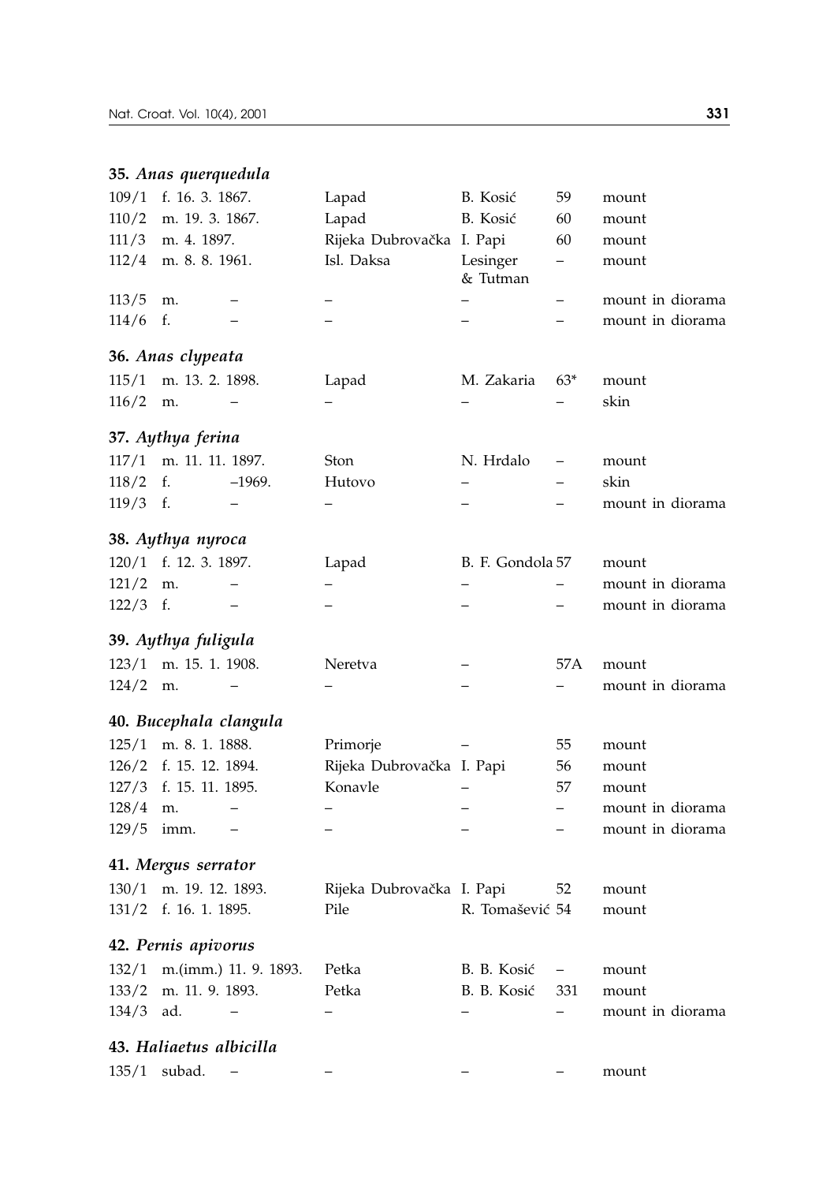**35.** ***Anas querquedula***

| | | | | | |
|---|---|---|---|---|---|
| 109/1 | f. 16. 3. 1867. | Lapad | B. Kosić | 59 | mount |
| 110/2 | m. 19. 3. 1867. | Lapad | B. Kosić | 60 | mount |
| 111/3 | m. 4. 1897. | Rijeka Dubrovačka | I. Papi | 60 | mount |
| 112/4 | m. 8. 8. 1961. | Isl. Daksa | Lesinger & Tutman | – | mount |
| 113/5 | m. – | – | – | – | mount in diorama |
| 114/6 | f. – | – | – | – | mount in diorama |

**36.** ***Anas clypeata***

| | | | | | |
|---|---|---|---|---|---|
| 115/1 | m. 13. 2. 1898. | Lapad | M. Zakaria | 63* | mount |
| 116/2 | m. – | – | – | – | skin |

**37.** ***Aythya ferina***

| | | | | | |
|---|---|---|---|---|---|
| 117/1 | m. 11. 11. 1897. | Ston | N. Hrdalo | – | mount |
| 118/2 | f. –1969. | Hutovo | – | – | skin |
| 119/3 | f. – | – | – | – | mount in diorama |

**38.** ***Aythya nyroca***

| | | | | | |
|---|---|---|---|---|---|
| 120/1 | f. 12. 3. 1897. | Lapad | B. F. Gondola | 57 | mount |
| 121/2 | m. – | – | – | – | mount in diorama |
| 122/3 | f. – | – | – | – | mount in diorama |

**39.** ***Aythya fuligula***

| | | | | | |
|---|---|---|---|---|---|
| 123/1 | m. 15. 1. 1908. | Neretva | – | 57A | mount |
| 124/2 | m. – | – | – | – | mount in diorama |

**40.** ***Bucephala clangula***

| | | | | | |
|---|---|---|---|---|---|
| 125/1 | m. 8. 1. 1888. | Primorje | – | 55 | mount |
| 126/2 | f. 15. 12. 1894. | Rijeka Dubrovačka | I. Papi | 56 | mount |
| 127/3 | f. 15. 11. 1895. | Konavle | – | 57 | mount |
| 128/4 | m. – | – | – | – | mount in diorama |
| 129/5 | imm. – | – | – | – | mount in diorama |

**41.** ***Mergus serrator***

| | | | | | |
|---|---|---|---|---|---|
| 130/1 | m. 19. 12. 1893. | Rijeka Dubrovačka | I. Papi | 52 | mount |
| 131/2 | f. 16. 1. 1895. | Pile | R. Tomašević | 54 | mount |

**42.** ***Pernis apivorus***

| | | | | | |
|---|---|---|---|---|---|
| 132/1 | m.(imm.) 11. 9. 1893. | Petka | B. B. Kosić | – | mount |
| 133/2 | m. 11. 9. 1893. | Petka | B. B. Kosić | 331 | mount |
| 134/3 | ad. – | – | – | – | mount in diorama |

**43.** ***Haliaetus albicilla***

| | | | | | |
|---|---|---|---|---|---|
| 135/1 | subad. – | – | – | – | mount |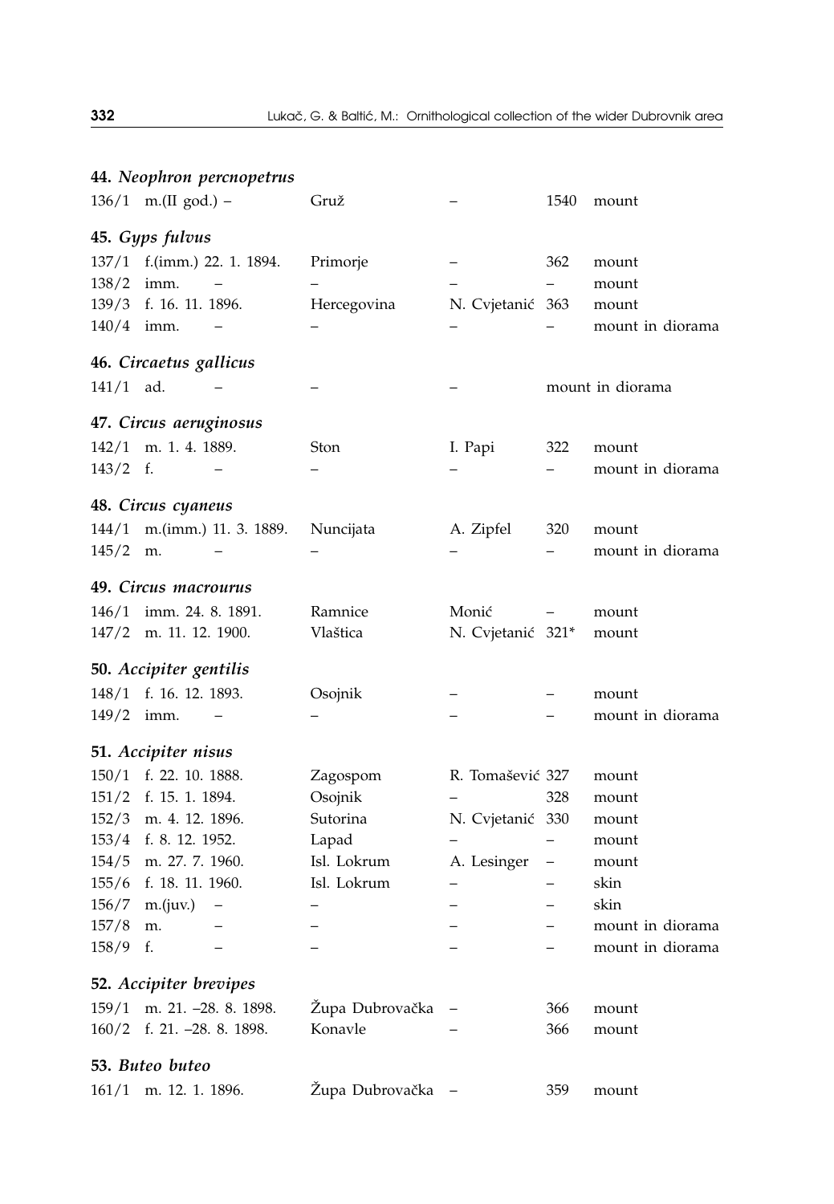**44.** ***Neophron percnopetrus***

| | | | | | |
|---|---|---|---|---|---|
| 136/1 | m.(II god.) – | Gruž | – | 1540 | mount |

**45.** ***Gyps fulvus***

| | | | | | |
|---|---|---|---|---|---|
| 137/1 | f.(imm.) 22. 1. 1894. | Primorje | – | 362 | mount |
| 138/2 | imm. – | – | – | – | mount |
| 139/3 | f. 16. 11. 1896. | Hercegovina | N. Cvjetanić | 363 | mount |
| 140/4 | imm. – | – | – | – | mount in diorama |

**46.** ***Circaetus gallicus***

| | | | | | |
|---|---|---|---|---|---|
| 141/1 | ad. – | – | – | | mount in diorama |

**47.** ***Circus aeruginosus***

| | | | | | |
|---|---|---|---|---|---|
| 142/1 | m. 1. 4. 1889. | Ston | I. Papi | 322 | mount |
| 143/2 | f. – | – | – | – | mount in diorama |

**48.** ***Circus cyaneus***

| | | | | | |
|---|---|---|---|---|---|
| 144/1 | m.(imm.) 11. 3. 1889. | Nuncijata | A. Zipfel | 320 | mount |
| 145/2 | m. – | – | – | – | mount in diorama |

**49.** ***Circus macrourus***

| | | | | | |
|---|---|---|---|---|---|
| 146/1 | imm. 24. 8. 1891. | Ramnice | Monić | – | mount |
| 147/2 | m. 11. 12. 1900. | Vlaštica | N. Cvjetanić | 321* | mount |

**50.** ***Accipiter gentilis***

| | | | | | |
|---|---|---|---|---|---|
| 148/1 | f. 16. 12. 1893. | Osojnik | – | – | mount |
| 149/2 | imm. – | – | – | – | mount in diorama |

**51.** ***Accipiter nisus***

| | | | | | |
|---|---|---|---|---|---|
| 150/1 | f. 22. 10. 1888. | Zagospom | R. Tomašević | 327 | mount |
| 151/2 | f. 15. 1. 1894. | Osojnik | – | 328 | mount |
| 152/3 | m. 4. 12. 1896. | Sutorina | N. Cvjetanić | 330 | mount |
| 153/4 | f. 8. 12. 1952. | Lapad | – | – | mount |
| 154/5 | m. 27. 7. 1960. | Isl. Lokrum | A. Lesinger | – | mount |
| 155/6 | f. 18. 11. 1960. | Isl. Lokrum | – | – | skin |
| 156/7 | m.(juv.) – | – | – | – | skin |
| 157/8 | m. – | – | – | – | mount in diorama |
| 158/9 | f. – | – | – | – | mount in diorama |

**52.** ***Accipiter brevipes***

| | | | | | |
|---|---|---|---|---|---|
| 159/1 | m. 21. –28. 8. 1898. | Župa Dubrovačka | – | 366 | mount |
| 160/2 | f. 21. –28. 8. 1898. | Konavle | – | 366 | mount |

**53.** ***Buteo buteo***

| | | | | | |
|---|---|---|---|---|---|
| 161/1 | m. 12. 1. 1896. | Župa Dubrovačka | – | 359 | mount |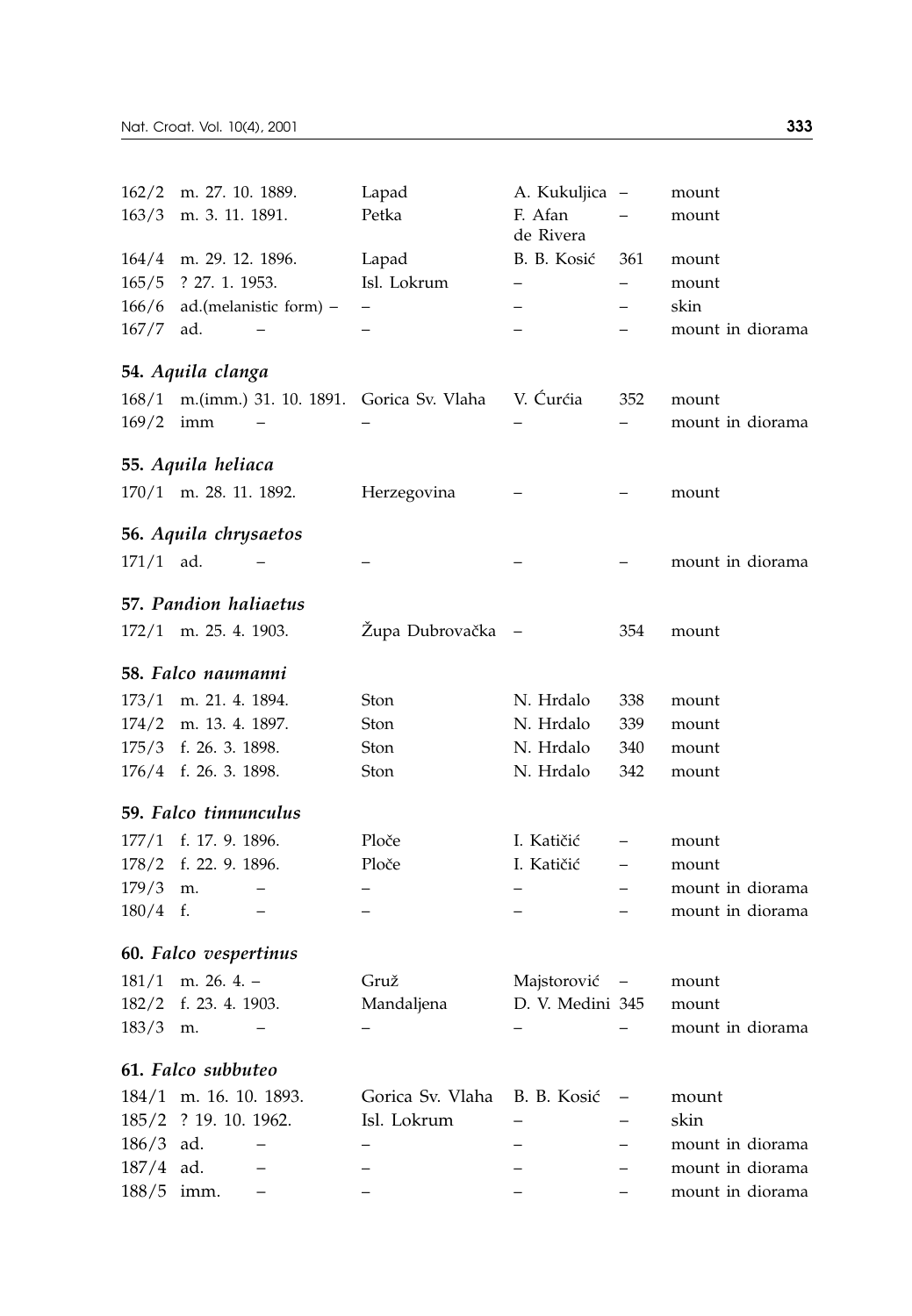| | | | | | |
|---|---|---|---|---|---|
| 162/2 | m. 27. 10. 1889. | Lapad | A. Kukuljica | – | mount |
| 163/3 | m. 3. 11. 1891. | Petka | F. Afan de Rivera | – | mount |
| 164/4 | m. 29. 12. 1896. | Lapad | B. B. Kosić | 361 | mount |
| 165/5 | ? 27. 1. 1953. | Isl. Lokrum | – | – | mount |
| 166/6 | ad.(melanistic form) – | – | – | – | skin |
| 167/7 | ad. – | – | – | – | mount in diorama |

**54.** ***Aquila clanga***

| | | | | | |
|---|---|---|---|---|---|
| 168/1 | m.(imm.) 31. 10. 1891. | Gorica Sv. Vlaha | V. Ćurćia | 352 | mount |
| 169/2 | imm – | – | – | – | mount in diorama |

**55.** ***Aquila heliaca***

| | | | | | |
|---|---|---|---|---|---|
| 170/1 | m. 28. 11. 1892. | Herzegovina | – | – | mount |

**56.** ***Aquila chrysaetos***

| | | | | | |
|---|---|---|---|---|---|
| 171/1 | ad. – | – | – | – | mount in diorama |

**57.** ***Pandion haliaetus***

| | | | | | |
|---|---|---|---|---|---|
| 172/1 | m. 25. 4. 1903. | Župa Dubrovačka | – | 354 | mount |

**58.** ***Falco naumanni***

| | | | | | |
|---|---|---|---|---|---|
| 173/1 | m. 21. 4. 1894. | Ston | N. Hrdalo | 338 | mount |
| 174/2 | m. 13. 4. 1897. | Ston | N. Hrdalo | 339 | mount |
| 175/3 | f. 26. 3. 1898. | Ston | N. Hrdalo | 340 | mount |
| 176/4 | f. 26. 3. 1898. | Ston | N. Hrdalo | 342 | mount |

**59.** ***Falco tinnunculus***

| | | | | | |
|---|---|---|---|---|---|
| 177/1 | f. 17. 9. 1896. | Ploče | I. Katičić | – | mount |
| 178/2 | f. 22. 9. 1896. | Ploče | I. Katičić | – | mount |
| 179/3 | m. – | – | – | – | mount in diorama |
| 180/4 | f. – | – | – | – | mount in diorama |

**60.** ***Falco vespertinus***

| | | | | | |
|---|---|---|---|---|---|
| 181/1 | m. 26. 4. – | Gruž | Majstorović | – | mount |
| 182/2 | f. 23. 4. 1903. | Mandaljena | D. V. Medini | 345 | mount |
| 183/3 | m. – | – | – | – | mount in diorama |

**61.** ***Falco subbuteo***

| | | | | | |
|---|---|---|---|---|---|
| 184/1 | m. 16. 10. 1893. | Gorica Sv. Vlaha | B. B. Kosić | – | mount |
| 185/2 | ? 19. 10. 1962. | Isl. Lokrum | – | – | skin |
| 186/3 | ad. – | – | – | – | mount in diorama |
| 187/4 | ad. – | – | – | – | mount in diorama |
| 188/5 | imm. – | – | – | – | mount in diorama |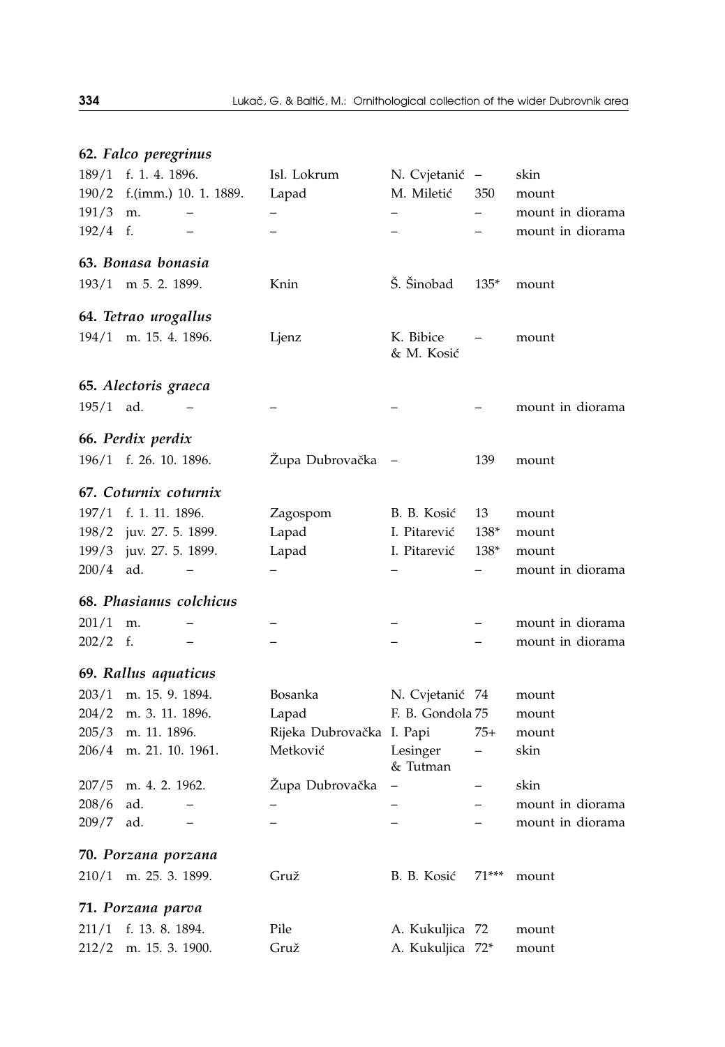**62.** ***Falco peregrinus***

| | | | | | |
|---|---|---|---|---|---|
| 189/1 | f. 1. 4. 1896. | Isl. Lokrum | N. Cvjetanić | – | skin |
| 190/2 | f.(imm.) 10. 1. 1889. | Lapad | M. Miletić | 350 | mount |
| 191/3 | m. – | – | – | – | mount in diorama |
| 192/4 | f. – | – | – | – | mount in diorama |

**63.** ***Bonasa bonasia***

| | | | | | |
|---|---|---|---|---|---|
| 193/1 | m 5. 2. 1899. | Knin | Š. Šinobad | 135* | mount |

**64.** ***Tetrao urogallus***

| | | | | | |
|---|---|---|---|---|---|
| 194/1 | m. 15. 4. 1896. | Ljenz | K. Bibice & M. Kosić | – | mount |

**65.** ***Alectoris graeca***

| | | | | | |
|---|---|---|---|---|---|
| 195/1 | ad. – | – | – | – | mount in diorama |

**66.** ***Perdix perdix***

| | | | | | |
|---|---|---|---|---|---|
| 196/1 | f. 26. 10. 1896. | Župa Dubrovačka | – | 139 | mount |

**67.** ***Coturnix coturnix***

| | | | | | |
|---|---|---|---|---|---|
| 197/1 | f. 1. 11. 1896. | Zagospom | B. B. Kosić | 13 | mount |
| 198/2 | juv. 27. 5. 1899. | Lapad | I. Pitarević | 138* | mount |
| 199/3 | juv. 27. 5. 1899. | Lapad | I. Pitarević | 138* | mount |
| 200/4 | ad. – | – | – | – | mount in diorama |

**68.** ***Phasianus colchicus***

| | | | | | |
|---|---|---|---|---|---|
| 201/1 | m. – | – | – | – | mount in diorama |
| 202/2 | f. – | – | – | – | mount in diorama |

**69.** ***Rallus aquaticus***

| | | | | | |
|---|---|---|---|---|---|
| 203/1 | m. 15. 9. 1894. | Bosanka | N. Cvjetanić | 74 | mount |
| 204/2 | m. 3. 11. 1896. | Lapad | F. B. Gondola | 75 | mount |
| 205/3 | m. 11. 1896. | Rijeka Dubrovačka | I. Papi | 75+ | mount |
| 206/4 | m. 21. 10. 1961. | Metković | Lesinger & Tutman | – | skin |
| 207/5 | m. 4. 2. 1962. | Župa Dubrovačka | – | – | skin |
| 208/6 | ad. – | – | – | – | mount in diorama |
| 209/7 | ad. – | – | – | – | mount in diorama |

**70.** ***Porzana porzana***

| | | | | | |
|---|---|---|---|---|---|
| 210/1 | m. 25. 3. 1899. | Gruž | B. B. Kosić | 71*** | mount |

**71.** ***Porzana parva***

| | | | | | |
|---|---|---|---|---|---|
| 211/1 | f. 13. 8. 1894. | Pile | A. Kukuljica | 72 | mount |
| 212/2 | m. 15. 3. 1900. | Gruž | A. Kukuljica | 72* | mount |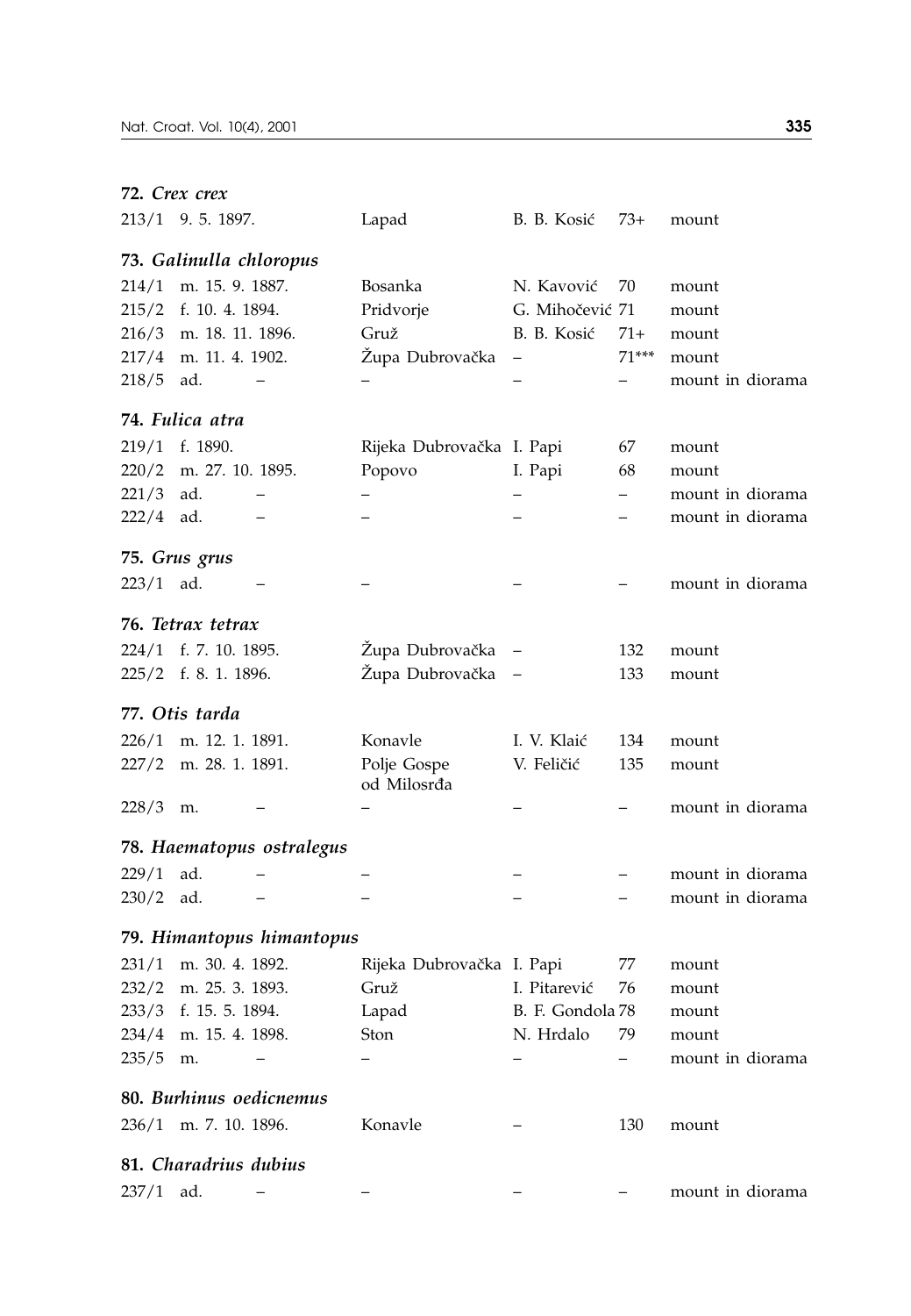**72. *Crex crex***

| | | | | | |
|---|---|---|---|---|---|
| 213/1 | 9. 5. 1897. | Lapad | B. B. Kosić | 73+ | mount |

**73. *Galinulla chloropus***

| | | | | | |
|---|---|---|---|---|---|
| 214/1 | m. 15. 9. 1887. | Bosanka | N. Kavović | 70 | mount |
| 215/2 | f. 10. 4. 1894. | Pridvorje | G. Mihočević | 71 | mount |
| 216/3 | m. 18. 11. 1896. | Gruž | B. B. Kosić | 71+ | mount |
| 217/4 | m. 11. 4. 1902. | Župa Dubrovačka | – | 71*** | mount |
| 218/5 | ad. – | – | – | – | mount in diorama |

**74. *Fulica atra***

| | | | | | |
|---|---|---|---|---|---|
| 219/1 | f. 1890. | Rijeka Dubrovačka | I. Papi | 67 | mount |
| 220/2 | m. 27. 10. 1895. | Popovo | I. Papi | 68 | mount |
| 221/3 | ad. – | – | – | – | mount in diorama |
| 222/4 | ad. – | – | – | – | mount in diorama |

**75. *Grus grus***

| | | | | | |
|---|---|---|---|---|---|
| 223/1 | ad. – | – | – | – | mount in diorama |

**76. *Tetrax tetrax***

| | | | | | |
|---|---|---|---|---|---|
| 224/1 | f. 7. 10. 1895. | Župa Dubrovačka | – | 132 | mount |
| 225/2 | f. 8. 1. 1896. | Župa Dubrovačka | – | 133 | mount |

**77. *Otis tarda***

| | | | | | |
|---|---|---|---|---|---|
| 226/1 | m. 12. 1. 1891. | Konavle | I. V. Klaić | 134 | mount |
| 227/2 | m. 28. 1. 1891. | Polje Gospe od Milosrđa | V. Feličić | 135 | mount |
| 228/3 | m. – | – | – | – | mount in diorama |

**78. *Haematopus ostralegus***

| | | | | | |
|---|---|---|---|---|---|
| 229/1 | ad. – | – | – | – | mount in diorama |
| 230/2 | ad. – | – | – | – | mount in diorama |

**79. *Himantopus himantopus***

| | | | | | |
|---|---|---|---|---|---|
| 231/1 | m. 30. 4. 1892. | Rijeka Dubrovačka | I. Papi | 77 | mount |
| 232/2 | m. 25. 3. 1893. | Gruž | I. Pitarević | 76 | mount |
| 233/3 | f. 15. 5. 1894. | Lapad | B. F. Gondola | 78 | mount |
| 234/4 | m. 15. 4. 1898. | Ston | N. Hrdalo | 79 | mount |
| 235/5 | m. – | – | – | – | mount in diorama |

**80. *Burhinus oedicnemus***

| | | | | | |
|---|---|---|---|---|---|
| 236/1 | m. 7. 10. 1896. | Konavle | – | 130 | mount |

**81. *Charadrius dubius***

| | | | | | |
|---|---|---|---|---|---|
| 237/1 | ad. – | – | – | – | mount in diorama |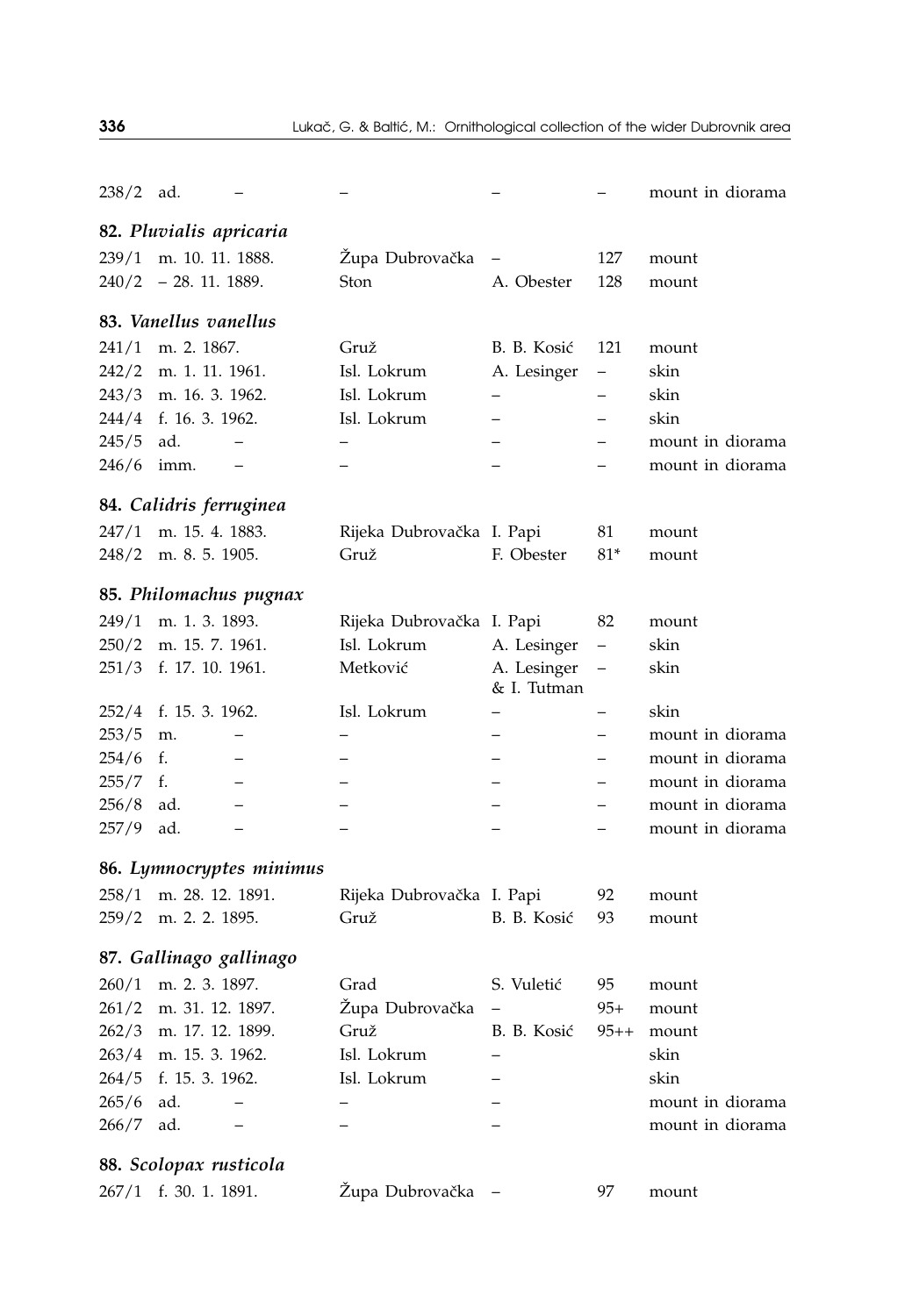| | | | | | |
|---|---|---|---|---|---|
| 238/2 | ad. – | – | – | – | mount in diorama |
| **82. *Pluvialis apricaria*** | | | | | |
| 239/1 | m. 10. 11. 1888. | Župa Dubrovačka | – | 127 | mount |
| 240/2 | – 28. 11. 1889. | Ston | A. Obester | 128 | mount |
| **83. *Vanellus vanellus*** | | | | | |
| 241/1 | m. 2. 1867. | Gruž | B. B. Kosić | 121 | mount |
| 242/2 | m. 1. 11. 1961. | Isl. Lokrum | A. Lesinger | – | skin |
| 243/3 | m. 16. 3. 1962. | Isl. Lokrum | – | – | skin |
| 244/4 | f. 16. 3. 1962. | Isl. Lokrum | – | – | skin |
| 245/5 | ad. – | – | – | – | mount in diorama |
| 246/6 | imm. – | – | – | – | mount in diorama |
| **84. *Calidris ferruginea*** | | | | | |
| 247/1 | m. 15. 4. 1883. | Rijeka Dubrovačka | I. Papi | 81 | mount |
| 248/2 | m. 8. 5. 1905. | Gruž | F. Obester | 81* | mount |
| **85. *Philomachus pugnax*** | | | | | |
| 249/1 | m. 1. 3. 1893. | Rijeka Dubrovačka | I. Papi | 82 | mount |
| 250/2 | m. 15. 7. 1961. | Isl. Lokrum | A. Lesinger | – | skin |
| 251/3 | f. 17. 10. 1961. | Metković | A. Lesinger & I. Tutman | – | skin |
| 252/4 | f. 15. 3. 1962. | Isl. Lokrum | – | – | skin |
| 253/5 | m. – | – | – | – | mount in diorama |
| 254/6 | f. – | – | – | – | mount in diorama |
| 255/7 | f. – | – | – | – | mount in diorama |
| 256/8 | ad. – | – | – | – | mount in diorama |
| 257/9 | ad. – | – | – | – | mount in diorama |
| **86. *Lymnocryptes minimus*** | | | | | |
| 258/1 | m. 28. 12. 1891. | Rijeka Dubrovačka | I. Papi | 92 | mount |
| 259/2 | m. 2. 2. 1895. | Gruž | B. B. Kosić | 93 | mount |
| **87. *Gallinago gallinago*** | | | | | |
| 260/1 | m. 2. 3. 1897. | Grad | S. Vuletić | 95 | mount |
| 261/2 | m. 31. 12. 1897. | Župa Dubrovačka | – | 95+ | mount |
| 262/3 | m. 17. 12. 1899. | Gruž | B. B. Kosić | 95++ | mount |
| 263/4 | m. 15. 3. 1962. | Isl. Lokrum | – | | skin |
| 264/5 | f. 15. 3. 1962. | Isl. Lokrum | – | | skin |
| 265/6 | ad. – | – | – | | mount in diorama |
| 266/7 | ad. – | – | – | | mount in diorama |
| **88. *Scolopax rusticola*** | | | | | |
| 267/1 | f. 30. 1. 1891. | Župa Dubrovačka | – | 97 | mount |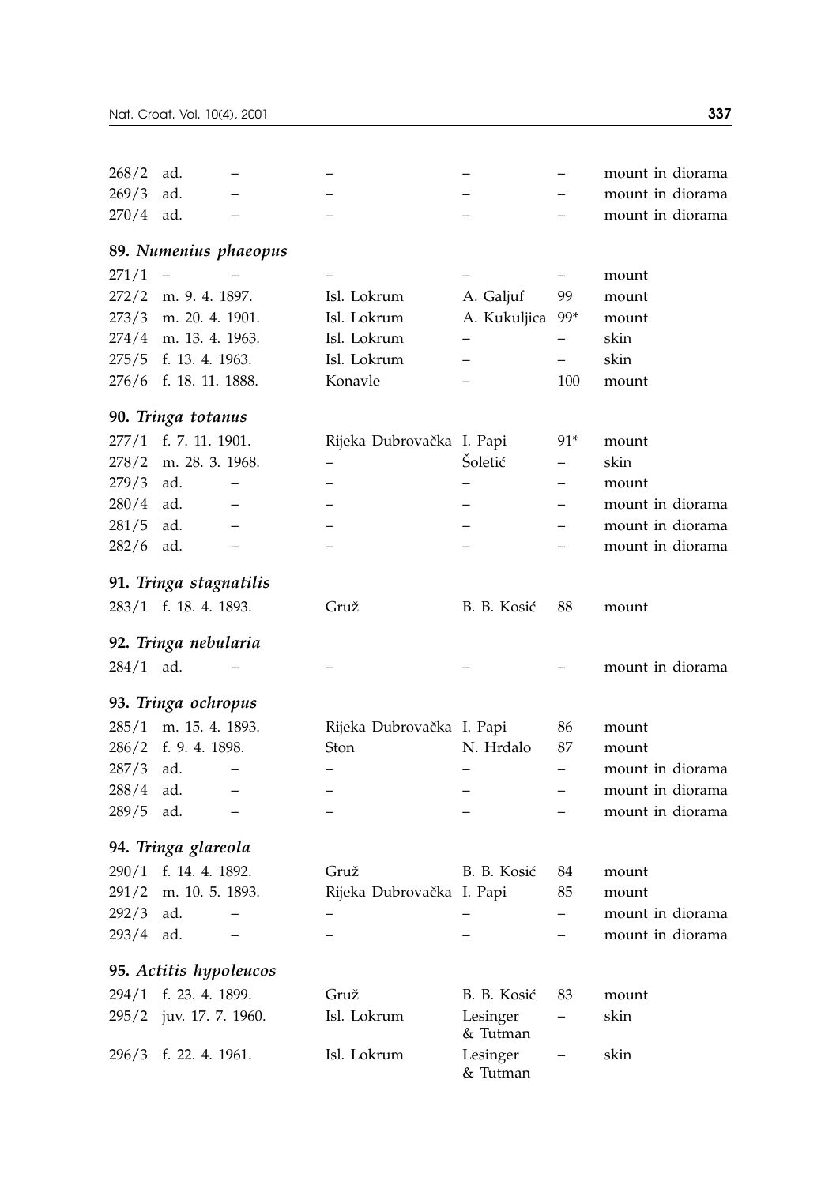| | | | | | | |
|---|---|---|---|---|---|---|
| 268/2 | ad. | – | – | – | – | mount in diorama |
| 269/3 | ad. | – | – | – | – | mount in diorama |
| 270/4 | ad. | – | – | – | – | mount in diorama |

**89. *Numenius phaeopus***

| | | | | | | |
|---|---|---|---|---|---|---|
| 271/1 | – | – | – | – | – | mount |
| 272/2 | m. 9. 4. 1897. | | Isl. Lokrum | A. Galjuf | 99 | mount |
| 273/3 | m. 20. 4. 1901. | | Isl. Lokrum | A. Kukuljica | 99* | mount |
| 274/4 | m. 13. 4. 1963. | | Isl. Lokrum | – | – | skin |
| 275/5 | f. 13. 4. 1963. | | Isl. Lokrum | – | – | skin |
| 276/6 | f. 18. 11. 1888. | | Konavle | – | 100 | mount |

**90. *Tringa totanus***

| | | | | | | |
|---|---|---|---|---|---|---|
| 277/1 | f. 7. 11. 1901. | | Rijeka Dubrovačka | I. Papi | 91* | mount |
| 278/2 | m. 28. 3. 1968. | | – | Šoletić | – | skin |
| 279/3 | ad. | – | – | – | – | mount |
| 280/4 | ad. | – | – | – | – | mount in diorama |
| 281/5 | ad. | – | – | – | – | mount in diorama |
| 282/6 | ad. | – | – | – | – | mount in diorama |

**91. *Tringa stagnatilis***

| | | | | | | |
|---|---|---|---|---|---|---|
| 283/1 | f. 18. 4. 1893. | | Gruž | B. B. Kosić | 88 | mount |

**92. *Tringa nebularia***

| | | | | | | |
|---|---|---|---|---|---|---|
| 284/1 | ad. | – | – | – | – | mount in diorama |

**93. *Tringa ochropus***

| | | | | | | |
|---|---|---|---|---|---|---|
| 285/1 | m. 15. 4. 1893. | | Rijeka Dubrovačka | I. Papi | 86 | mount |
| 286/2 | f. 9. 4. 1898. | | Ston | N. Hrdalo | 87 | mount |
| 287/3 | ad. | – | – | – | – | mount in diorama |
| 288/4 | ad. | – | – | – | – | mount in diorama |
| 289/5 | ad. | – | – | – | – | mount in diorama |

**94. *Tringa glareola***

| | | | | | | |
|---|---|---|---|---|---|---|
| 290/1 | f. 14. 4. 1892. | | Gruž | B. B. Kosić | 84 | mount |
| 291/2 | m. 10. 5. 1893. | | Rijeka Dubrovačka | I. Papi | 85 | mount |
| 292/3 | ad. | – | – | – | – | mount in diorama |
| 293/4 | ad. | – | – | – | – | mount in diorama |

**95. *Actitis hypoleucos***

| | | | | | | |
|---|---|---|---|---|---|---|
| 294/1 | f. 23. 4. 1899. | | Gruž | B. B. Kosić | 83 | mount |
| 295/2 | juv. 17. 7. 1960. | | Isl. Lokrum | Lesinger & Tutman | – | skin |
| 296/3 | f. 22. 4. 1961. | | Isl. Lokrum | Lesinger & Tutman | – | skin |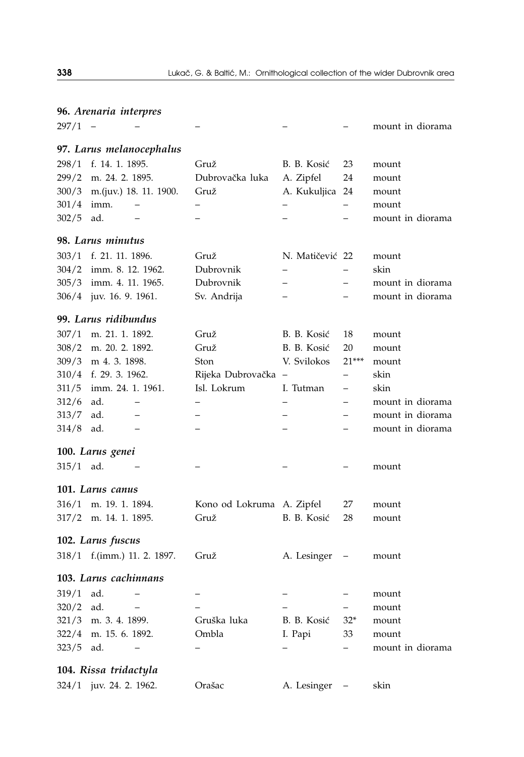**96.** ***Arenaria interpres***

| | | | | | |
|---|---|---|---|---|---|
| 297/1 | – | – | – | – | mount in diorama |

**97.** ***Larus melanocephalus***

| | | | | | |
|---|---|---|---|---|---|
| 298/1 | f. 14. 1. 1895. | Gruž | B. B. Kosić | 23 | mount |
| 299/2 | m. 24. 2. 1895. | Dubrovačka luka | A. Zipfel | 24 | mount |
| 300/3 | m.(juv.) 18. 11. 1900. | Gruž | A. Kukuljica | 24 | mount |
| 301/4 | imm. – | – | – | – | mount |
| 302/5 | ad. – | – | – | – | mount in diorama |

**98.** ***Larus minutus***

| | | | | | |
|---|---|---|---|---|---|
| 303/1 | f. 21. 11. 1896. | Gruž | N. Matičević | 22 | mount |
| 304/2 | imm. 8. 12. 1962. | Dubrovnik | – | – | skin |
| 305/3 | imm. 4. 11. 1965. | Dubrovnik | – | – | mount in diorama |
| 306/4 | juv. 16. 9. 1961. | Sv. Andrija | – | – | mount in diorama |

**99.** ***Larus ridibundus***

| | | | | | |
|---|---|---|---|---|---|
| 307/1 | m. 21. 1. 1892. | Gruž | B. B. Kosić | 18 | mount |
| 308/2 | m. 20. 2. 1892. | Gruž | B. B. Kosić | 20 | mount |
| 309/3 | m 4. 3. 1898. | Ston | V. Svilokos | 21*** | mount |
| 310/4 | f. 29. 3. 1962. | Rijeka Dubrovačka | – | – | skin |
| 311/5 | imm. 24. 1. 1961. | Isl. Lokrum | I. Tutman | – | skin |
| 312/6 | ad. – | – | – | – | mount in diorama |
| 313/7 | ad. – | – | – | – | mount in diorama |
| 314/8 | ad. – | – | – | – | mount in diorama |

**100.** ***Larus genei***

| | | | | | |
|---|---|---|---|---|---|
| 315/1 | ad. – | – | – | – | mount |

**101.** ***Larus canus***

| | | | | | |
|---|---|---|---|---|---|
| 316/1 | m. 19. 1. 1894. | Kono od Lokruma | A. Zipfel | 27 | mount |
| 317/2 | m. 14. 1. 1895. | Gruž | B. B. Kosić | 28 | mount |

**102.** ***Larus fuscus***

| | | | | | |
|---|---|---|---|---|---|
| 318/1 | f.(imm.) 11. 2. 1897. | Gruž | A. Lesinger | – | mount |

**103.** ***Larus cachinnans***

| | | | | | |
|---|---|---|---|---|---|
| 319/1 | ad. – | – | – | – | mount |
| 320/2 | ad. – | – | – | – | mount |
| 321/3 | m. 3. 4. 1899. | Gruška luka | B. B. Kosić | 32* | mount |
| 322/4 | m. 15. 6. 1892. | Ombla | I. Papi | 33 | mount |
| 323/5 | ad. – | – | – | – | mount in diorama |

**104.** ***Rissa tridactyla***

| | | | | | |
|---|---|---|---|---|---|
| 324/1 | juv. 24. 2. 1962. | Orašac | A. Lesinger | – | skin |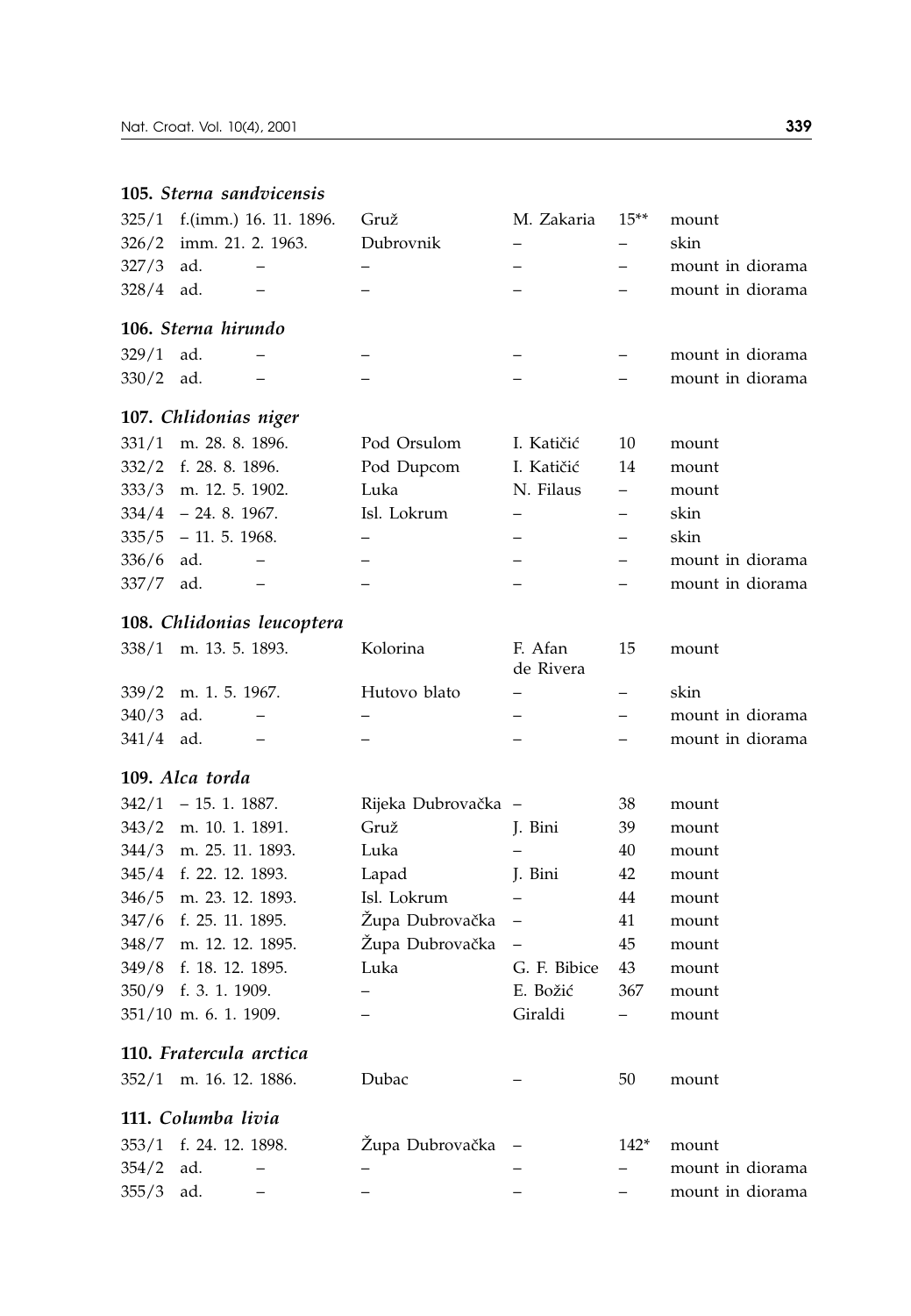**105.** ***Sterna sandvicensis***

| | | | | | |
|---|---|---|---|---|---|
| 325/1 | f.(imm.) 16. 11. 1896. | Gruž | M. Zakaria | 15** | mount |
| 326/2 | imm. 21. 2. 1963. | Dubrovnik | – | – | skin |
| 327/3 | ad. – | – | – | – | mount in diorama |
| 328/4 | ad. – | – | – | – | mount in diorama |

**106.** ***Sterna hirundo***

| | | | | | |
|---|---|---|---|---|---|
| 329/1 | ad. – | – | – | – | mount in diorama |
| 330/2 | ad. – | – | – | – | mount in diorama |

**107.** ***Chlidonias niger***

| | | | | | |
|---|---|---|---|---|---|
| 331/1 | m. 28. 8. 1896. | Pod Orsulom | I. Katičić | 10 | mount |
| 332/2 | f. 28. 8. 1896. | Pod Dupcom | I. Katičić | 14 | mount |
| 333/3 | m. 12. 5. 1902. | Luka | N. Filaus | – | mount |
| 334/4 | – 24. 8. 1967. | Isl. Lokrum | – | – | skin |
| 335/5 | – 11. 5. 1968. | – | – | – | skin |
| 336/6 | ad. – | – | – | – | mount in diorama |
| 337/7 | ad. – | – | – | – | mount in diorama |

**108.** ***Chlidonias leucoptera***

| | | | | | |
|---|---|---|---|---|---|
| 338/1 | m. 13. 5. 1893. | Kolorina | F. Afan de Rivera | 15 | mount |
| 339/2 | m. 1. 5. 1967. | Hutovo blato | – | – | skin |
| 340/3 | ad. – | – | – | – | mount in diorama |
| 341/4 | ad. – | – | – | – | mount in diorama |

**109.** ***Alca torda***

| | | | | | |
|---|---|---|---|---|---|
| 342/1 | – 15. 1. 1887. | Rijeka Dubrovačka | – | 38 | mount |
| 343/2 | m. 10. 1. 1891. | Gruž | J. Bini | 39 | mount |
| 344/3 | m. 25. 11. 1893. | Luka | – | 40 | mount |
| 345/4 | f. 22. 12. 1893. | Lapad | J. Bini | 42 | mount |
| 346/5 | m. 23. 12. 1893. | Isl. Lokrum | – | 44 | mount |
| 347/6 | f. 25. 11. 1895. | Župa Dubrovačka | – | 41 | mount |
| 348/7 | m. 12. 12. 1895. | Župa Dubrovačka | – | 45 | mount |
| 349/8 | f. 18. 12. 1895. | Luka | G. F. Bibice | 43 | mount |
| 350/9 | f. 3. 1. 1909. | – | E. Božić | 367 | mount |
| 351/10 | m. 6. 1. 1909. | – | Giraldi | – | mount |

**110.** ***Fratercula arctica***

| | | | | | |
|---|---|---|---|---|---|
| 352/1 | m. 16. 12. 1886. | Dubac | – | 50 | mount |

**111.** ***Columba livia***

| | | | | | |
|---|---|---|---|---|---|
| 353/1 | f. 24. 12. 1898. | Župa Dubrovačka | – | 142* | mount |
| 354/2 | ad. – | – | – | – | mount in diorama |
| 355/3 | ad. – | – | – | – | mount in diorama |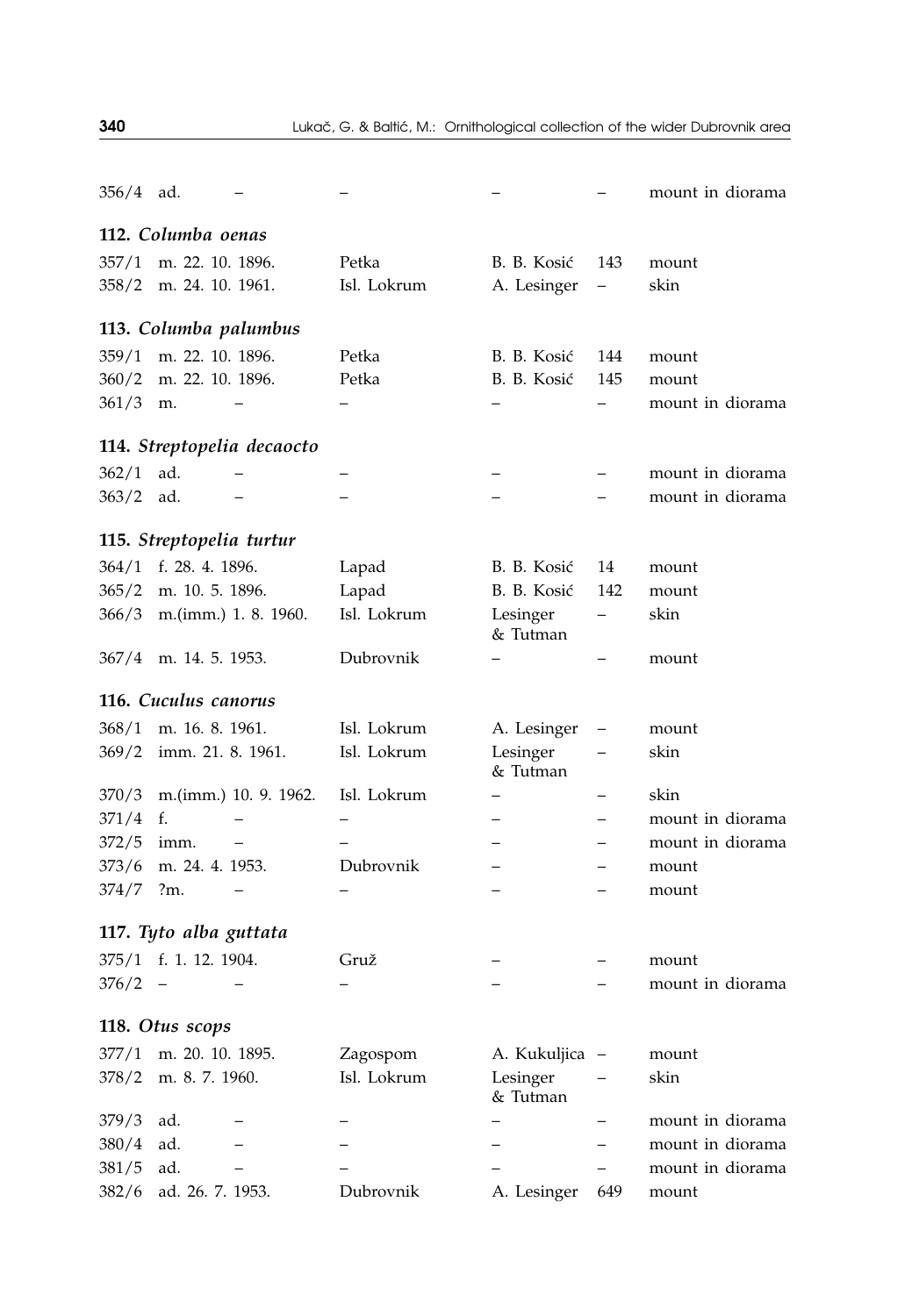| | | | | | |
|---|---|---|---|---|---|
| 356/4 | ad. – | – | – | – | mount in diorama |

**112.** ***Columba oenas***

| | | | | | |
|---|---|---|---|---|---|
| 357/1 | m. 22. 10. 1896. | Petka | B. B. Kosić | 143 | mount |
| 358/2 | m. 24. 10. 1961. | Isl. Lokrum | A. Lesinger | – | skin |

**113.** ***Columba palumbus***

| | | | | | |
|---|---|---|---|---|---|
| 359/1 | m. 22. 10. 1896. | Petka | B. B. Kosić | 144 | mount |
| 360/2 | m. 22. 10. 1896. | Petka | B. B. Kosić | 145 | mount |
| 361/3 | m. – | – | – | – | mount in diorama |

**114.** ***Streptopelia decaocto***

| | | | | | |
|---|---|---|---|---|---|
| 362/1 | ad. – | – | – | – | mount in diorama |
| 363/2 | ad. – | – | – | – | mount in diorama |

**115.** ***Streptopelia turtur***

| | | | | | |
|---|---|---|---|---|---|
| 364/1 | f. 28. 4. 1896. | Lapad | B. B. Kosić | 14 | mount |
| 365/2 | m. 10. 5. 1896. | Lapad | B. B. Kosić | 142 | mount |
| 366/3 | m.(imm.) 1. 8. 1960. | Isl. Lokrum | Lesinger & Tutman | – | skin |
| 367/4 | m. 14. 5. 1953. | Dubrovnik | – | – | mount |

**116.** ***Cuculus canorus***

| | | | | | |
|---|---|---|---|---|---|
| 368/1 | m. 16. 8. 1961. | Isl. Lokrum | A. Lesinger | – | mount |
| 369/2 | imm. 21. 8. 1961. | Isl. Lokrum | Lesinger & Tutman | – | skin |
| 370/3 | m.(imm.) 10. 9. 1962. | Isl. Lokrum | – | – | skin |
| 371/4 | f. – | – | – | – | mount in diorama |
| 372/5 | imm. – | – | – | – | mount in diorama |
| 373/6 | m. 24. 4. 1953. | Dubrovnik | – | – | mount |
| 374/7 | ?m. – | – | – | – | mount |

**117.** ***Tyto alba guttata***

| | | | | | |
|---|---|---|---|---|---|
| 375/1 | f. 1. 12. 1904. | Gruž | – | – | mount |
| 376/2 | – – | – | – | – | mount in diorama |

**118.** ***Otus scops***

| | | | | | |
|---|---|---|---|---|---|
| 377/1 | m. 20. 10. 1895. | Zagospom | A. Kukuljica | – | mount |
| 378/2 | m. 8. 7. 1960. | Isl. Lokrum | Lesinger & Tutman | – | skin |
| 379/3 | ad. – | – | – | – | mount in diorama |
| 380/4 | ad. – | – | – | – | mount in diorama |
| 381/5 | ad. – | – | – | – | mount in diorama |
| 382/6 | ad. 26. 7. 1953. | Dubrovnik | A. Lesinger | 649 | mount |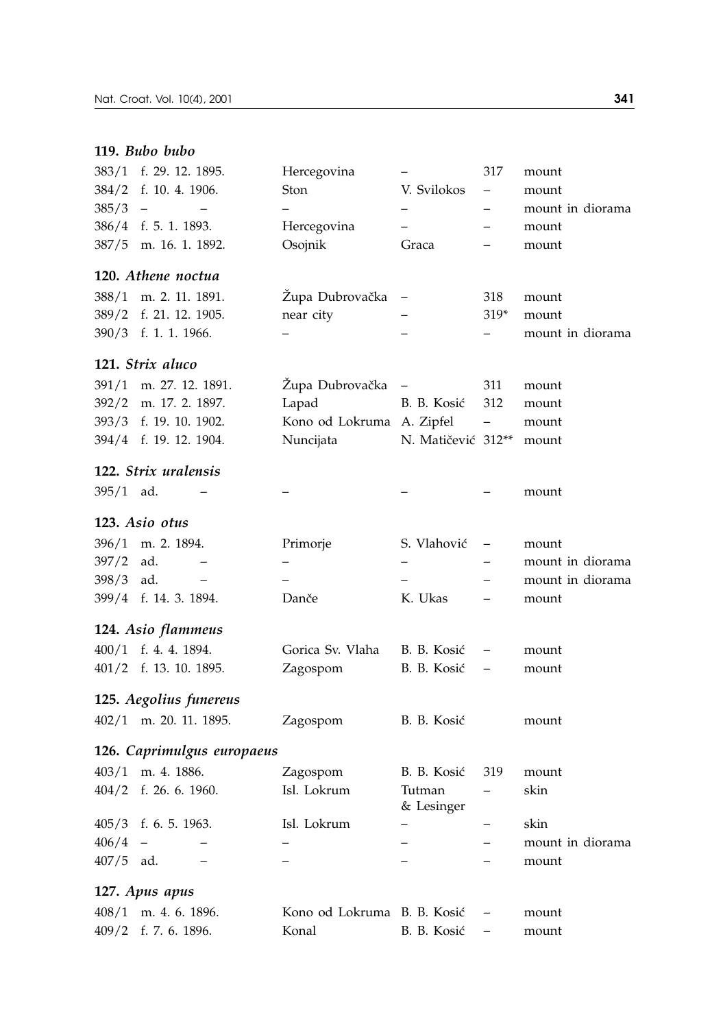**119.** ***Bubo bubo***

| | | | | | |
|---|---|---|---|---|---|
| 383/1 | f. 29. 12. 1895. | Hercegovina | – | 317 | mount |
| 384/2 | f. 10. 4. 1906. | Ston | V. Svilokos | – | mount |
| 385/3 | – | – | – | – | mount in diorama |
| 386/4 | f. 5. 1. 1893. | Hercegovina | – | – | mount |
| 387/5 | m. 16. 1. 1892. | Osojnik | Graca | – | mount |

**120.** ***Athene noctua***

| | | | | | |
|---|---|---|---|---|---|
| 388/1 | m. 2. 11. 1891. | Župa Dubrovačka | – | 318 | mount |
| 389/2 | f. 21. 12. 1905. | near city | – | 319* | mount |
| 390/3 | f. 1. 1. 1966. | – | – | – | mount in diorama |

**121.** ***Strix aluco***

| | | | | | |
|---|---|---|---|---|---|
| 391/1 | m. 27. 12. 1891. | Župa Dubrovačka | – | 311 | mount |
| 392/2 | m. 17. 2. 1897. | Lapad | B. B. Kosić | 312 | mount |
| 393/3 | f. 19. 10. 1902. | Kono od Lokruma | A. Zipfel | – | mount |
| 394/4 | f. 19. 12. 1904. | Nuncijata | N. Matičević | 312** | mount |

**122.** ***Strix uralensis***

| | | | | | |
|---|---|---|---|---|---|
| 395/1 | ad. – | – | – | – | mount |

**123.** ***Asio otus***

| | | | | | |
|---|---|---|---|---|---|
| 396/1 | m. 2. 1894. | Primorje | S. Vlahović | – | mount |
| 397/2 | ad. – | – | – | – | mount in diorama |
| 398/3 | ad. – | – | – | – | mount in diorama |
| 399/4 | f. 14. 3. 1894. | Danče | K. Ukas | – | mount |

**124.** ***Asio flammeus***

| | | | | | |
|---|---|---|---|---|---|
| 400/1 | f. 4. 4. 1894. | Gorica Sv. Vlaha | B. B. Kosić | – | mount |
| 401/2 | f. 13. 10. 1895. | Zagospom | B. B. Kosić | – | mount |

**125.** ***Aegolius funereus***

| | | | | | |
|---|---|---|---|---|---|
| 402/1 | m. 20. 11. 1895. | Zagospom | B. B. Kosić | | mount |

**126.** ***Caprimulgus europaeus***

| | | | | | |
|---|---|---|---|---|---|
| 403/1 | m. 4. 1886. | Zagospom | B. B. Kosić | 319 | mount |
| 404/2 | f. 26. 6. 1960. | Isl. Lokrum | Tutman & Lesinger | – | skin |
| 405/3 | f. 6. 5. 1963. | Isl. Lokrum | – | – | skin |
| 406/4 | – | – | – | – | mount in diorama |
| 407/5 | ad. – | – | – | – | mount |

**127.** ***Apus apus***

| | | | | | |
|---|---|---|---|---|---|
| 408/1 | m. 4. 6. 1896. | Kono od Lokruma | B. B. Kosić | – | mount |
| 409/2 | f. 7. 6. 1896. | Konal | B. B. Kosić | – | mount |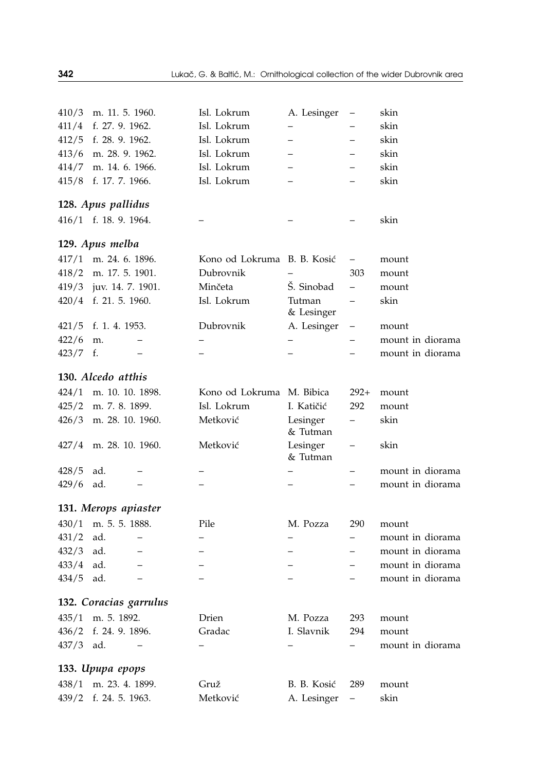| | | | | | |
|---|---|---|---|---|---|
| 410/3 | m. 11. 5. 1960. | Isl. Lokrum | A. Lesinger | – | skin |
| 411/4 | f. 27. 9. 1962. | Isl. Lokrum | – | – | skin |
| 412/5 | f. 28. 9. 1962. | Isl. Lokrum | – | – | skin |
| 413/6 | m. 28. 9. 1962. | Isl. Lokrum | – | – | skin |
| 414/7 | m. 14. 6. 1966. | Isl. Lokrum | – | – | skin |
| 415/8 | f. 17. 7. 1966. | Isl. Lokrum | – | – | skin |

**128.** ***Apus pallidus***

| | | | | | |
|---|---|---|---|---|---|
| 416/1 | f. 18. 9. 1964. | – | – | – | skin |

**129.** ***Apus melba***

| | | | | | |
|---|---|---|---|---|---|
| 417/1 | m. 24. 6. 1896. | Kono od Lokruma | B. B. Kosić | – | mount |
| 418/2 | m. 17. 5. 1901. | Dubrovnik | – | 303 | mount |
| 419/3 | juv. 14. 7. 1901. | Minčeta | Š. Sinobad | – | mount |
| 420/4 | f. 21. 5. 1960. | Isl. Lokrum | Tutman & Lesinger | – | skin |
| 421/5 | f. 1. 4. 1953. | Dubrovnik | A. Lesinger | – | mount |
| 422/6 | m. – | – | – | – | mount in diorama |
| 423/7 | f. – | – | – | – | mount in diorama |

**130.** ***Alcedo atthis***

| | | | | | |
|---|---|---|---|---|---|
| 424/1 | m. 10. 10. 1898. | Kono od Lokruma | M. Bibica | 292+ | mount |
| 425/2 | m. 7. 8. 1899. | Isl. Lokrum | I. Katičić | 292 | mount |
| 426/3 | m. 28. 10. 1960. | Metković | Lesinger & Tutman | – | skin |
| 427/4 | m. 28. 10. 1960. | Metković | Lesinger & Tutman | – | skin |
| 428/5 | ad. – | – | – | – | mount in diorama |
| 429/6 | ad. – | – | – | – | mount in diorama |

**131.** ***Merops apiaster***

| | | | | | |
|---|---|---|---|---|---|
| 430/1 | m. 5. 5. 1888. | Pile | M. Pozza | 290 | mount |
| 431/2 | ad. – | – | – | – | mount in diorama |
| 432/3 | ad. – | – | – | – | mount in diorama |
| 433/4 | ad. – | – | – | – | mount in diorama |
| 434/5 | ad. – | – | – | – | mount in diorama |

**132.** ***Coracias garrulus***

| | | | | | |
|---|---|---|---|---|---|
| 435/1 | m. 5. 1892. | Drien | M. Pozza | 293 | mount |
| 436/2 | f. 24. 9. 1896. | Gradac | I. Slavnik | 294 | mount |
| 437/3 | ad. – | – | – | – | mount in diorama |

**133.** ***Upupa epops***

| | | | | | |
|---|---|---|---|---|---|
| 438/1 | m. 23. 4. 1899. | Gruž | B. B. Kosić | 289 | mount |
| 439/2 | f. 24. 5. 1963. | Metković | A. Lesinger | – | skin |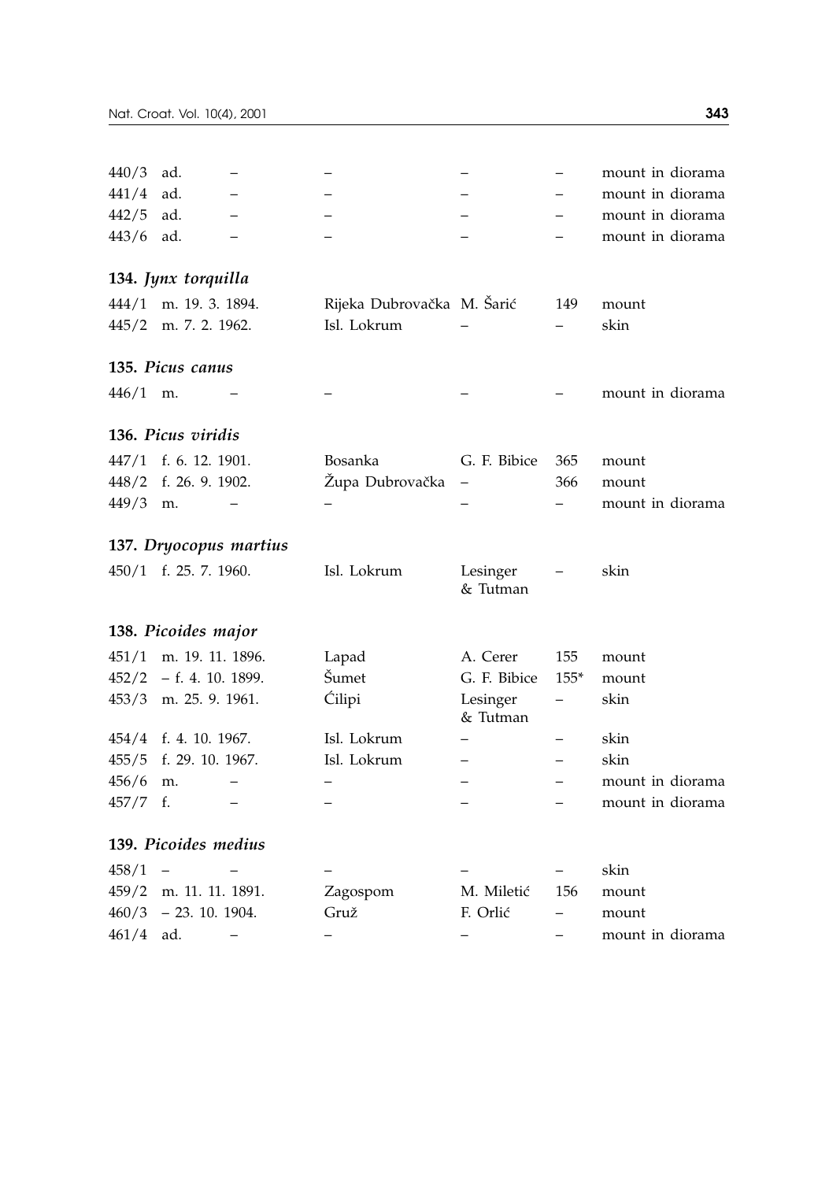| | | | | | | |
|---|---|---|---|---|---|---|
| 440/3 | ad. | – | – | – | – | mount in diorama |
| 441/4 | ad. | – | – | – | – | mount in diorama |
| 442/5 | ad. | – | – | – | – | mount in diorama |
| 443/6 | ad. | – | – | – | – | mount in diorama |

**134.** ***Jynx torquilla***

| | | | | | | |
|---|---|---|---|---|---|---|
| 444/1 | m. | 19. 3. 1894. | Rijeka Dubrovačka | M. Šarić | 149 | mount |
| 445/2 | m. | 7. 2. 1962. | Isl. Lokrum | – | – | skin |

**135.** ***Picus canus***

| | | | | | | |
|---|---|---|---|---|---|---|
| 446/1 | m. | – | – | – | – | mount in diorama |

**136.** ***Picus viridis***

| | | | | | | |
|---|---|---|---|---|---|---|
| 447/1 | f. | 6. 12. 1901. | Bosanka | G. F. Bibice | 365 | mount |
| 448/2 | f. | 26. 9. 1902. | Župa Dubrovačka | – | 366 | mount |
| 449/3 | m. | – | – | – | – | mount in diorama |

**137.** ***Dryocopus martius***

| | | | | | | |
|---|---|---|---|---|---|---|
| 450/1 | f. | 25. 7. 1960. | Isl. Lokrum | Lesinger & Tutman | – | skin |

**138.** ***Picoides major***

| | | | | | | |
|---|---|---|---|---|---|---|
| 451/1 | m. | 19. 11. 1896. | Lapad | A. Cerer | 155 | mount |
| 452/2 | – f. | 4. 10. 1899. | Šumet | G. F. Bibice | 155* | mount |
| 453/3 | m. | 25. 9. 1961. | Ćilipi | Lesinger & Tutman | – | skin |
| 454/4 | f. | 4. 10. 1967. | Isl. Lokrum | – | – | skin |
| 455/5 | f. | 29. 10. 1967. | Isl. Lokrum | – | – | skin |
| 456/6 | m. | – | – | – | – | mount in diorama |
| 457/7 | f. | – | – | – | – | mount in diorama |

**139.** ***Picoides medius***

| | | | | | | |
|---|---|---|---|---|---|---|
| 458/1 | – | – | – | – | – | skin |
| 459/2 | m. | 11. 11. 1891. | Zagospom | M. Miletić | 156 | mount |
| 460/3 | – | 23. 10. 1904. | Gruž | F. Orlić | – | mount |
| 461/4 | ad. | – | – | – | – | mount in diorama |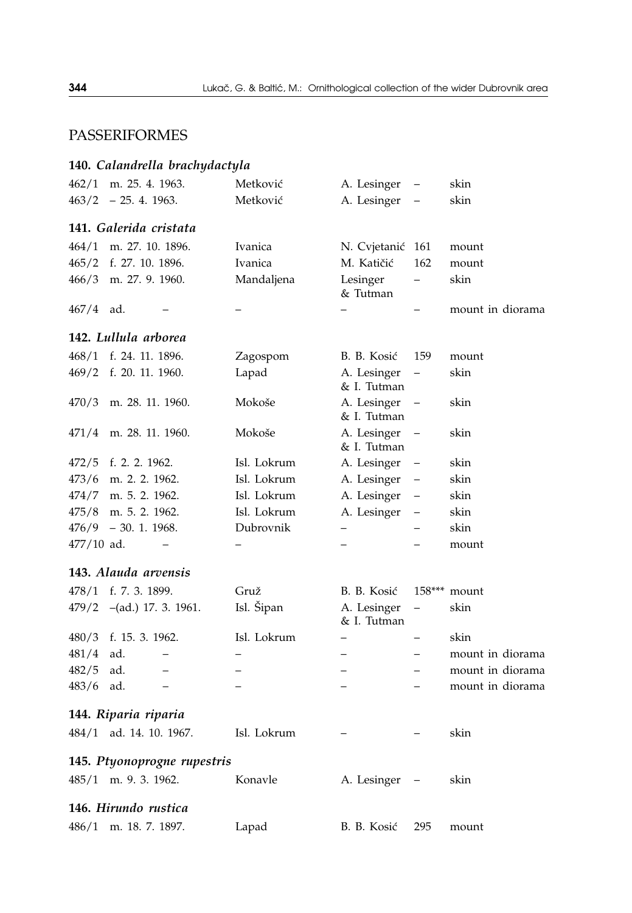## PASSERIFORMES

### 140. *Calandrella brachydactyla*

| | | | | | |
|---|---|---|---|---|---|
| 462/1 | m. 25. 4. 1963. | Metković | A. Lesinger | – | skin |
| 463/2 | – 25. 4. 1963. | Metković | A. Lesinger | – | skin |

### 141. *Galerida cristata*

| | | | | | |
|---|---|---|---|---|---|
| 464/1 | m. 27. 10. 1896. | Ivanica | N. Cvjetanić | 161 | mount |
| 465/2 | f. 27. 10. 1896. | Ivanica | M. Katičić | 162 | mount |
| 466/3 | m. 27. 9. 1960. | Mandaljena | Lesinger & Tutman | – | skin |
| 467/4 | ad. – | – | – | – | mount in diorama |

### 142. *Lullula arborea*

| | | | | | |
|---|---|---|---|---|---|
| 468/1 | f. 24. 11. 1896. | Zagospom | B. B. Kosić | 159 | mount |
| 469/2 | f. 20. 11. 1960. | Lapad | A. Lesinger & I. Tutman | – | skin |
| 470/3 | m. 28. 11. 1960. | Mokoše | A. Lesinger & I. Tutman | – | skin |
| 471/4 | m. 28. 11. 1960. | Mokoše | A. Lesinger & I. Tutman | – | skin |
| 472/5 | f. 2. 2. 1962. | Isl. Lokrum | A. Lesinger | – | skin |
| 473/6 | m. 2. 2. 1962. | Isl. Lokrum | A. Lesinger | – | skin |
| 474/7 | m. 5. 2. 1962. | Isl. Lokrum | A. Lesinger | – | skin |
| 475/8 | m. 5. 2. 1962. | Isl. Lokrum | A. Lesinger | – | skin |
| 476/9 | – 30. 1. 1968. | Dubrovnik | – | – | skin |
| 477/10 | ad. – | – | – | – | mount |

### 143. *Alauda arvensis*

| | | | | | |
|---|---|---|---|---|---|
| 478/1 | f. 7. 3. 1899. | Gruž | B. B. Kosić | 158*** | mount |
| 479/2 | –(ad.) 17. 3. 1961. | Isl. Šipan | A. Lesinger & I. Tutman | – | skin |
| 480/3 | f. 15. 3. 1962. | Isl. Lokrum | – | – | skin |
| 481/4 | ad. – | – | – | – | mount in diorama |
| 482/5 | ad. – | – | – | – | mount in diorama |
| 483/6 | ad. – | – | – | – | mount in diorama |

### 144. *Riparia riparia*

| | | | | | |
|---|---|---|---|---|---|
| 484/1 | ad. 14. 10. 1967. | Isl. Lokrum | – | – | skin |

### 145. *Ptyonoprogne rupestris*

| | | | | | |
|---|---|---|---|---|---|
| 485/1 | m. 9. 3. 1962. | Konavle | A. Lesinger | – | skin |

### 146. *Hirundo rustica*

| | | | | | |
|---|---|---|---|---|---|
| 486/1 | m. 18. 7. 1897. | Lapad | B. B. Kosić | 295 | mount |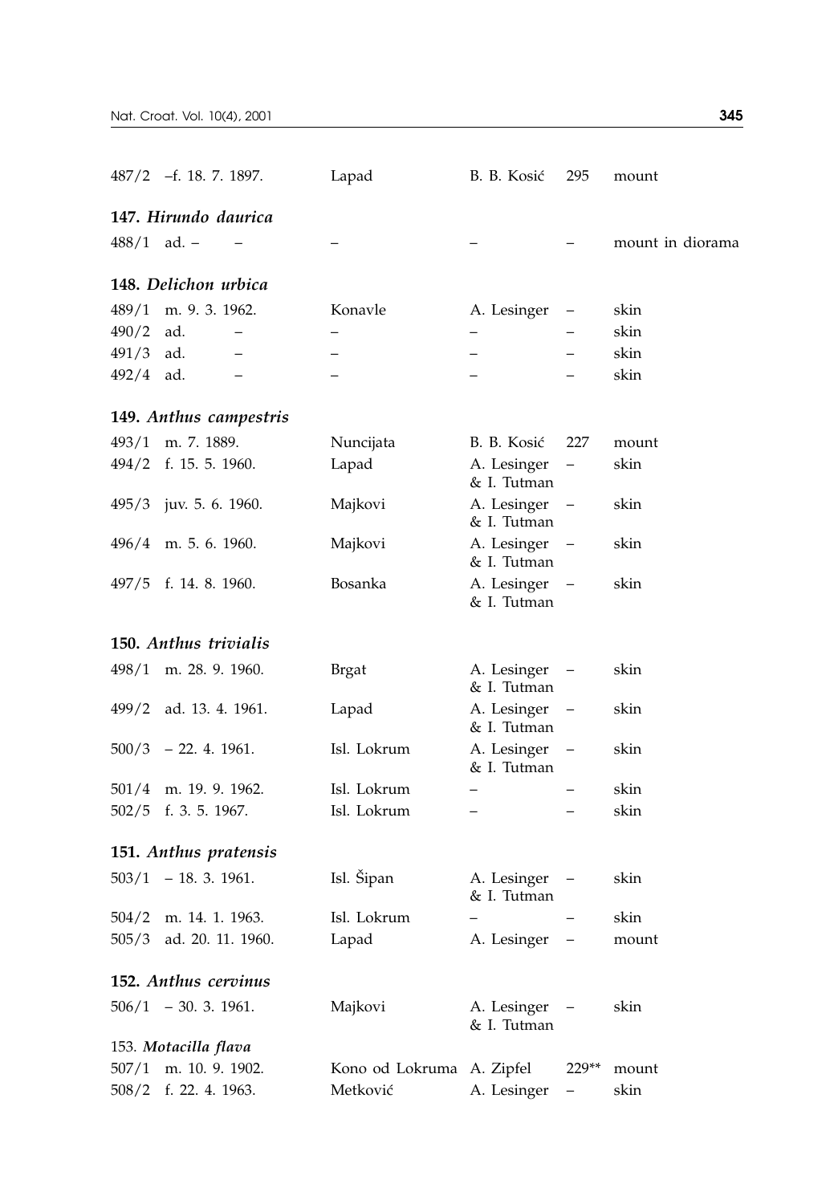| | | | | | |
|---|---|---|---|---|---|
| 487/2 | –f. 18. 7. 1897. | Lapad | B. B. Kosić | 295 | mount |

**147.** ***Hirundo daurica***

| | | | | | |
|---|---|---|---|---|---|
| 488/1 | ad. – | – | – | – | mount in diorama |

**148.** ***Delichon urbica***

| | | | | | |
|---|---|---|---|---|---|
| 489/1 | m. 9. 3. 1962. | Konavle | A. Lesinger | – | skin |
| 490/2 | ad. – | – | – | – | skin |
| 491/3 | ad. – | – | – | – | skin |
| 492/4 | ad. – | – | – | – | skin |

**149.** ***Anthus campestris***

| | | | | | |
|---|---|---|---|---|---|
| 493/1 | m. 7. 1889. | Nuncijata | B. B. Kosić | 227 | mount |
| 494/2 | f. 15. 5. 1960. | Lapad | A. Lesinger & I. Tutman | – | skin |
| 495/3 | juv. 5. 6. 1960. | Majkovi | A. Lesinger & I. Tutman | – | skin |
| 496/4 | m. 5. 6. 1960. | Majkovi | A. Lesinger & I. Tutman | – | skin |
| 497/5 | f. 14. 8. 1960. | Bosanka | A. Lesinger & I. Tutman | – | skin |

**150.** ***Anthus trivialis***

| | | | | | |
|---|---|---|---|---|---|
| 498/1 | m. 28. 9. 1960. | Brgat | A. Lesinger & I. Tutman | – | skin |
| 499/2 | ad. 13. 4. 1961. | Lapad | A. Lesinger & I. Tutman | – | skin |
| 500/3 | – 22. 4. 1961. | Isl. Lokrum | A. Lesinger & I. Tutman | – | skin |
| 501/4 | m. 19. 9. 1962. | Isl. Lokrum | – | – | skin |
| 502/5 | f. 3. 5. 1967. | Isl. Lokrum | – | – | skin |

**151.** ***Anthus pratensis***

| | | | | | |
|---|---|---|---|---|---|
| 503/1 | – 18. 3. 1961. | Isl. Šipan | A. Lesinger & I. Tutman | – | skin |
| 504/2 | m. 14. 1. 1963. | Isl. Lokrum | – | – | skin |
| 505/3 | ad. 20. 11. 1960. | Lapad | A. Lesinger | – | mount |

**152.** ***Anthus cervinus***

| | | | | | |
|---|---|---|---|---|---|
| 506/1 | – 30. 3. 1961. | Majkovi | A. Lesinger & I. Tutman | – | skin |

153. ***Motacilla flava***

| | | | | | |
|---|---|---|---|---|---|
| 507/1 | m. 10. 9. 1902. | Kono od Lokruma | A. Zipfel | 229** | mount |
| 508/2 | f. 22. 4. 1963. | Metković | A. Lesinger | – | skin |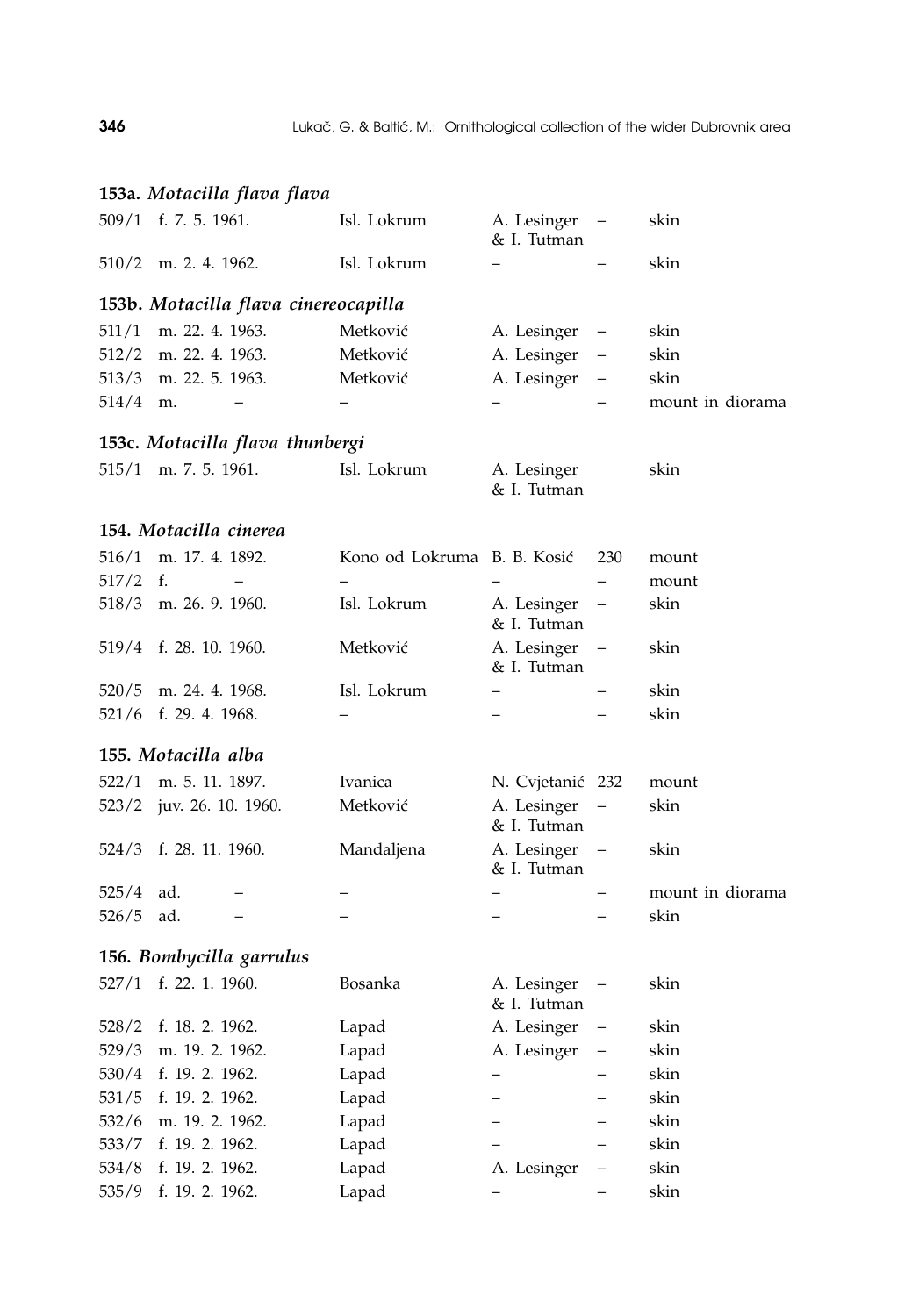**153a.** ***Motacilla flava flava***

| | | | | | |
|---|---|---|---|---|---|
| 509/1 | f. 7. 5. 1961. | Isl. Lokrum | A. Lesinger & I. Tutman | – | skin |
| 510/2 | m. 2. 4. 1962. | Isl. Lokrum | – | – | skin |

**153b.** ***Motacilla flava cinereocapilla***

| | | | | | |
|---|---|---|---|---|---|
| 511/1 | m. 22. 4. 1963. | Metković | A. Lesinger | – | skin |
| 512/2 | m. 22. 4. 1963. | Metković | A. Lesinger | – | skin |
| 513/3 | m. 22. 5. 1963. | Metković | A. Lesinger | – | skin |
| 514/4 | m. – | – | – | – | mount in diorama |

**153c.** ***Motacilla flava thunbergi***

| | | | | | |
|---|---|---|---|---|---|
| 515/1 | m. 7. 5. 1961. | Isl. Lokrum | A. Lesinger & I. Tutman | | skin |

**154.** ***Motacilla cinerea***

| | | | | | |
|---|---|---|---|---|---|
| 516/1 | m. 17. 4. 1892. | Kono od Lokruma | B. B. Kosić | 230 | mount |
| 517/2 | f. – | – | – | – | mount |
| 518/3 | m. 26. 9. 1960. | Isl. Lokrum | A. Lesinger & I. Tutman | – | skin |
| 519/4 | f. 28. 10. 1960. | Metković | A. Lesinger & I. Tutman | – | skin |
| 520/5 | m. 24. 4. 1968. | Isl. Lokrum | – | – | skin |
| 521/6 | f. 29. 4. 1968. | – | – | – | skin |

**155.** ***Motacilla alba***

| | | | | | |
|---|---|---|---|---|---|
| 522/1 | m. 5. 11. 1897. | Ivanica | N. Cvjetanić | 232 | mount |
| 523/2 | juv. 26. 10. 1960. | Metković | A. Lesinger & I. Tutman | – | skin |
| 524/3 | f. 28. 11. 1960. | Mandaljena | A. Lesinger & I. Tutman | – | skin |
| 525/4 | ad. – | – | – | – | mount in diorama |
| 526/5 | ad. – | – | – | – | skin |

**156.** ***Bombycilla garrulus***

| | | | | | |
|---|---|---|---|---|---|
| 527/1 | f. 22. 1. 1960. | Bosanka | A. Lesinger & I. Tutman | – | skin |
| 528/2 | f. 18. 2. 1962. | Lapad | A. Lesinger | – | skin |
| 529/3 | m. 19. 2. 1962. | Lapad | A. Lesinger | – | skin |
| 530/4 | f. 19. 2. 1962. | Lapad | – | – | skin |
| 531/5 | f. 19. 2. 1962. | Lapad | – | – | skin |
| 532/6 | m. 19. 2. 1962. | Lapad | – | – | skin |
| 533/7 | f. 19. 2. 1962. | Lapad | – | – | skin |
| 534/8 | f. 19. 2. 1962. | Lapad | A. Lesinger | – | skin |
| 535/9 | f. 19. 2. 1962. | Lapad | – | – | skin |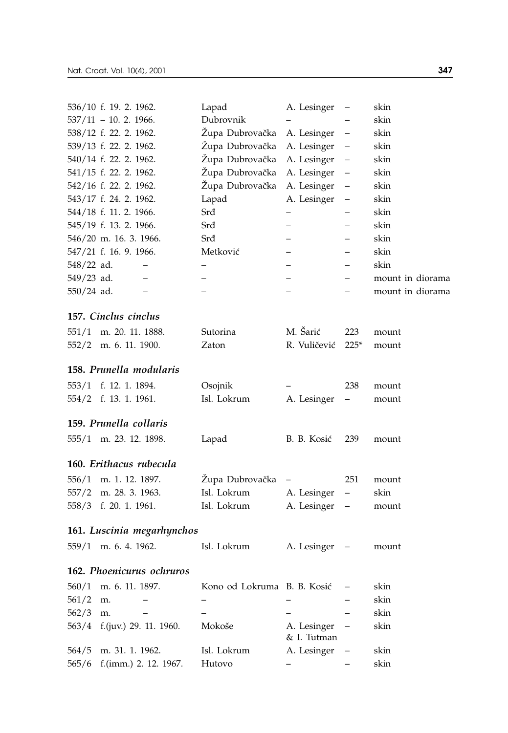| | | | | |
|---|---|---|---|---|
| 536/10 f. 19. 2. 1962. | Lapad | A. Lesinger | – | skin |
| 537/11 – 10. 2. 1966. | Dubrovnik | – | – | skin |
| 538/12 f. 22. 2. 1962. | Župa Dubrovačka | A. Lesinger | – | skin |
| 539/13 f. 22. 2. 1962. | Župa Dubrovačka | A. Lesinger | – | skin |
| 540/14 f. 22. 2. 1962. | Župa Dubrovačka | A. Lesinger | – | skin |
| 541/15 f. 22. 2. 1962. | Župa Dubrovačka | A. Lesinger | – | skin |
| 542/16 f. 22. 2. 1962. | Župa Dubrovačka | A. Lesinger | – | skin |
| 543/17 f. 24. 2. 1962. | Lapad | A. Lesinger | – | skin |
| 544/18 f. 11. 2. 1966. | Srđ | – | – | skin |
| 545/19 f. 13. 2. 1966. | Srđ | – | – | skin |
| 546/20 m. 16. 3. 1966. | Srđ | – | – | skin |
| 547/21 f. 16. 9. 1966. | Metković | – | – | skin |
| 548/22 ad. – | – | – | – | skin |
| 549/23 ad. – | – | – | – | mount in diorama |
| 550/24 ad. – | – | – | – | mount in diorama |

**157. *Cinclus cinclus***

| | | | | |
|---|---|---|---|---|
| 551/1 m. 20. 11. 1888. | Sutorina | M. Šarić | 223 | mount |
| 552/2 m. 6. 11. 1900. | Zaton | R. Vuličević | 225* | mount |

**158. *Prunella modularis***

| | | | | |
|---|---|---|---|---|
| 553/1 f. 12. 1. 1894. | Osojnik | – | 238 | mount |
| 554/2 f. 13. 1. 1961. | Isl. Lokrum | A. Lesinger | – | mount |

**159. *Prunella collaris***

| | | | | |
|---|---|---|---|---|
| 555/1 m. 23. 12. 1898. | Lapad | B. B. Kosić | 239 | mount |

**160. *Erithacus rubecula***

| | | | | |
|---|---|---|---|---|
| 556/1 m. 1. 12. 1897. | Župa Dubrovačka | – | 251 | mount |
| 557/2 m. 28. 3. 1963. | Isl. Lokrum | A. Lesinger | – | skin |
| 558/3 f. 20. 1. 1961. | Isl. Lokrum | A. Lesinger | – | mount |

**161. *Luscinia megarhynchos***

| | | | | |
|---|---|---|---|---|
| 559/1 m. 6. 4. 1962. | Isl. Lokrum | A. Lesinger | – | mount |

**162. *Phoenicurus ochruros***

| | | | | |
|---|---|---|---|---|
| 560/1 m. 6. 11. 1897. | Kono od Lokruma | B. B. Kosić | – | skin |
| 561/2 m. – | – | – | – | skin |
| 562/3 m. – | – | – | – | skin |
| 563/4 f.(juv.) 29. 11. 1960. | Mokoše | A. Lesinger & I. Tutman | – | skin |
| 564/5 m. 31. 1. 1962. | Isl. Lokrum | A. Lesinger | – | skin |
| 565/6 f.(imm.) 2. 12. 1967. | Hutovo | – | – | skin |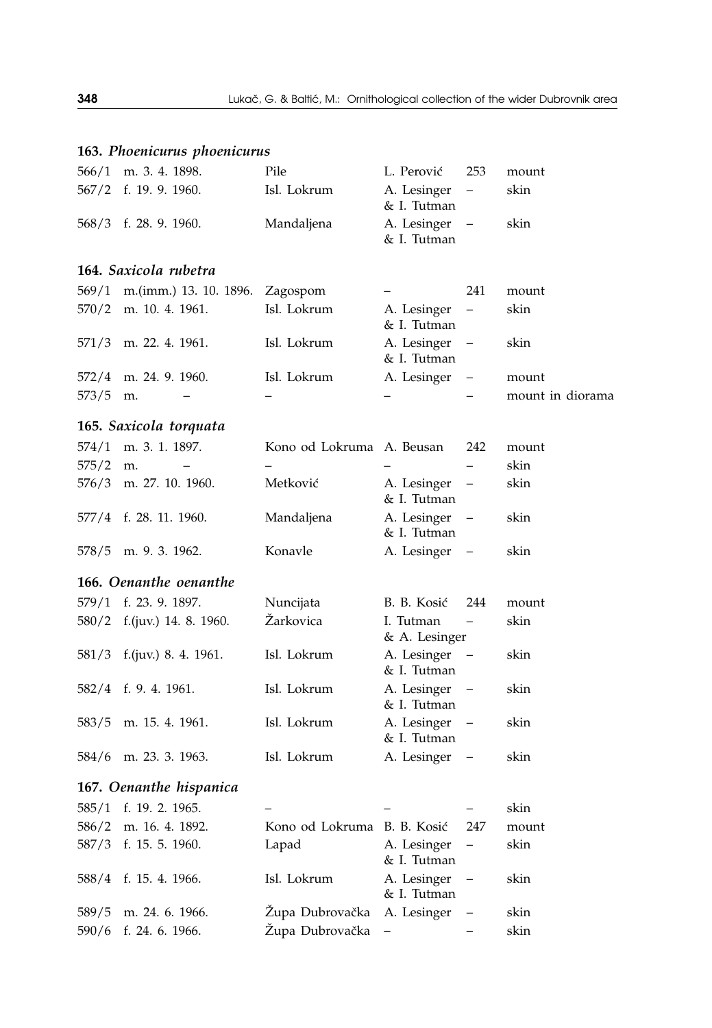### 163. *Phoenicurus phoenicurus*

| | | | | | |
|---|---|---|---|---|---|
| 566/1 | m. 3. 4. 1898. | Pile | L. Perović | 253 | mount |
| 567/2 | f. 19. 9. 1960. | Isl. Lokrum | A. Lesinger & I. Tutman | – | skin |
| 568/3 | f. 28. 9. 1960. | Mandaljena | A. Lesinger & I. Tutman | – | skin |

### 164. *Saxicola rubetra*

| | | | | | |
|---|---|---|---|---|---|
| 569/1 | m.(imm.) 13. 10. 1896. | Zagospom | – | 241 | mount |
| 570/2 | m. 10. 4. 1961. | Isl. Lokrum | A. Lesinger & I. Tutman | – | skin |
| 571/3 | m. 22. 4. 1961. | Isl. Lokrum | A. Lesinger & I. Tutman | – | skin |
| 572/4 | m. 24. 9. 1960. | Isl. Lokrum | A. Lesinger | – | mount |
| 573/5 | m. – | – | – | – | mount in diorama |

### 165. *Saxicola torquata*

| | | | | | |
|---|---|---|---|---|---|
| 574/1 | m. 3. 1. 1897. | Kono od Lokruma | A. Beusan | 242 | mount |
| 575/2 | m. – | – | – | – | skin |
| 576/3 | m. 27. 10. 1960. | Metković | A. Lesinger & I. Tutman | – | skin |
| 577/4 | f. 28. 11. 1960. | Mandaljena | A. Lesinger & I. Tutman | – | skin |
| 578/5 | m. 9. 3. 1962. | Konavle | A. Lesinger | – | skin |

### 166. *Oenanthe oenanthe*

| | | | | | |
|---|---|---|---|---|---|
| 579/1 | f. 23. 9. 1897. | Nuncijata | B. B. Kosić | 244 | mount |
| 580/2 | f.(juv.) 14. 8. 1960. | Žarkovica | I. Tutman & A. Lesinger | – | skin |
| 581/3 | f.(juv.) 8. 4. 1961. | Isl. Lokrum | A. Lesinger & I. Tutman | – | skin |
| 582/4 | f. 9. 4. 1961. | Isl. Lokrum | A. Lesinger & I. Tutman | – | skin |
| 583/5 | m. 15. 4. 1961. | Isl. Lokrum | A. Lesinger & I. Tutman | – | skin |
| 584/6 | m. 23. 3. 1963. | Isl. Lokrum | A. Lesinger | – | skin |

### 167. *Oenanthe hispanica*

| | | | | | |
|---|---|---|---|---|---|
| 585/1 | f. 19. 2. 1965. | – | – | – | skin |
| 586/2 | m. 16. 4. 1892. | Kono od Lokruma | B. B. Kosić | 247 | mount |
| 587/3 | f. 15. 5. 1960. | Lapad | A. Lesinger & I. Tutman | – | skin |
| 588/4 | f. 15. 4. 1966. | Isl. Lokrum | A. Lesinger & I. Tutman | – | skin |
| 589/5 | m. 24. 6. 1966. | Župa Dubrovačka | A. Lesinger | – | skin |
| 590/6 | f. 24. 6. 1966. | Župa Dubrovačka | – | – | skin |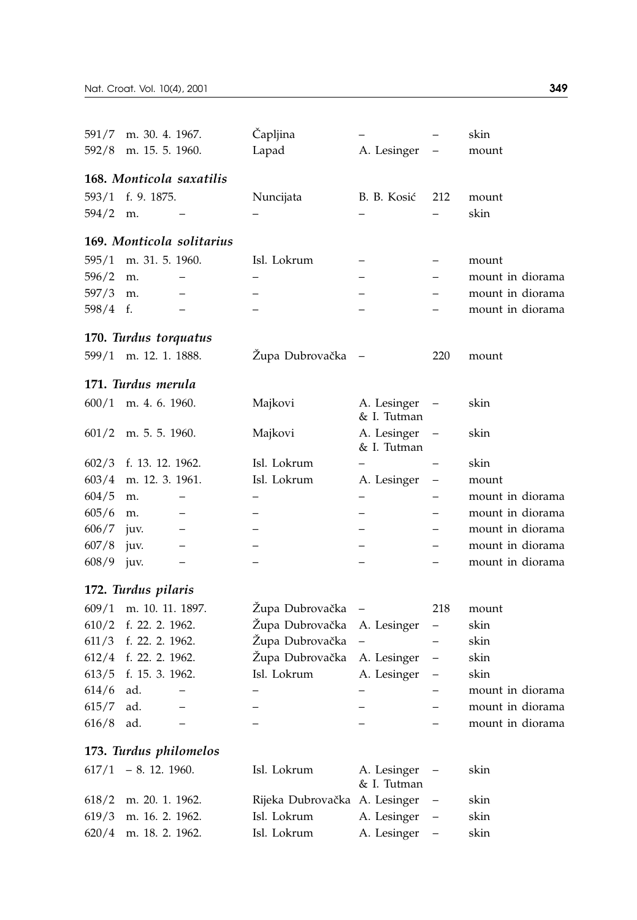| | | | | | |
|---|---|---|---|---|---|
| 591/7 | m. 30. 4. 1967. | Čapljina | – | – | skin |
| 592/8 | m. 15. 5. 1960. | Lapad | A. Lesinger | – | mount |

**168.** ***Monticola saxatilis***

| | | | | | |
|---|---|---|---|---|---|
| 593/1 | f. 9. 1875. | Nuncijata | B. B. Kosić | 212 | mount |
| 594/2 | m. – | – | – | – | skin |

**169.** ***Monticola solitarius***

| | | | | | |
|---|---|---|---|---|---|
| 595/1 | m. 31. 5. 1960. | Isl. Lokrum | – | – | mount |
| 596/2 | m. – | – | – | – | mount in diorama |
| 597/3 | m. – | – | – | – | mount in diorama |
| 598/4 | f. – | – | – | – | mount in diorama |

**170.** ***Turdus torquatus***

| | | | | | |
|---|---|---|---|---|---|
| 599/1 | m. 12. 1. 1888. | Župa Dubrovačka | – | 220 | mount |

**171.** ***Turdus merula***

| | | | | | |
|---|---|---|---|---|---|
| 600/1 | m. 4. 6. 1960. | Majkovi | A. Lesinger & I. Tutman | – | skin |
| 601/2 | m. 5. 5. 1960. | Majkovi | A. Lesinger & I. Tutman | – | skin |
| 602/3 | f. 13. 12. 1962. | Isl. Lokrum | – | – | skin |
| 603/4 | m. 12. 3. 1961. | Isl. Lokrum | A. Lesinger | – | mount |
| 604/5 | m. – | – | – | – | mount in diorama |
| 605/6 | m. – | – | – | – | mount in diorama |
| 606/7 | juv. – | – | – | – | mount in diorama |
| 607/8 | juv. – | – | – | – | mount in diorama |
| 608/9 | juv. – | – | – | – | mount in diorama |

**172.** ***Turdus pilaris***

| | | | | | |
|---|---|---|---|---|---|
| 609/1 | m. 10. 11. 1897. | Župa Dubrovačka | – | 218 | mount |
| 610/2 | f. 22. 2. 1962. | Župa Dubrovačka | A. Lesinger | – | skin |
| 611/3 | f. 22. 2. 1962. | Župa Dubrovačka | – | – | skin |
| 612/4 | f. 22. 2. 1962. | Župa Dubrovačka | A. Lesinger | – | skin |
| 613/5 | f. 15. 3. 1962. | Isl. Lokrum | A. Lesinger | – | skin |
| 614/6 | ad. – | – | – | – | mount in diorama |
| 615/7 | ad. – | – | – | – | mount in diorama |
| 616/8 | ad. – | – | – | – | mount in diorama |

**173.** ***Turdus philomelos***

| | | | | | |
|---|---|---|---|---|---|
| 617/1 | – 8. 12. 1960. | Isl. Lokrum | A. Lesinger & I. Tutman | – | skin |
| 618/2 | m. 20. 1. 1962. | Rijeka Dubrovačka | A. Lesinger | – | skin |
| 619/3 | m. 16. 2. 1962. | Isl. Lokrum | A. Lesinger | – | skin |
| 620/4 | m. 18. 2. 1962. | Isl. Lokrum | A. Lesinger | – | skin |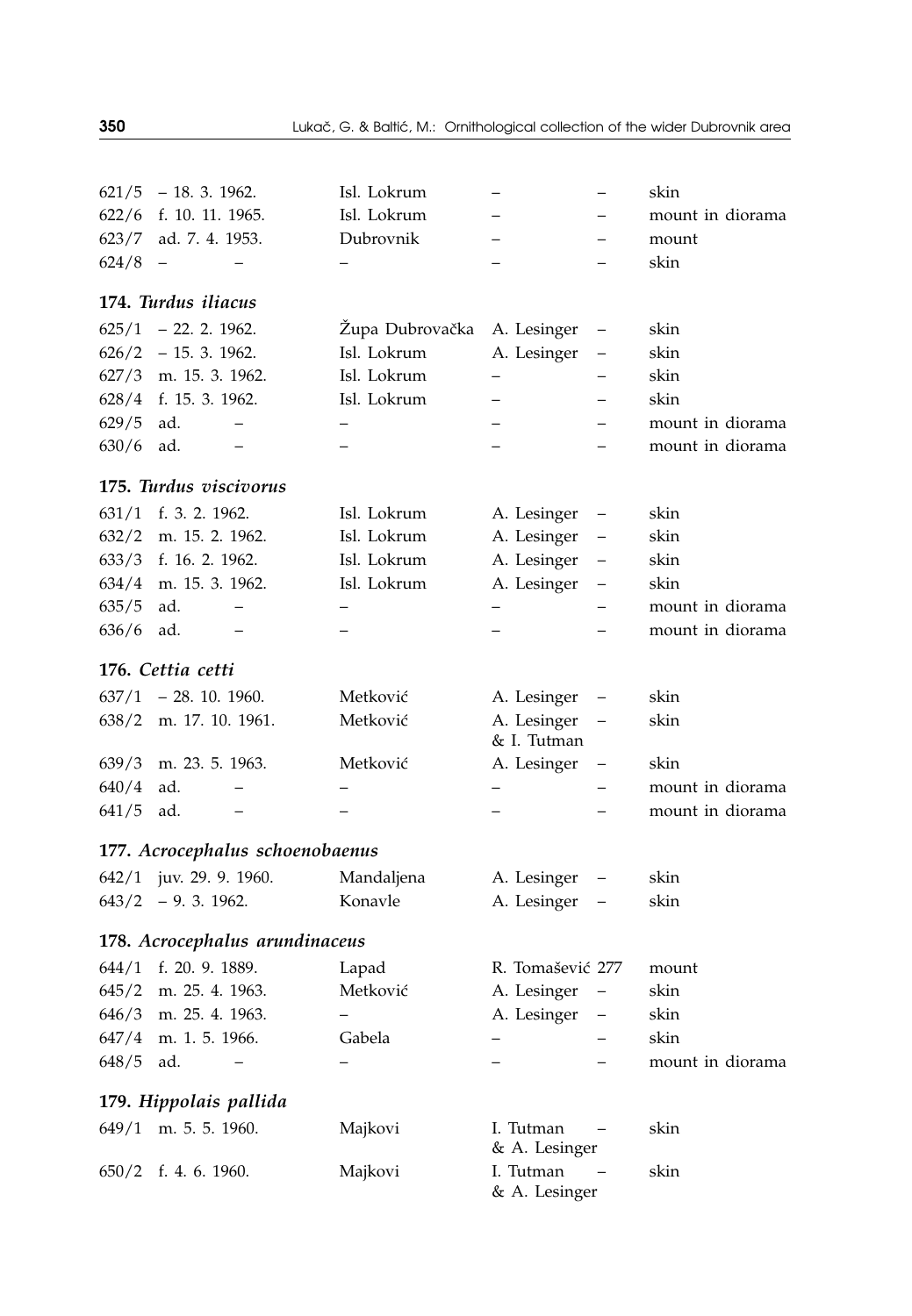| | | | | | |
|---|---|---|---|---|---|
| 621/5 | – 18. 3. 1962. | Isl. Lokrum | – | – | skin |
| 622/6 | f. 10. 11. 1965. | Isl. Lokrum | – | – | mount in diorama |
| 623/7 | ad. 7. 4. 1953. | Dubrovnik | – | – | mount |
| 624/8 | – – | – | – | – | skin |

**174.** ***Turdus iliacus***

| | | | | | |
|---|---|---|---|---|---|
| 625/1 | – 22. 2. 1962. | Župa Dubrovačka | A. Lesinger | – | skin |
| 626/2 | – 15. 3. 1962. | Isl. Lokrum | A. Lesinger | – | skin |
| 627/3 | m. 15. 3. 1962. | Isl. Lokrum | – | – | skin |
| 628/4 | f. 15. 3. 1962. | Isl. Lokrum | – | – | skin |
| 629/5 | ad. – | – | – | – | mount in diorama |
| 630/6 | ad. – | – | – | – | mount in diorama |

**175.** ***Turdus viscivorus***

| | | | | | |
|---|---|---|---|---|---|
| 631/1 | f. 3. 2. 1962. | Isl. Lokrum | A. Lesinger | – | skin |
| 632/2 | m. 15. 2. 1962. | Isl. Lokrum | A. Lesinger | – | skin |
| 633/3 | f. 16. 2. 1962. | Isl. Lokrum | A. Lesinger | – | skin |
| 634/4 | m. 15. 3. 1962. | Isl. Lokrum | A. Lesinger | – | skin |
| 635/5 | ad. – | – | – | – | mount in diorama |
| 636/6 | ad. – | – | – | – | mount in diorama |

**176.** ***Cettia cetti***

| | | | | | |
|---|---|---|---|---|---|
| 637/1 | – 28. 10. 1960. | Metković | A. Lesinger | – | skin |
| 638/2 | m. 17. 10. 1961. | Metković | A. Lesinger & I. Tutman | – | skin |
| 639/3 | m. 23. 5. 1963. | Metković | A. Lesinger | – | skin |
| 640/4 | ad. – | – | – | – | mount in diorama |
| 641/5 | ad. – | – | – | – | mount in diorama |

**177.** ***Acrocephalus schoenobaenus***

| | | | | | |
|---|---|---|---|---|---|
| 642/1 | juv. 29. 9. 1960. | Mandaljena | A. Lesinger | – | skin |
| 643/2 | – 9. 3. 1962. | Konavle | A. Lesinger | – | skin |

**178.** ***Acrocephalus arundinaceus***

| | | | | | |
|---|---|---|---|---|---|
| 644/1 | f. 20. 9. 1889. | Lapad | R. Tomašević | 277 | mount |
| 645/2 | m. 25. 4. 1963. | Metković | A. Lesinger | – | skin |
| 646/3 | m. 25. 4. 1963. | – | A. Lesinger | – | skin |
| 647/4 | m. 1. 5. 1966. | Gabela | – | – | skin |
| 648/5 | ad. – | – | – | – | mount in diorama |

**179.** ***Hippolais pallida***

| | | | | | |
|---|---|---|---|---|---|
| 649/1 | m. 5. 5. 1960. | Majkovi | I. Tutman & A. Lesinger | – | skin |
| 650/2 | f. 4. 6. 1960. | Majkovi | I. Tutman & A. Lesinger | – | skin |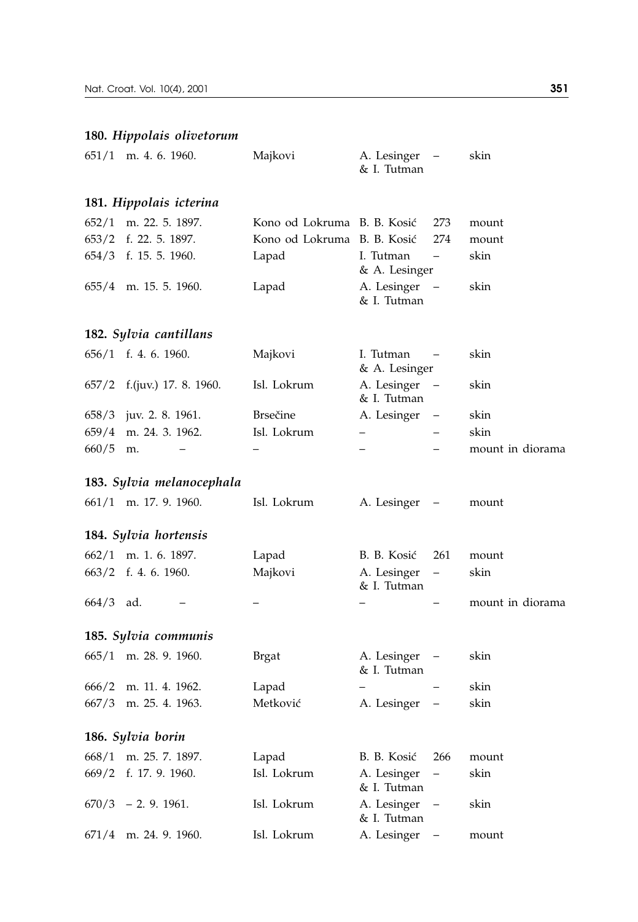### 180. *Hippolais olivetorum*

| | | | | | |
|---|---|---|---|---|---|
| 651/1 | m. 4. 6. 1960. | Majkovi | A. Lesinger & I. Tutman | – | skin |

### 181. *Hippolais icterina*

| | | | | | |
|---|---|---|---|---|---|
| 652/1 | m. 22. 5. 1897. | Kono od Lokruma | B. B. Kosić | 273 | mount |
| 653/2 | f. 22. 5. 1897. | Kono od Lokruma | B. B. Kosić | 274 | mount |
| 654/3 | f. 15. 5. 1960. | Lapad | I. Tutman & A. Lesinger | – | skin |
| 655/4 | m. 15. 5. 1960. | Lapad | A. Lesinger & I. Tutman | – | skin |

### 182. *Sylvia cantillans*

| | | | | | |
|---|---|---|---|---|---|
| 656/1 | f. 4. 6. 1960. | Majkovi | I. Tutman & A. Lesinger | – | skin |
| 657/2 | f.(juv.) 17. 8. 1960. | Isl. Lokrum | A. Lesinger & I. Tutman | – | skin |
| 658/3 | juv. 2. 8. 1961. | Brsečine | A. Lesinger | – | skin |
| 659/4 | m. 24. 3. 1962. | Isl. Lokrum | – | – | skin |
| 660/5 | m. – | – | – | – | mount in diorama |

### 183. *Sylvia melanocephala*

| | | | | | |
|---|---|---|---|---|---|
| 661/1 | m. 17. 9. 1960. | Isl. Lokrum | A. Lesinger | – | mount |

### 184. *Sylvia hortensis*

| | | | | | |
|---|---|---|---|---|---|
| 662/1 | m. 1. 6. 1897. | Lapad | B. B. Kosić | 261 | mount |
| 663/2 | f. 4. 6. 1960. | Majkovi | A. Lesinger & I. Tutman | – | skin |
| 664/3 | ad. – | – | – | – | mount in diorama |

### 185. *Sylvia communis*

| | | | | | |
|---|---|---|---|---|---|
| 665/1 | m. 28. 9. 1960. | Brgat | A. Lesinger & I. Tutman | – | skin |
| 666/2 | m. 11. 4. 1962. | Lapad | – | – | skin |
| 667/3 | m. 25. 4. 1963. | Metković | A. Lesinger | – | skin |

### 186. *Sylvia borin*

| | | | | | |
|---|---|---|---|---|---|
| 668/1 | m. 25. 7. 1897. | Lapad | B. B. Kosić | 266 | mount |
| 669/2 | f. 17. 9. 1960. | Isl. Lokrum | A. Lesinger & I. Tutman | – | skin |
| 670/3 | – 2. 9. 1961. | Isl. Lokrum | A. Lesinger & I. Tutman | – | skin |
| 671/4 | m. 24. 9. 1960. | Isl. Lokrum | A. Lesinger | – | mount |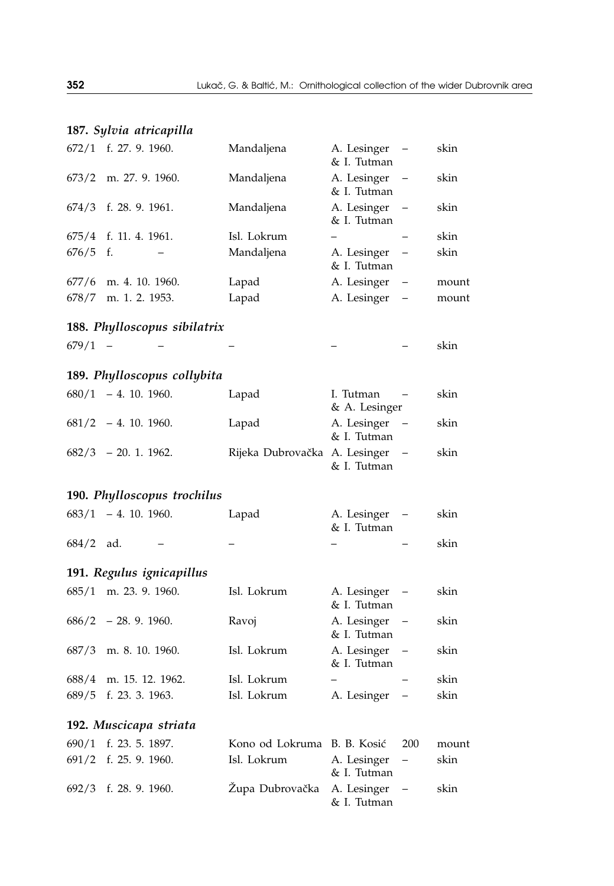**187.** ***Sylvia atricapilla***

| | | | | | |
|---|---|---|---|---|---|
| 672/1 | f. 27. 9. 1960. | Mandaljena | A. Lesinger & I. Tutman | – | skin |
| 673/2 | m. 27. 9. 1960. | Mandaljena | A. Lesinger & I. Tutman | – | skin |
| 674/3 | f. 28. 9. 1961. | Mandaljena | A. Lesinger & I. Tutman | – | skin |
| 675/4 | f. 11. 4. 1961. | Isl. Lokrum | – | – | skin |
| 676/5 | f. – | Mandaljena | A. Lesinger & I. Tutman | – | skin |
| 677/6 | m. 4. 10. 1960. | Lapad | A. Lesinger | – | mount |
| 678/7 | m. 1. 2. 1953. | Lapad | A. Lesinger | – | mount |

**188.** ***Phylloscopus sibilatrix***

| | | | | | |
|---|---|---|---|---|---|
| 679/1 | – – | – | – | – | skin |

**189.** ***Phylloscopus collybita***

| | | | | | |
|---|---|---|---|---|---|
| 680/1 | – 4. 10. 1960. | Lapad | I. Tutman & A. Lesinger | – | skin |
| 681/2 | – 4. 10. 1960. | Lapad | A. Lesinger & I. Tutman | – | skin |
| 682/3 | – 20. 1. 1962. | Rijeka Dubrovačka | A. Lesinger & I. Tutman | – | skin |

**190.** ***Phylloscopus trochilus***

| | | | | | |
|---|---|---|---|---|---|
| 683/1 | – 4. 10. 1960. | Lapad | A. Lesinger & I. Tutman | – | skin |
| 684/2 | ad. – | – | – | – | skin |

**191.** ***Regulus ignicapillus***

| | | | | | |
|---|---|---|---|---|---|
| 685/1 | m. 23. 9. 1960. | Isl. Lokrum | A. Lesinger & I. Tutman | – | skin |
| 686/2 | – 28. 9. 1960. | Ravoj | A. Lesinger & I. Tutman | – | skin |
| 687/3 | m. 8. 10. 1960. | Isl. Lokrum | A. Lesinger & I. Tutman | – | skin |
| 688/4 | m. 15. 12. 1962. | Isl. Lokrum | – | – | skin |
| 689/5 | f. 23. 3. 1963. | Isl. Lokrum | A. Lesinger | – | skin |

**192.** ***Muscicapa striata***

| | | | | | |
|---|---|---|---|---|---|
| 690/1 | f. 23. 5. 1897. | Kono od Lokruma | B. B. Kosić | 200 | mount |
| 691/2 | f. 25. 9. 1960. | Isl. Lokrum | A. Lesinger & I. Tutman | – | skin |
| 692/3 | f. 28. 9. 1960. | Župa Dubrovačka | A. Lesinger & I. Tutman | – | skin |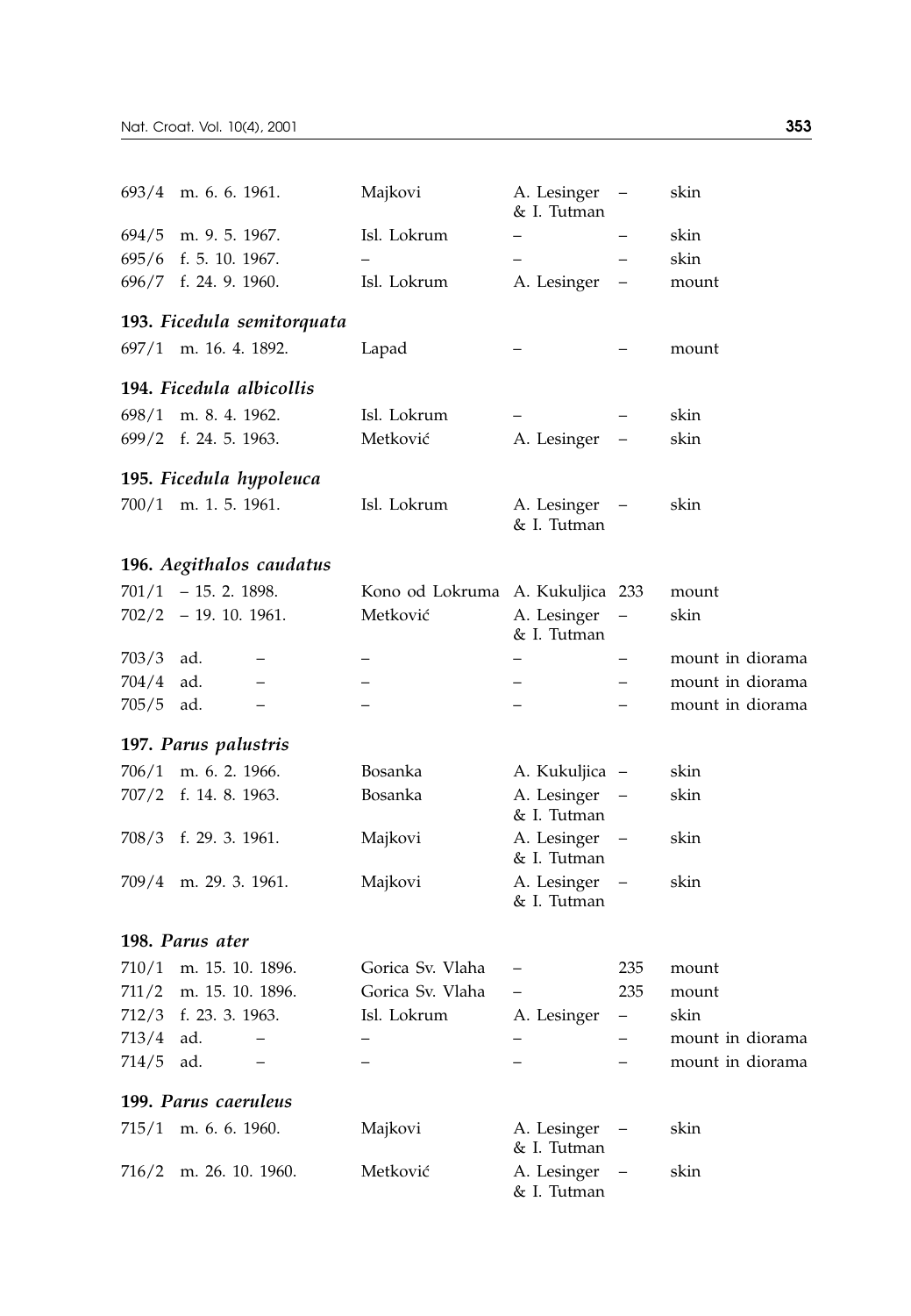| | | | | | |
|---|---|---|---|---|---|
| 693/4 | m. 6. 6. 1961. | Majkovi | A. Lesinger & I. Tutman | – | skin |
| 694/5 | m. 9. 5. 1967. | Isl. Lokrum | – | – | skin |
| 695/6 | f. 5. 10. 1967. | – | – | – | skin |
| 696/7 | f. 24. 9. 1960. | Isl. Lokrum | A. Lesinger | – | mount |

**193.** ***Ficedula semitorquata***

| | | | | | |
|---|---|---|---|---|---|
| 697/1 | m. 16. 4. 1892. | Lapad | – | – | mount |

**194.** ***Ficedula albicollis***

| | | | | | |
|---|---|---|---|---|---|
| 698/1 | m. 8. 4. 1962. | Isl. Lokrum | – | – | skin |
| 699/2 | f. 24. 5. 1963. | Metković | A. Lesinger | – | skin |

**195.** ***Ficedula hypoleuca***

| | | | | | |
|---|---|---|---|---|---|
| 700/1 | m. 1. 5. 1961. | Isl. Lokrum | A. Lesinger & I. Tutman | – | skin |

**196.** ***Aegithalos caudatus***

| | | | | | |
|---|---|---|---|---|---|
| 701/1 | – 15. 2. 1898. | Kono od Lokruma | A. Kukuljica | 233 | mount |
| 702/2 | – 19. 10. 1961. | Metković | A. Lesinger & I. Tutman | – | skin |
| 703/3 | ad. – | – | – | – | mount in diorama |
| 704/4 | ad. – | – | – | – | mount in diorama |
| 705/5 | ad. – | – | – | – | mount in diorama |

**197.** ***Parus palustris***

| | | | | | |
|---|---|---|---|---|---|
| 706/1 | m. 6. 2. 1966. | Bosanka | A. Kukuljica | – | skin |
| 707/2 | f. 14. 8. 1963. | Bosanka | A. Lesinger & I. Tutman | – | skin |
| 708/3 | f. 29. 3. 1961. | Majkovi | A. Lesinger & I. Tutman | – | skin |
| 709/4 | m. 29. 3. 1961. | Majkovi | A. Lesinger & I. Tutman | – | skin |

**198.** ***Parus ater***

| | | | | | |
|---|---|---|---|---|---|
| 710/1 | m. 15. 10. 1896. | Gorica Sv. Vlaha | – | 235 | mount |
| 711/2 | m. 15. 10. 1896. | Gorica Sv. Vlaha | – | 235 | mount |
| 712/3 | f. 23. 3. 1963. | Isl. Lokrum | A. Lesinger | – | skin |
| 713/4 | ad. – | – | – | – | mount in diorama |
| 714/5 | ad. – | – | – | – | mount in diorama |

**199.** ***Parus caeruleus***

| | | | | | |
|---|---|---|---|---|---|
| 715/1 | m. 6. 6. 1960. | Majkovi | A. Lesinger & I. Tutman | – | skin |
| 716/2 | m. 26. 10. 1960. | Metković | A. Lesinger & I. Tutman | – | skin |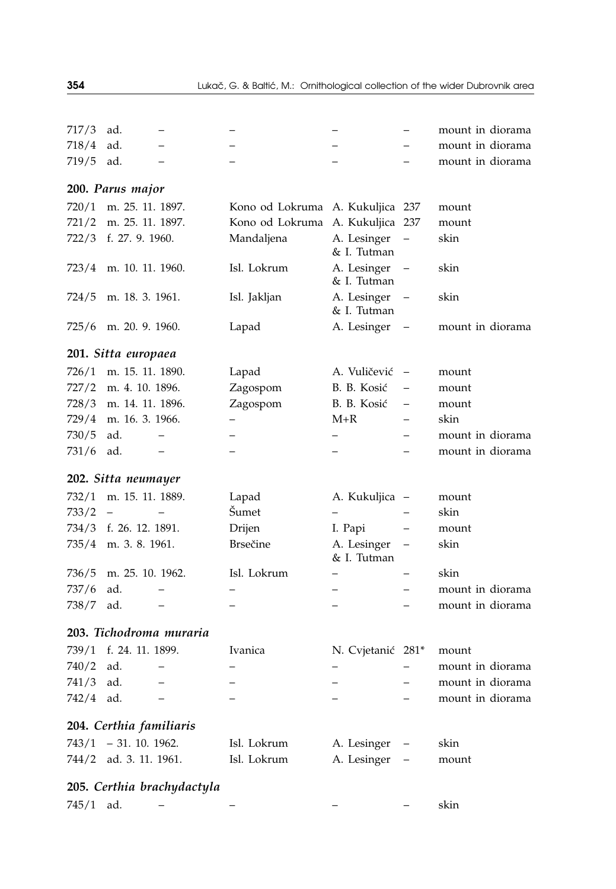| | | | | | | |
|---|---|---|---|---|---|---|
| 717/3 | ad. | – | – | – | – | mount in diorama |
| 718/4 | ad. | – | – | – | – | mount in diorama |
| 719/5 | ad. | – | – | – | – | mount in diorama |

**200.** ***Parus major***

| | | | | | | |
|---|---|---|---|---|---|---|
| 720/1 | m. | 25. 11. 1897. | Kono od Lokruma | A. Kukuljica | 237 | mount |
| 721/2 | m. | 25. 11. 1897. | Kono od Lokruma | A. Kukuljica | 237 | mount |
| 722/3 | f. | 27. 9. 1960. | Mandaljena | A. Lesinger & I. Tutman | – | skin |
| 723/4 | m. | 10. 11. 1960. | Isl. Lokrum | A. Lesinger & I. Tutman | – | skin |
| 724/5 | m. | 18. 3. 1961. | Isl. Jakljan | A. Lesinger & I. Tutman | – | skin |
| 725/6 | m. | 20. 9. 1960. | Lapad | A. Lesinger | – | mount in diorama |

**201.** ***Sitta europaea***

| | | | | | | |
|---|---|---|---|---|---|---|
| 726/1 | m. | 15. 11. 1890. | Lapad | A. Vuličević | – | mount |
| 727/2 | m. | 4. 10. 1896. | Zagospom | B. B. Kosić | – | mount |
| 728/3 | m. | 14. 11. 1896. | Zagospom | B. B. Kosić | – | mount |
| 729/4 | m. | 16. 3. 1966. | – | M+R | – | skin |
| 730/5 | ad. | – | – | – | – | mount in diorama |
| 731/6 | ad. | – | – | – | – | mount in diorama |

**202.** ***Sitta neumayer***

| | | | | | | |
|---|---|---|---|---|---|---|
| 732/1 | m. | 15. 11. 1889. | Lapad | A. Kukuljica | – | mount |
| 733/2 | – | – | Šumet | – | – | skin |
| 734/3 | f. | 26. 12. 1891. | Drijen | I. Papi | – | mount |
| 735/4 | m. | 3. 8. 1961. | Brsečine | A. Lesinger & I. Tutman | – | skin |
| 736/5 | m. | 25. 10. 1962. | Isl. Lokrum | – | – | skin |
| 737/6 | ad. | – | – | – | – | mount in diorama |
| 738/7 | ad. | – | – | – | – | mount in diorama |

**203.** ***Tichodroma muraria***

| | | | | | | |
|---|---|---|---|---|---|---|
| 739/1 | f. | 24. 11. 1899. | Ivanica | N. Cvjetanić | 281* | mount |
| 740/2 | ad. | – | – | – | – | mount in diorama |
| 741/3 | ad. | – | – | – | – | mount in diorama |
| 742/4 | ad. | – | – | – | – | mount in diorama |

**204.** ***Certhia familiaris***

| | | | | | | |
|---|---|---|---|---|---|---|
| 743/1 | – | 31. 10. 1962. | Isl. Lokrum | A. Lesinger | – | skin |
| 744/2 | ad. | 3. 11. 1961. | Isl. Lokrum | A. Lesinger | – | mount |

**205.** ***Certhia brachydactyla***

| | | | | | | |
|---|---|---|---|---|---|---|
| 745/1 | ad. | – | – | – | – | skin |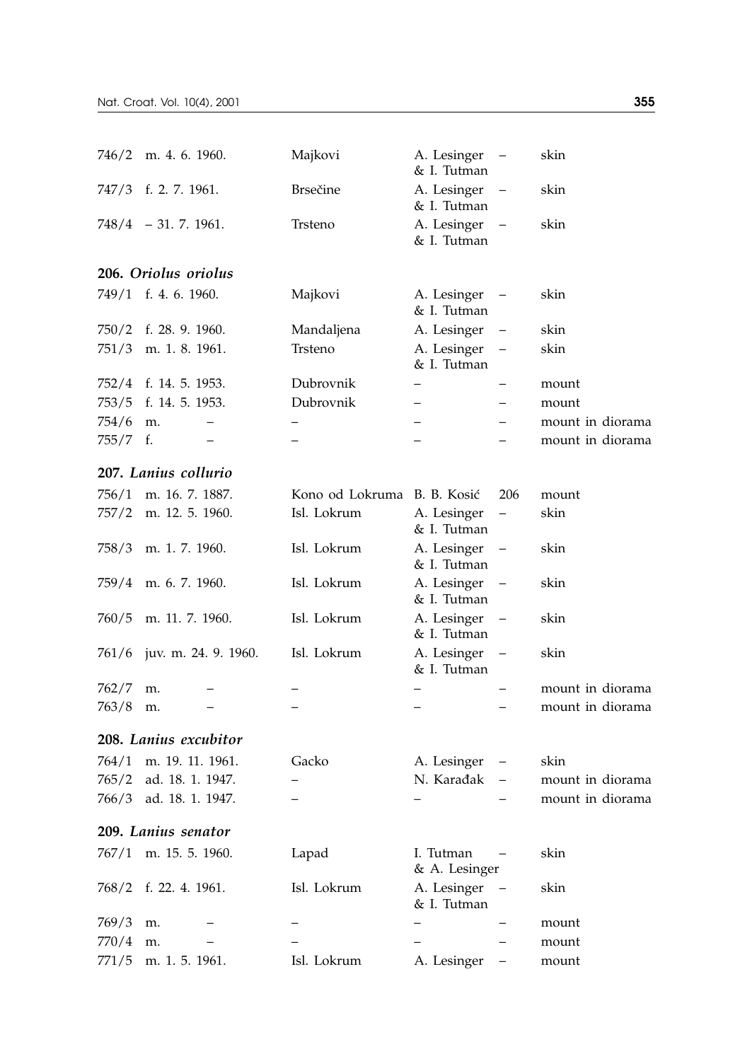| | | | | | |
|---|---|---|---|---|---|
| 746/2 | m. 4. 6. 1960. | Majkovi | A. Lesinger & I. Tutman | – | skin |
| 747/3 | f. 2. 7. 1961. | Brsečine | A. Lesinger & I. Tutman | – | skin |
| 748/4 | – 31. 7. 1961. | Trsteno | A. Lesinger & I. Tutman | – | skin |

**206.** ***Oriolus oriolus***

| | | | | | |
|---|---|---|---|---|---|
| 749/1 | f. 4. 6. 1960. | Majkovi | A. Lesinger & I. Tutman | – | skin |
| 750/2 | f. 28. 9. 1960. | Mandaljena | A. Lesinger | – | skin |
| 751/3 | m. 1. 8. 1961. | Trsteno | A. Lesinger & I. Tutman | – | skin |
| 752/4 | f. 14. 5. 1953. | Dubrovnik | – | – | mount |
| 753/5 | f. 14. 5. 1953. | Dubrovnik | – | – | mount |
| 754/6 | m. – | – | – | – | mount in diorama |
| 755/7 | f. – | – | – | – | mount in diorama |

**207.** ***Lanius collurio***

| | | | | | |
|---|---|---|---|---|---|
| 756/1 | m. 16. 7. 1887. | Kono od Lokruma | B. B. Kosić | 206 | mount |
| 757/2 | m. 12. 5. 1960. | Isl. Lokrum | A. Lesinger & I. Tutman | – | skin |
| 758/3 | m. 1. 7. 1960. | Isl. Lokrum | A. Lesinger & I. Tutman | – | skin |
| 759/4 | m. 6. 7. 1960. | Isl. Lokrum | A. Lesinger & I. Tutman | – | skin |
| 760/5 | m. 11. 7. 1960. | Isl. Lokrum | A. Lesinger & I. Tutman | – | skin |
| 761/6 | juv. m. 24. 9. 1960. | Isl. Lokrum | A. Lesinger & I. Tutman | – | skin |
| 762/7 | m. – | – | – | – | mount in diorama |
| 763/8 | m. – | – | – | – | mount in diorama |

**208.** ***Lanius excubitor***

| | | | | | |
|---|---|---|---|---|---|
| 764/1 | m. 19. 11. 1961. | Gacko | A. Lesinger | – | skin |
| 765/2 | ad. 18. 1. 1947. | – | N. Karađak | – | mount in diorama |
| 766/3 | ad. 18. 1. 1947. | – | – | – | mount in diorama |

**209.** ***Lanius senator***

| | | | | | |
|---|---|---|---|---|---|
| 767/1 | m. 15. 5. 1960. | Lapad | I. Tutman & A. Lesinger | – | skin |
| 768/2 | f. 22. 4. 1961. | Isl. Lokrum | A. Lesinger & I. Tutman | – | skin |
| 769/3 | m. – | – | – | – | mount |
| 770/4 | m. – | – | – | – | mount |
| 771/5 | m. 1. 5. 1961. | Isl. Lokrum | A. Lesinger | – | mount |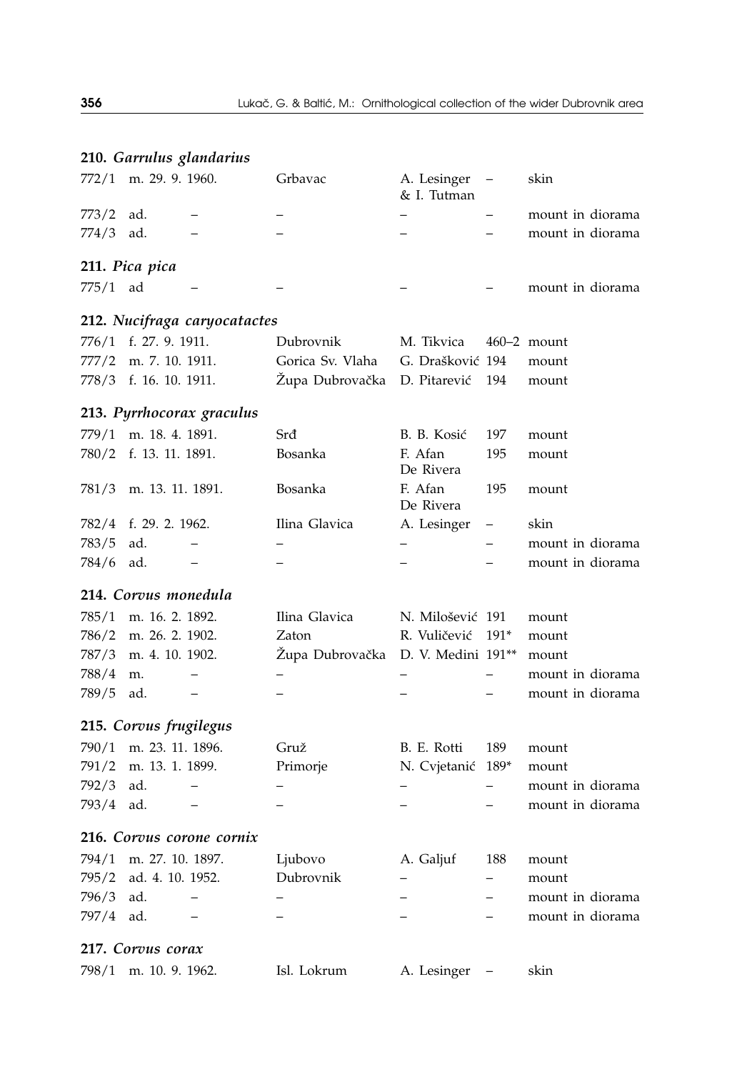**210.** ***Garrulus glandarius***

| | | | | | |
|---|---|---|---|---|---|
| 772/1 | m. 29. 9. 1960. | Grbavac | A. Lesinger & I. Tutman | – | skin |
| 773/2 | ad. – | – | – | – | mount in diorama |
| 774/3 | ad. – | – | – | – | mount in diorama |

**211.** ***Pica pica***

| | | | | | |
|---|---|---|---|---|---|
| 775/1 | ad – | – | – | – | mount in diorama |

**212.** ***Nucifraga caryocatactes***

| | | | | | |
|---|---|---|---|---|---|
| 776/1 | f. 27. 9. 1911. | Dubrovnik | M. Tikvica | 460–2 | mount |
| 777/2 | m. 7. 10. 1911. | Gorica Sv. Vlaha | G. Drašković | 194 | mount |
| 778/3 | f. 16. 10. 1911. | Župa Dubrovačka | D. Pitarević | 194 | mount |

**213.** ***Pyrrhocorax graculus***

| | | | | | |
|---|---|---|---|---|---|
| 779/1 | m. 18. 4. 1891. | Srđ | B. B. Kosić | 197 | mount |
| 780/2 | f. 13. 11. 1891. | Bosanka | F. Afan De Rivera | 195 | mount |
| 781/3 | m. 13. 11. 1891. | Bosanka | F. Afan De Rivera | 195 | mount |
| 782/4 | f. 29. 2. 1962. | Ilina Glavica | A. Lesinger | – | skin |
| 783/5 | ad. – | – | – | – | mount in diorama |
| 784/6 | ad. – | – | – | – | mount in diorama |

**214.** ***Corvus monedula***

| | | | | | |
|---|---|---|---|---|---|
| 785/1 | m. 16. 2. 1892. | Ilina Glavica | N. Milošević | 191 | mount |
| 786/2 | m. 26. 2. 1902. | Zaton | R. Vuličević | 191* | mount |
| 787/3 | m. 4. 10. 1902. | Župa Dubrovačka | D. V. Medini | 191** | mount |
| 788/4 | m. – | – | – | – | mount in diorama |
| 789/5 | ad. – | – | – | – | mount in diorama |

**215.** ***Corvus frugilegus***

| | | | | | |
|---|---|---|---|---|---|
| 790/1 | m. 23. 11. 1896. | Gruž | B. E. Rotti | 189 | mount |
| 791/2 | m. 13. 1. 1899. | Primorje | N. Cvjetanić | 189* | mount |
| 792/3 | ad. – | – | – | – | mount in diorama |
| 793/4 | ad. – | – | – | – | mount in diorama |

**216.** ***Corvus corone cornix***

| | | | | | |
|---|---|---|---|---|---|
| 794/1 | m. 27. 10. 1897. | Ljubovo | A. Galjuf | 188 | mount |
| 795/2 | ad. 4. 10. 1952. | Dubrovnik | – | – | mount |
| 796/3 | ad. – | – | – | – | mount in diorama |
| 797/4 | ad. – | – | – | – | mount in diorama |

**217.** ***Corvus corax***

| | | | | | |
|---|---|---|---|---|---|
| 798/1 | m. 10. 9. 1962. | Isl. Lokrum | A. Lesinger | – | skin |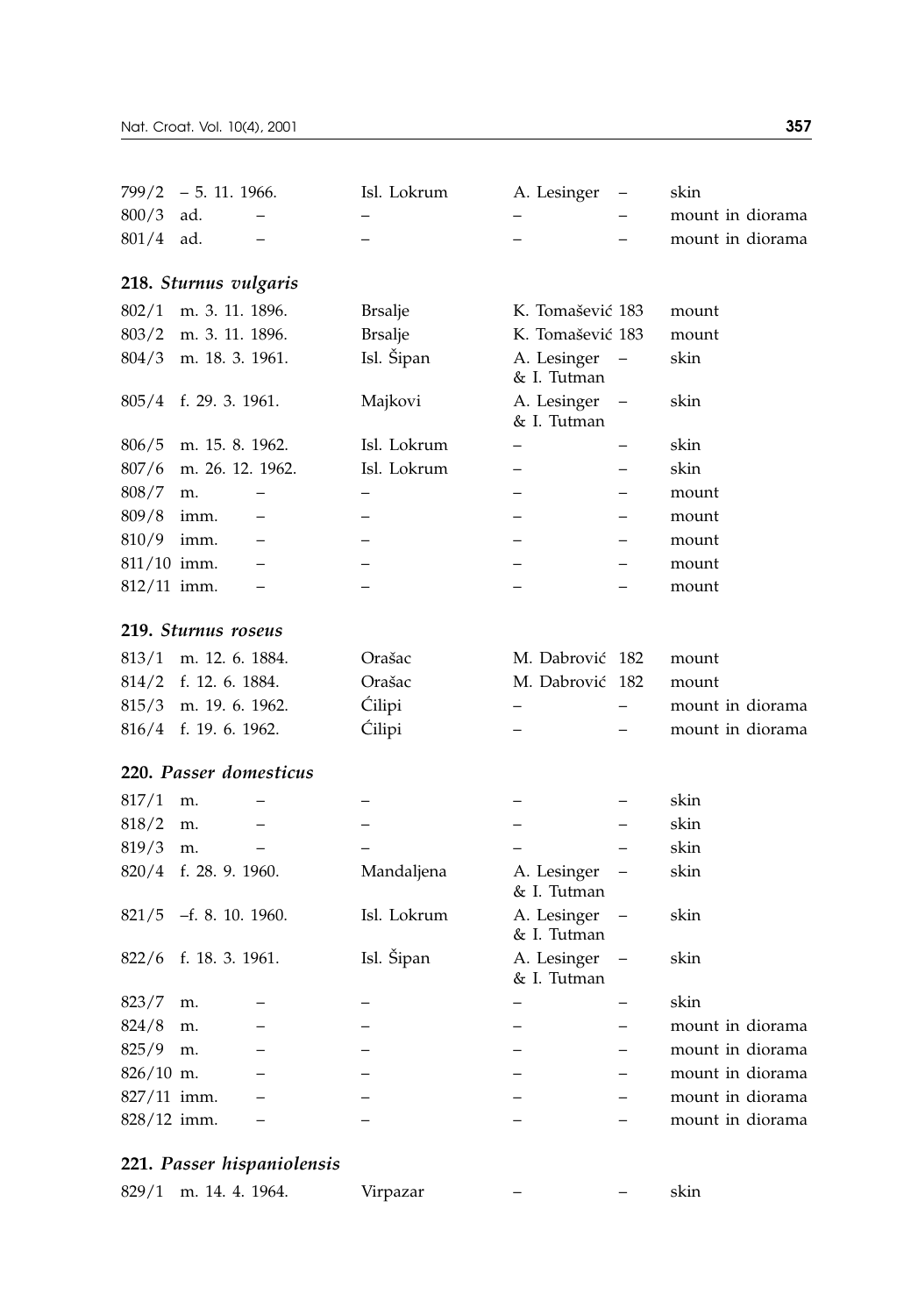| | | | | | |
|---|---|---|---|---|---|
| 799/2 | – 5. 11. 1966. | Isl. Lokrum | A. Lesinger | – | skin |
| 800/3 | ad. – | – | – | – | mount in diorama |
| 801/4 | ad. – | – | – | – | mount in diorama |

**218.** ***Sturnus vulgaris***

| | | | | | |
|---|---|---|---|---|---|
| 802/1 | m. 3. 11. 1896. | Brsalje | K. Tomašević | 183 | mount |
| 803/2 | m. 3. 11. 1896. | Brsalje | K. Tomašević | 183 | mount |
| 804/3 | m. 18. 3. 1961. | Isl. Šipan | A. Lesinger & I. Tutman | – | skin |
| 805/4 | f. 29. 3. 1961. | Majkovi | A. Lesinger & I. Tutman | – | skin |
| 806/5 | m. 15. 8. 1962. | Isl. Lokrum | – | – | skin |
| 807/6 | m. 26. 12. 1962. | Isl. Lokrum | – | – | skin |
| 808/7 | m. – | – | – | – | mount |
| 809/8 | imm. – | – | – | – | mount |
| 810/9 | imm. – | – | – | – | mount |
| 811/10 | imm. – | – | – | – | mount |
| 812/11 | imm. – | – | – | – | mount |

**219.** ***Sturnus roseus***

| | | | | | |
|---|---|---|---|---|---|
| 813/1 | m. 12. 6. 1884. | Orašac | M. Dabrović | 182 | mount |
| 814/2 | f. 12. 6. 1884. | Orašac | M. Dabrović | 182 | mount |
| 815/3 | m. 19. 6. 1962. | Ćilipi | – | – | mount in diorama |
| 816/4 | f. 19. 6. 1962. | Ćilipi | – | – | mount in diorama |

**220.** ***Passer domesticus***

| | | | | | |
|---|---|---|---|---|---|
| 817/1 | m. – | – | – | – | skin |
| 818/2 | m. – | – | – | – | skin |
| 819/3 | m. – | – | – | – | skin |
| 820/4 | f. 28. 9. 1960. | Mandaljena | A. Lesinger & I. Tutman | – | skin |
| 821/5 | –f. 8. 10. 1960. | Isl. Lokrum | A. Lesinger & I. Tutman | – | skin |
| 822/6 | f. 18. 3. 1961. | Isl. Šipan | A. Lesinger & I. Tutman | – | skin |
| 823/7 | m. – | – | – | – | skin |
| 824/8 | m. – | – | – | – | mount in diorama |
| 825/9 | m. – | – | – | – | mount in diorama |
| 826/10 | m. – | – | – | – | mount in diorama |
| 827/11 | imm. – | – | – | – | mount in diorama |
| 828/12 | imm. – | – | – | – | mount in diorama |

**221.** ***Passer hispaniolensis***

| | | | | | |
|---|---|---|---|---|---|
| 829/1 | m. 14. 4. 1964. | Virpazar | – | – | skin |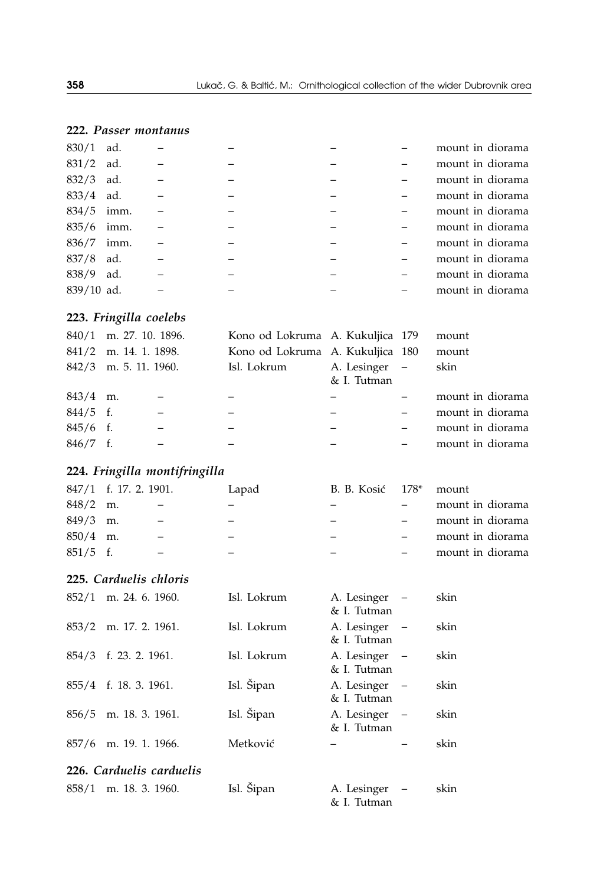### 222. *Passer montanus*

| | | | | | | |
|---|---|---|---|---|---|---|
| 830/1 | ad. | – | – | – | – | mount in diorama |
| 831/2 | ad. | – | – | – | – | mount in diorama |
| 832/3 | ad. | – | – | – | – | mount in diorama |
| 833/4 | ad. | – | – | – | – | mount in diorama |
| 834/5 | imm. | – | – | – | – | mount in diorama |
| 835/6 | imm. | – | – | – | – | mount in diorama |
| 836/7 | imm. | – | – | – | – | mount in diorama |
| 837/8 | ad. | – | – | – | – | mount in diorama |
| 838/9 | ad. | – | – | – | – | mount in diorama |
| 839/10 | ad. | – | – | – | – | mount in diorama |

### 223. *Fringilla coelebs*

| | | | | | | |
|---|---|---|---|---|---|---|
| 840/1 | m. | 27. 10. 1896. | Kono od Lokruma | A. Kukuljica | 179 | mount |
| 841/2 | m. | 14. 1. 1898. | Kono od Lokruma | A. Kukuljica | 180 | mount |
| 842/3 | m. | 5. 11. 1960. | Isl. Lokrum | A. Lesinger & I. Tutman | – | skin |
| 843/4 | m. | – | – | – | – | mount in diorama |
| 844/5 | f. | – | – | – | – | mount in diorama |
| 845/6 | f. | – | – | – | – | mount in diorama |
| 846/7 | f. | – | – | – | – | mount in diorama |

### 224. *Fringilla montifringilla*

| | | | | | | |
|---|---|---|---|---|---|---|
| 847/1 | f. | 17. 2. 1901. | Lapad | B. B. Kosić | 178* | mount |
| 848/2 | m. | – | – | – | – | mount in diorama |
| 849/3 | m. | – | – | – | – | mount in diorama |
| 850/4 | m. | – | – | – | – | mount in diorama |
| 851/5 | f. | – | – | – | – | mount in diorama |

### 225. *Carduelis chloris*

| | | | | | | |
|---|---|---|---|---|---|---|
| 852/1 | m. | 24. 6. 1960. | Isl. Lokrum | A. Lesinger & I. Tutman | – | skin |
| 853/2 | m. | 17. 2. 1961. | Isl. Lokrum | A. Lesinger & I. Tutman | – | skin |
| 854/3 | f. | 23. 2. 1961. | Isl. Lokrum | A. Lesinger & I. Tutman | – | skin |
| 855/4 | f. | 18. 3. 1961. | Isl. Šipan | A. Lesinger & I. Tutman | – | skin |
| 856/5 | m. | 18. 3. 1961. | Isl. Šipan | A. Lesinger & I. Tutman | – | skin |
| 857/6 | m. | 19. 1. 1966. | Metković | – | – | skin |

### 226. *Carduelis carduelis*

| | | | | | | |
|---|---|---|---|---|---|---|
| 858/1 | m. | 18. 3. 1960. | Isl. Šipan | A. Lesinger & I. Tutman | – | skin |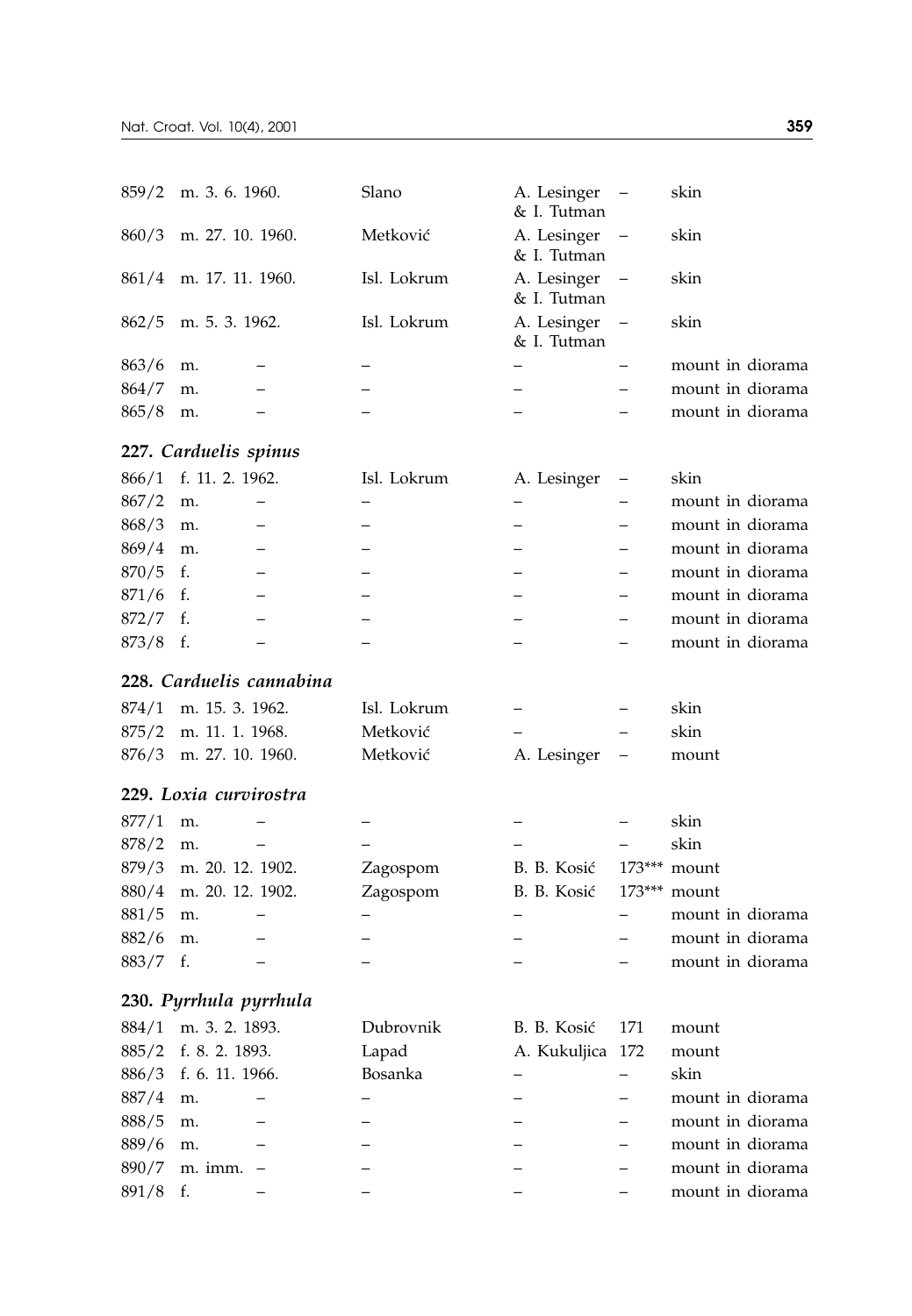| | | | | | |
|---|---|---|---|---|---|
| 859/2 | m. 3. 6. 1960. | Slano | A. Lesinger & I. Tutman | – | skin |
| 860/3 | m. 27. 10. 1960. | Metković | A. Lesinger & I. Tutman | – | skin |
| 861/4 | m. 17. 11. 1960. | Isl. Lokrum | A. Lesinger & I. Tutman | – | skin |
| 862/5 | m. 5. 3. 1962. | Isl. Lokrum | A. Lesinger & I. Tutman | – | skin |
| 863/6 | m. – | – | – | – | mount in diorama |
| 864/7 | m. – | – | – | – | mount in diorama |
| 865/8 | m. – | – | – | – | mount in diorama |

**227. *Carduelis spinus***

| | | | | | |
|---|---|---|---|---|---|
| 866/1 | f. 11. 2. 1962. | Isl. Lokrum | A. Lesinger | – | skin |
| 867/2 | m. – | – | – | – | mount in diorama |
| 868/3 | m. – | – | – | – | mount in diorama |
| 869/4 | m. – | – | – | – | mount in diorama |
| 870/5 | f. – | – | – | – | mount in diorama |
| 871/6 | f. – | – | – | – | mount in diorama |
| 872/7 | f. – | – | – | – | mount in diorama |
| 873/8 | f. – | – | – | – | mount in diorama |

**228. *Carduelis cannabina***

| | | | | | |
|---|---|---|---|---|---|
| 874/1 | m. 15. 3. 1962. | Isl. Lokrum | – | – | skin |
| 875/2 | m. 11. 1. 1968. | Metković | – | – | skin |
| 876/3 | m. 27. 10. 1960. | Metković | A. Lesinger | – | mount |

**229. *Loxia curvirostra***

| | | | | | |
|---|---|---|---|---|---|
| 877/1 | m. – | – | – | – | skin |
| 878/2 | m. – | – | – | – | skin |
| 879/3 | m. 20. 12. 1902. | Zagospom | B. B. Kosić | 173*** | mount |
| 880/4 | m. 20. 12. 1902. | Zagospom | B. B. Kosić | 173*** | mount |
| 881/5 | m. – | – | – | – | mount in diorama |
| 882/6 | m. – | – | – | – | mount in diorama |
| 883/7 | f. – | – | – | – | mount in diorama |

**230. *Pyrrhula pyrrhula***

| | | | | | |
|---|---|---|---|---|---|
| 884/1 | m. 3. 2. 1893. | Dubrovnik | B. B. Kosić | 171 | mount |
| 885/2 | f. 8. 2. 1893. | Lapad | A. Kukuljica | 172 | mount |
| 886/3 | f. 6. 11. 1966. | Bosanka | – | – | skin |
| 887/4 | m. – | – | – | – | mount in diorama |
| 888/5 | m. – | – | – | – | mount in diorama |
| 889/6 | m. – | – | – | – | mount in diorama |
| 890/7 | m. imm. – | – | – | – | mount in diorama |
| 891/8 | f. – | – | – | – | mount in diorama |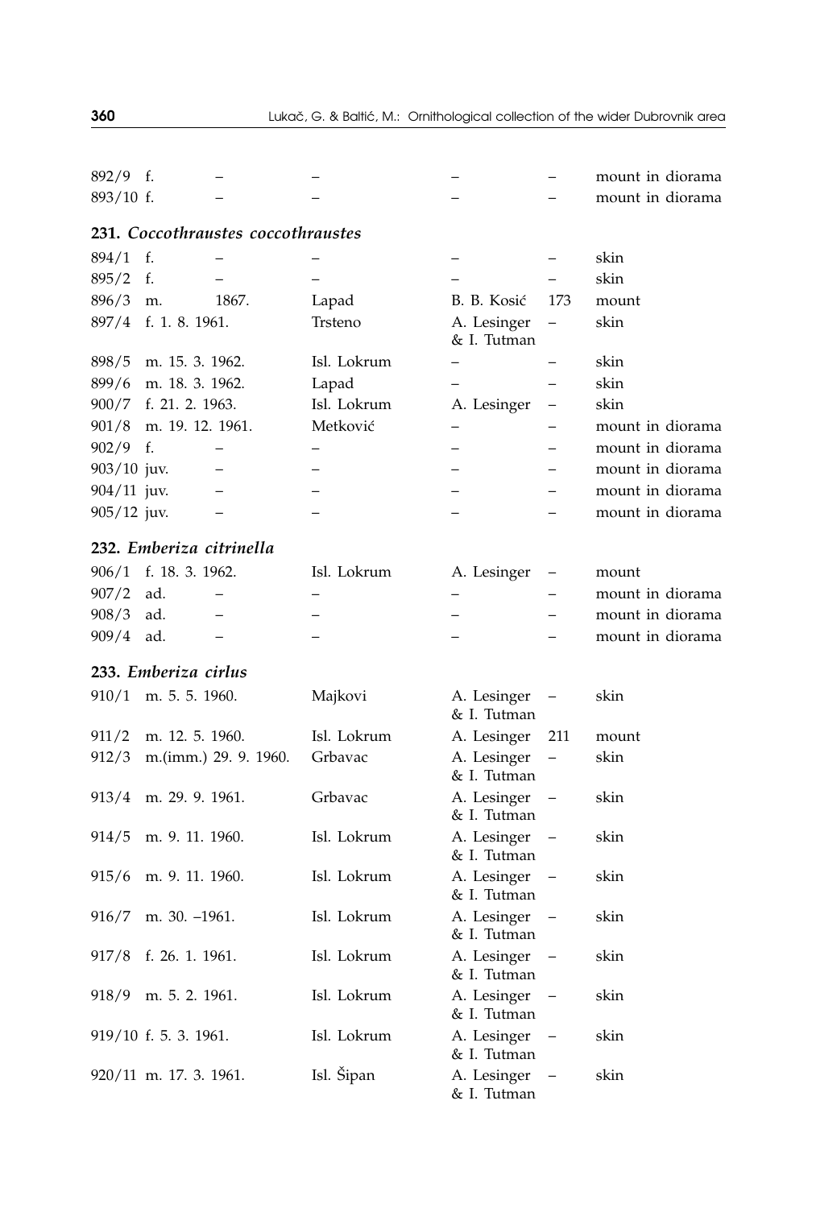| | | | | | | |
|---|---|---|---|---|---|---|
| 892/9 | f. | – | – | – | – | mount in diorama |
| 893/10 | f. | – | – | – | – | mount in diorama |

**231.** ***Coccothraustes coccothraustes***

| | | | | | | |
|---|---|---|---|---|---|---|
| 894/1 | f. | – | – | – | – | skin |
| 895/2 | f. | – | – | – | – | skin |
| 896/3 | m. | 1867. | Lapad | B. B. Kosić | 173 | mount |
| 897/4 | f. | 1. 8. 1961. | Trsteno | A. Lesinger & I. Tutman | – | skin |
| 898/5 | m. | 15. 3. 1962. | Isl. Lokrum | – | – | skin |
| 899/6 | m. | 18. 3. 1962. | Lapad | – | – | skin |
| 900/7 | f. | 21. 2. 1963. | Isl. Lokrum | A. Lesinger | – | skin |
| 901/8 | m. | 19. 12. 1961. | Metković | – | – | mount in diorama |
| 902/9 | f. | – | – | – | – | mount in diorama |
| 903/10 | juv. | – | – | – | – | mount in diorama |
| 904/11 | juv. | – | – | – | – | mount in diorama |
| 905/12 | juv. | – | – | – | – | mount in diorama |

**232.** ***Emberiza citrinella***

| | | | | | | |
|---|---|---|---|---|---|---|
| 906/1 | f. | 18. 3. 1962. | Isl. Lokrum | A. Lesinger | – | mount |
| 907/2 | ad. | – | – | – | – | mount in diorama |
| 908/3 | ad. | – | – | – | – | mount in diorama |
| 909/4 | ad. | – | – | – | – | mount in diorama |

**233.** ***Emberiza cirlus***

| | | | | | | |
|---|---|---|---|---|---|---|
| 910/1 | m. | 5. 5. 1960. | Majkovi | A. Lesinger & I. Tutman | – | skin |
| 911/2 | m. | 12. 5. 1960. | Isl. Lokrum | A. Lesinger | 211 | mount |
| 912/3 | m.(imm.) | 29. 9. 1960. | Grbavac | A. Lesinger & I. Tutman | – | skin |
| 913/4 | m. | 29. 9. 1961. | Grbavac | A. Lesinger & I. Tutman | – | skin |
| 914/5 | m. | 9. 11. 1960. | Isl. Lokrum | A. Lesinger & I. Tutman | – | skin |
| 915/6 | m. | 9. 11. 1960. | Isl. Lokrum | A. Lesinger & I. Tutman | – | skin |
| 916/7 | m. | 30. –1961. | Isl. Lokrum | A. Lesinger & I. Tutman | – | skin |
| 917/8 | f. | 26. 1. 1961. | Isl. Lokrum | A. Lesinger & I. Tutman | – | skin |
| 918/9 | m. | 5. 2. 1961. | Isl. Lokrum | A. Lesinger & I. Tutman | – | skin |
| 919/10 | f. | 5. 3. 1961. | Isl. Lokrum | A. Lesinger & I. Tutman | – | skin |
| 920/11 | m. | 17. 3. 1961. | Isl. Šipan | A. Lesinger & I. Tutman | – | skin |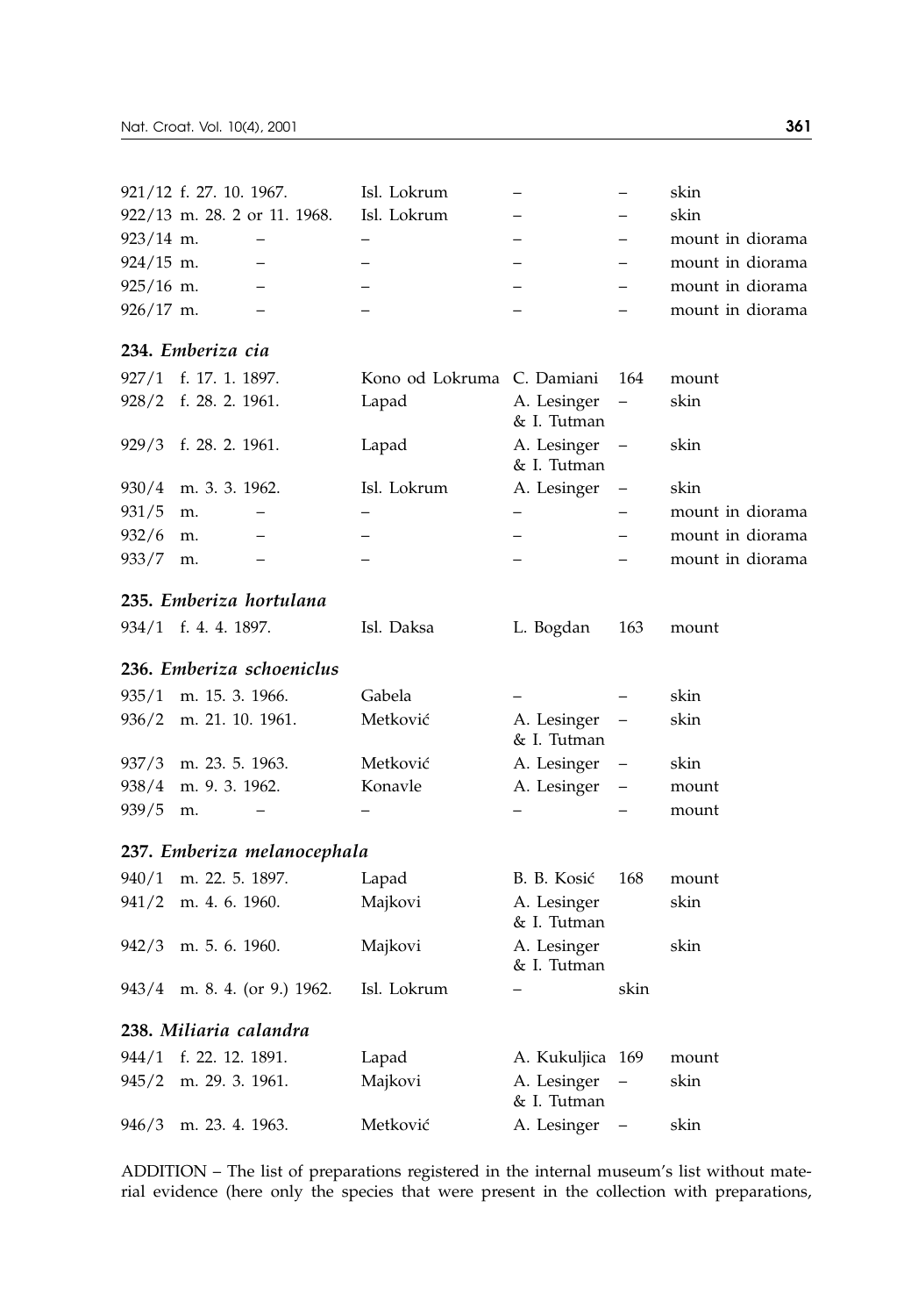| | | | | | |
|---|---|---|---|---|---|
| 921/12 | f. 27. 10. 1967. | Isl. Lokrum | – | – | skin |
| 922/13 | m. 28. 2 or 11. 1968. | Isl. Lokrum | – | – | skin |
| 923/14 | m. – | – | – | – | mount in diorama |
| 924/15 | m. – | – | – | – | mount in diorama |
| 925/16 | m. – | – | – | – | mount in diorama |
| 926/17 | m. – | – | – | – | mount in diorama |

**234.** ***Emberiza cia***

| | | | | | |
|---|---|---|---|---|---|
| 927/1 | f. 17. 1. 1897. | Kono od Lokruma | C. Damiani | 164 | mount |
| 928/2 | f. 28. 2. 1961. | Lapad | A. Lesinger & I. Tutman | – | skin |
| 929/3 | f. 28. 2. 1961. | Lapad | A. Lesinger & I. Tutman | – | skin |
| 930/4 | m. 3. 3. 1962. | Isl. Lokrum | A. Lesinger | – | skin |
| 931/5 | m. – | – | – | – | mount in diorama |
| 932/6 | m. – | – | – | – | mount in diorama |
| 933/7 | m. – | – | – | – | mount in diorama |

**235.** ***Emberiza hortulana***

| | | | | | |
|---|---|---|---|---|---|
| 934/1 | f. 4. 4. 1897. | Isl. Daksa | L. Bogdan | 163 | mount |

**236.** ***Emberiza schoeniclus***

| | | | | | |
|---|---|---|---|---|---|
| 935/1 | m. 15. 3. 1966. | Gabela | – | – | skin |
| 936/2 | m. 21. 10. 1961. | Metković | A. Lesinger & I. Tutman | – | skin |
| 937/3 | m. 23. 5. 1963. | Metković | A. Lesinger | – | skin |
| 938/4 | m. 9. 3. 1962. | Konavle | A. Lesinger | – | mount |
| 939/5 | m. – | – | – | – | mount |

**237.** ***Emberiza melanocephala***

| | | | | | |
|---|---|---|---|---|---|
| 940/1 | m. 22. 5. 1897. | Lapad | B. B. Kosić | 168 | mount |
| 941/2 | m. 4. 6. 1960. | Majkovi | A. Lesinger & I. Tutman | | skin |
| 942/3 | m. 5. 6. 1960. | Majkovi | A. Lesinger & I. Tutman | | skin |
| 943/4 | m. 8. 4. (or 9.) 1962. | Isl. Lokrum | – | skin | |

**238.** ***Miliaria calandra***

| | | | | | |
|---|---|---|---|---|---|
| 944/1 | f. 22. 12. 1891. | Lapad | A. Kukuljica | 169 | mount |
| 945/2 | m. 29. 3. 1961. | Majkovi | A. Lesinger & I. Tutman | – | skin |
| 946/3 | m. 23. 4. 1963. | Metković | A. Lesinger | – | skin |

ADDITION – The list of preparations registered in the internal museum's list without material evidence (here only the species that were present in the collection with preparations,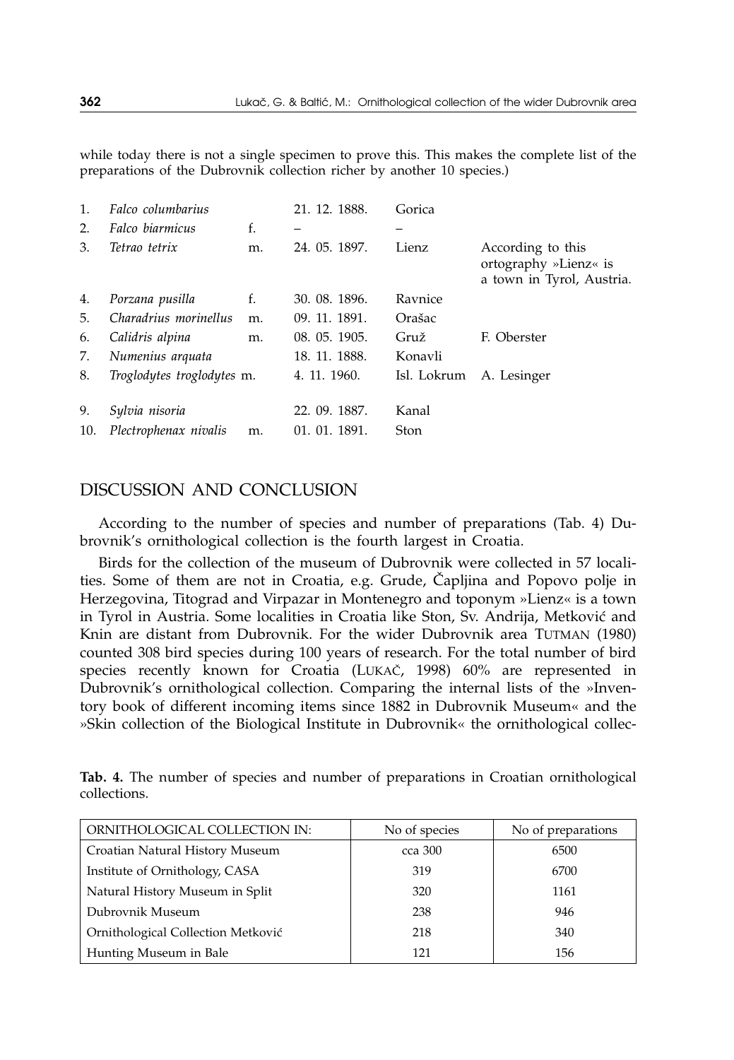while today there is not a single specimen to prove this. This makes the complete list of the preparations of the Dubrovnik collection richer by another 10 species.)

| | | | | | |
|---|---|---|---|---|---|
| 1. | *Falco columbarius* | | 21. 12. 1888. | Gorica | |
| 2. | *Falco biarmicus* | f. | – | – | |
| 3. | *Tetrao tetrix* | m. | 24. 05. 1897. | Lienz | According to this ortography »Lienz« is a town in Tyrol, Austria. |
| 4. | *Porzana pusilla* | f. | 30. 08. 1896. | Ravnice | |
| 5. | *Charadrius morinellus* | m. | 09. 11. 1891. | Orašac | |
| 6. | *Calidris alpina* | m. | 08. 05. 1905. | Gruž | F. Oberster |
| 7. | *Numenius arquata* | | 18. 11. 1888. | Konavli | |
| 8. | *Troglodytes troglodytes* | m. | 4. 11. 1960. | Isl. Lokrum | A. Lesinger |
| 9. | *Sylvia nisoria* | | 22. 09. 1887. | Kanal | |
| 10. | *Plectrophenax nivalis* | m. | 01. 01. 1891. | Ston | |

## DISCUSSION AND CONCLUSION

According to the number of species and number of preparations (Tab. 4) Dubrovnik's ornithological collection is the fourth largest in Croatia.

Birds for the collection of the museum of Dubrovnik were collected in 57 localities. Some of them are not in Croatia, e.g. Grude, Čapljina and Popovo polje in Herzegovina, Titograd and Virpazar in Montenegro and toponym »Lienz« is a town in Tyrol in Austria. Some localities in Croatia like Ston, Sv. Andrija, Metković and Knin are distant from Dubrovnik. For the wider Dubrovnik area TUTMAN (1980) counted 308 bird species during 100 years of research. For the total number of bird species recently known for Croatia (LUKAČ, 1998) 60% are represented in Dubrovnik's ornithological collection. Comparing the internal lists of the »Inventory book of different incoming items since 1882 in Dubrovnik Museum« and the »Skin collection of the Biological Institute in Dubrovnik« the ornithological collec-

**Tab. 4.** The number of species and number of preparations in Croatian ornithological collections.

| ORNITHOLOGICAL COLLECTION IN: | No of species | No of preparations |
|---|---|---|
| Croatian Natural History Museum | cca 300 | 6500 |
| Institute of Ornithology, CASA | 319 | 6700 |
| Natural History Museum in Split | 320 | 1161 |
| Dubrovnik Museum | 238 | 946 |
| Ornithological Collection Metković | 218 | 340 |
| Hunting Museum in Bale | 121 | 156 |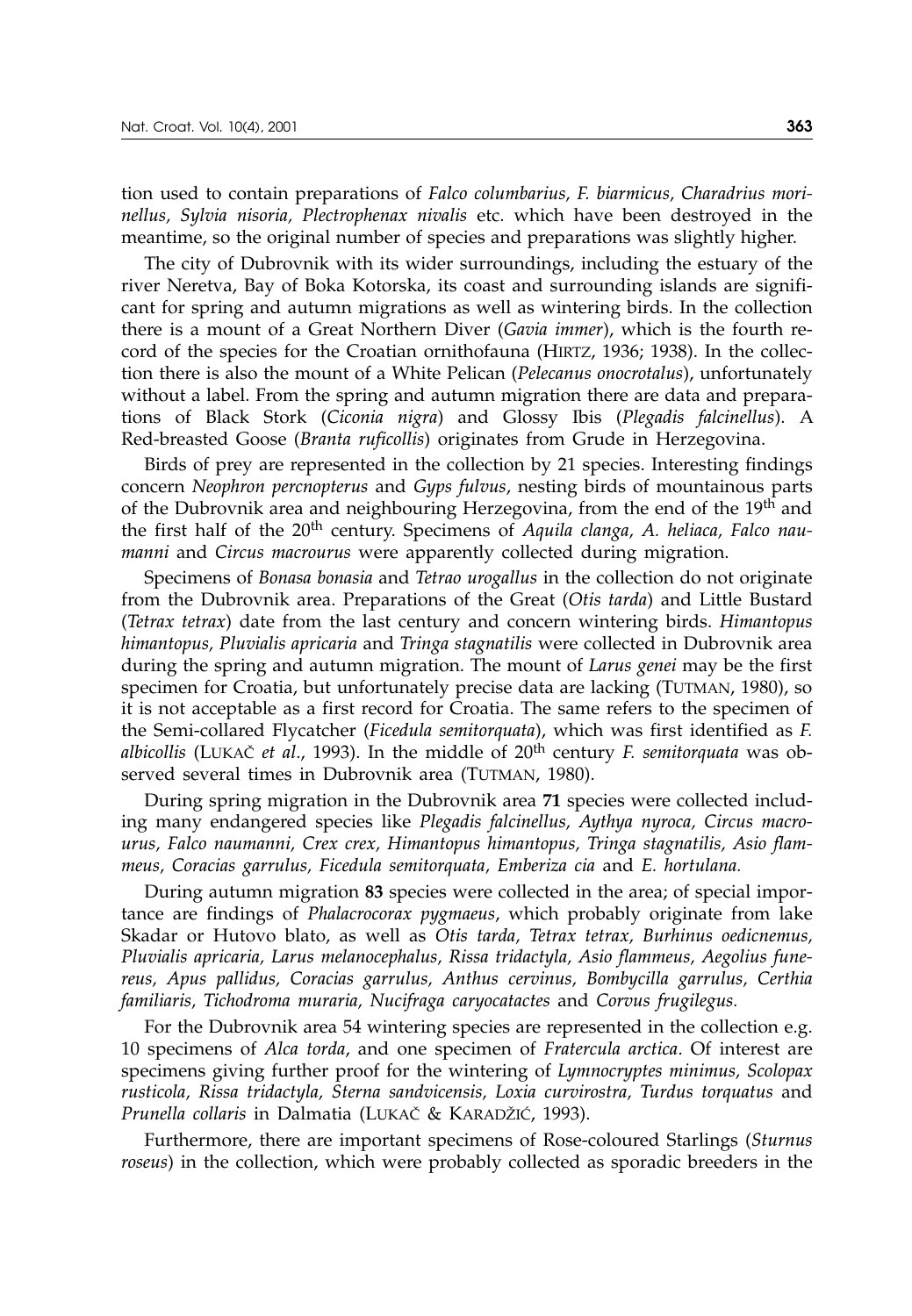tion used to contain preparations of *Falco columbarius, F. biarmicus, Charadrius morinellus, Sylvia nisoria, Plectrophenax nivalis* etc. which have been destroyed in the meantime, so the original number of species and preparations was slightly higher.

The city of Dubrovnik with its wider surroundings, including the estuary of the river Neretva, Bay of Boka Kotorska, its coast and surrounding islands are significant for spring and autumn migrations as well as wintering birds. In the collection there is a mount of a Great Northern Diver (*Gavia immer*), which is the fourth record of the species for the Croatian ornithofauna (HIRTZ, 1936; 1938). In the collection there is also the mount of a White Pelican (*Pelecanus onocrotalus*), unfortunately without a label. From the spring and autumn migration there are data and preparations of Black Stork (*Ciconia nigra*) and Glossy Ibis (*Plegadis falcinellus*). A Red-breasted Goose (*Branta ruficollis*) originates from Grude in Herzegovina.

Birds of prey are represented in the collection by 21 species. Interesting findings concern *Neophron percnopterus* and *Gyps fulvus*, nesting birds of mountainous parts of the Dubrovnik area and neighbouring Herzegovina, from the end of the 19th and the first half of the 20th century. Specimens of *Aquila clanga, A. heliaca, Falco naumanni* and *Circus macrourus* were apparently collected during migration.

Specimens of *Bonasa bonasia* and *Tetrao urogallus* in the collection do not originate from the Dubrovnik area. Preparations of the Great (*Otis tarda*) and Little Bustard (*Tetrax tetrax*) date from the last century and concern wintering birds. *Himantopus himantopus, Pluvialis apricaria* and *Tringa stagnatilis* were collected in Dubrovnik area during the spring and autumn migration. The mount of *Larus genei* may be the first specimen for Croatia, but unfortunately precise data are lacking (TUTMAN, 1980), so it is not acceptable as a first record for Croatia. The same refers to the specimen of the Semi-collared Flycatcher (*Ficedula semitorquata*), which was first identified as *F. albicollis* (LUKAČ *et al*., 1993). In the middle of 20th century *F. semitorquata* was observed several times in Dubrovnik area (TUTMAN, 1980).

During spring migration in the Dubrovnik area **71** species were collected including many endangered species like *Plegadis falcinellus, Aythya nyroca, Circus macrourus, Falco naumanni, Crex crex, Himantopus himantopus, Tringa stagnatilis, Asio flammeus, Coracias garrulus, Ficedula semitorquata, Emberiza cia* and *E. hortulana.*

During autumn migration **83** species were collected in the area; of special importance are findings of *Phalacrocorax pygmaeus*, which probably originate from lake Skadar or Hutovo blato, as well as *Otis tarda, Tetrax tetrax, Burhinus oedicnemus, Pluvialis apricaria, Larus melanocephalus, Rissa tridactyla, Asio flammeus, Aegolius funereus, Apus pallidus, Coracias garrulus, Anthus cervinus, Bombycilla garrulus, Certhia familiaris, Tichodroma muraria, Nucifraga caryocatactes* and *Corvus frugilegus.*

For the Dubrovnik area 54 wintering species are represented in the collection e.g. 10 specimens of *Alca torda*, and one specimen of *Fratercula arctica*. Of interest are specimens giving further proof for the wintering of *Lymnocryptes minimus, Scolopax rusticola, Rissa tridactyla, Sterna sandvicensis, Loxia curvirostra, Turdus torquatus* and *Prunella collaris* in Dalmatia (LUKAČ & KARADŽIĆ, 1993).

Furthermore, there are important specimens of Rose-coloured Starlings (*Sturnus roseus*) in the collection, which were probably collected as sporadic breeders in the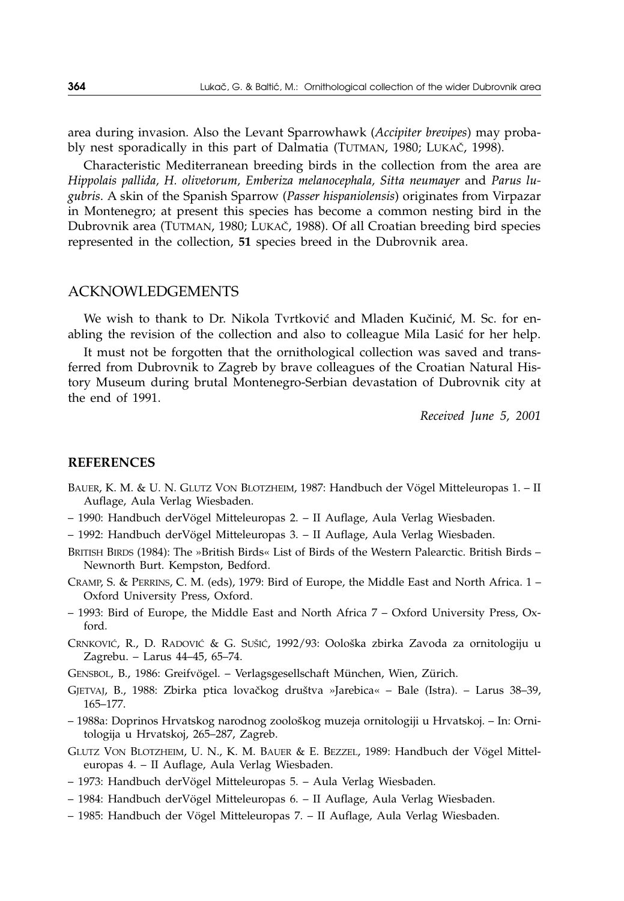area during invasion. Also the Levant Sparrowhawk (*Accipiter brevipes*) may probably nest sporadically in this part of Dalmatia (TUTMAN, 1980; LUKAČ, 1998).

Characteristic Mediterranean breeding birds in the collection from the area are *Hippolais pallida, H. olivetorum, Emberiza melanocephala, Sitta neumayer* and *Parus lugubris*. A skin of the Spanish Sparrow (*Passer hispaniolensis*) originates from Virpazar in Montenegro; at present this species has become a common nesting bird in the Dubrovnik area (TUTMAN, 1980; LUKAČ, 1988). Of all Croatian breeding bird species represented in the collection, **51** species breed in the Dubrovnik area.

## ACKNOWLEDGEMENTS

We wish to thank to Dr. Nikola Tvrtković and Mladen Kučinić, M. Sc. for enabling the revision of the collection and also to colleague Mila Lasić for her help.

It must not be forgotten that the ornithological collection was saved and transferred from Dubrovnik to Zagreb by brave colleagues of the Croatian Natural History Museum during brutal Montenegro-Serbian devastation of Dubrovnik city at the end of 1991.

*Received June 5, 2001*

### REFERENCES

BAUER, K. M. & U. N. GLUTZ VON BLOTZHEIM, 1987: Handbuch der Vögel Mitteleuropas 1. – II Auflage, Aula Verlag Wiesbaden.

– 1990: Handbuch derVögel Mitteleuropas 2. – II Auflage, Aula Verlag Wiesbaden.

– 1992: Handbuch derVögel Mitteleuropas 3. – II Auflage, Aula Verlag Wiesbaden.

BRITISH BIRDS (1984): The »British Birds« List of Birds of the Western Palearctic. British Birds – Newnorth Burt. Kempston, Bedford.

CRAMP, S. & PERRINS, C. M. (eds), 1979: Bird of Europe, the Middle East and North Africa. 1 – Oxford University Press, Oxford.

– 1993: Bird of Europe, the Middle East and North Africa 7 – Oxford University Press, Oxford.

CRNKOVIĆ, R., D. RADOVIĆ & G. SUŠIĆ, 1992/93: Oološka zbirka Zavoda za ornitologiju u Zagrebu. – Larus 44–45, 65–74.

GENSBOL, B., 1986: Greifvögel. – Verlagsgesellschaft München, Wien, Zürich.

GJETVAJ, B., 1988: Zbirka ptica lovačkog društva »Jarebica« – Bale (Istra). – Larus 38–39, 165–177.

– 1988a: Doprinos Hrvatskog narodnog zoološkog muzeja ornitologiji u Hrvatskoj. – In: Ornitologija u Hrvatskoj, 265–287, Zagreb.

GLUTZ VON BLOTZHEIM, U. N., K. M. BAUER & E. BEZZEL, 1989: Handbuch der Vögel Mitteleuropas 4. – II Auflage, Aula Verlag Wiesbaden.

– 1973: Handbuch derVögel Mitteleuropas 5. – Aula Verlag Wiesbaden.

– 1984: Handbuch derVögel Mitteleuropas 6. – II Auflage, Aula Verlag Wiesbaden.

– 1985: Handbuch der Vögel Mitteleuropas 7. – II Auflage, Aula Verlag Wiesbaden.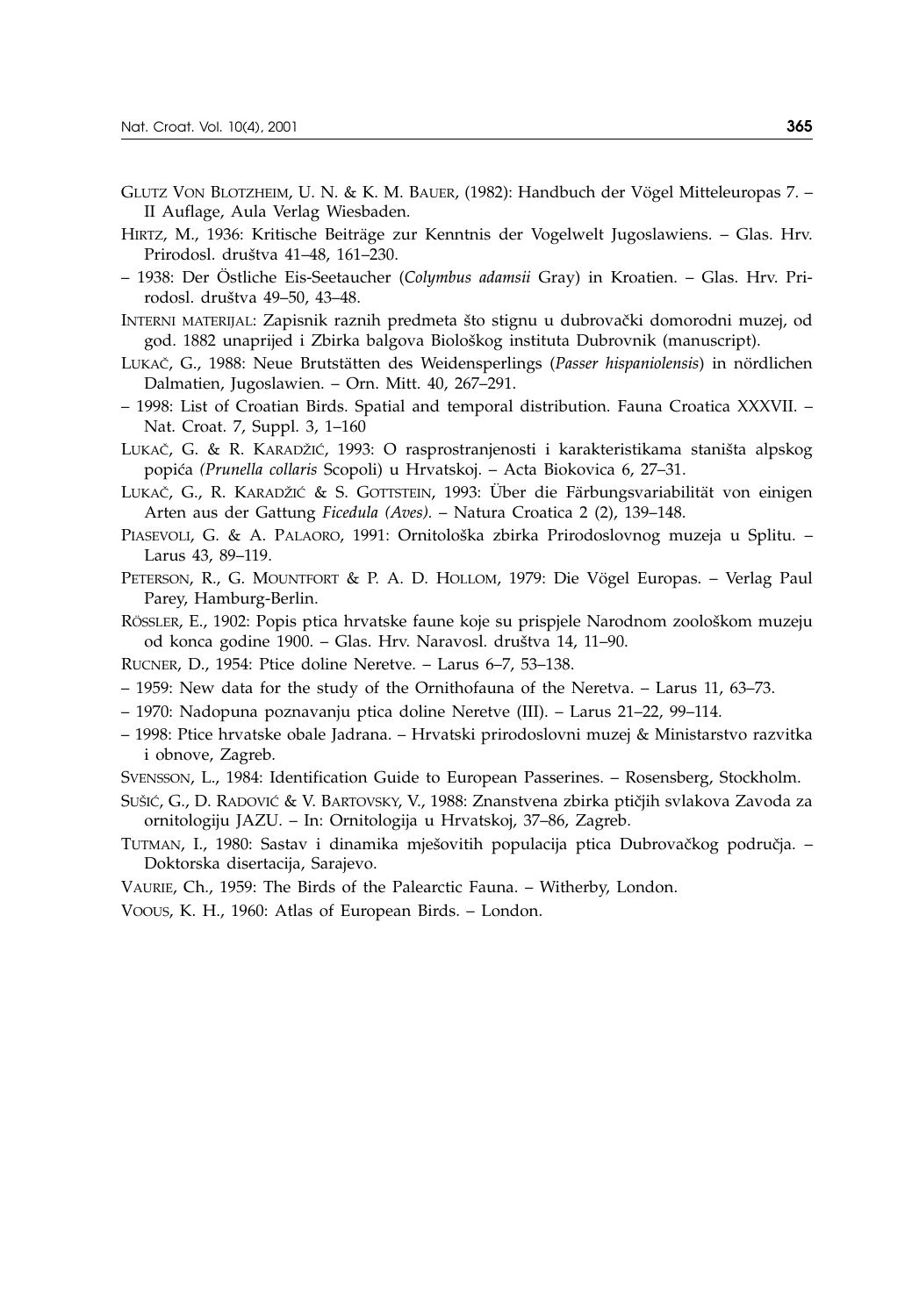GLUTZ VON BLOTZHEIM, U. N. & K. M. BAUER, (1982): Handbuch der Vögel Mitteleuropas 7. – II Auflage, Aula Verlag Wiesbaden.

HIRTZ, M., 1936: Kritische Beiträge zur Kenntnis der Vogelwelt Jugoslawiens. – Glas. Hrv. Prirodosl. društva 41–48, 161–230.

– 1938: Der Östliche Eis-Seetaucher (*Colymbus adamsii* Gray) in Kroatien. – Glas. Hrv. Prirodosl. društva 49–50, 43–48.

INTERNI MATERIJAL: Zapisnik raznih predmeta što stignu u dubrovački domorodni muzej, od god. 1882 unaprijed i Zbirka balgova Biološkog instituta Dubrovnik (manuscript).

LUKAČ, G., 1988: Neue Brutstätten des Weidensperlings (*Passer hispaniolensis*) in nördlichen Dalmatien, Jugoslawien. – Orn. Mitt. 40, 267–291.

– 1998: List of Croatian Birds. Spatial and temporal distribution. Fauna Croatica XXXVII. – Nat. Croat. 7, Suppl. 3, 1–160

LUKAČ, G. & R. KARADŽIĆ, 1993: O rasprostranjenosti i karakteristikama staništa alpskog popića *(Prunella collaris* Scopoli) u Hrvatskoj. – Acta Biokovica 6, 27–31.

LUKAČ, G., R. KARADŽIĆ & S. GOTTSTEIN, 1993: Über die Färbungsvariabilität von einigen Arten aus der Gattung *Ficedula (Aves)*. – Natura Croatica 2 (2), 139–148.

PIASEVOLI, G. & A. PALAORO, 1991: Ornitološka zbirka Prirodoslovnog muzeja u Splitu. – Larus 43, 89–119.

PETERSON, R., G. MOUNTFORT & P. A. D. HOLLOM, 1979: Die Vögel Europas. – Verlag Paul Parey, Hamburg-Berlin.

RÖSSLER, E., 1902: Popis ptica hrvatske faune koje su prispjele Narodnom zoološkom muzeju od konca godine 1900. – Glas. Hrv. Naravosl. društva 14, 11–90.

RUCNER, D., 1954: Ptice doline Neretve. – Larus 6–7, 53–138.

– 1959: New data for the study of the Ornithofauna of the Neretva. – Larus 11, 63–73.

– 1970: Nadopuna poznavanju ptica doline Neretve (III). – Larus 21–22, 99–114.

– 1998: Ptice hrvatske obale Jadrana. – Hrvatski prirodoslovni muzej & Ministarstvo razvitka i obnove, Zagreb.

SVENSSON, L., 1984: Identification Guide to European Passerines. – Rosensberg, Stockholm.

SUŠIĆ, G., D. RADOVIĆ & V. BARTOVSKY, V., 1988: Znanstvena zbirka ptičjih svlakova Zavoda za ornitologiju JAZU. – In: Ornitologija u Hrvatskoj, 37–86, Zagreb.

TUTMAN, I., 1980: Sastav i dinamika mješovitih populacija ptica Dubrovačkog područja. – Doktorska disertacija, Sarajevo.

VAURIE, Ch., 1959: The Birds of the Palearctic Fauna. – Witherby, London.

VOOUS, K. H., 1960: Atlas of European Birds. – London.